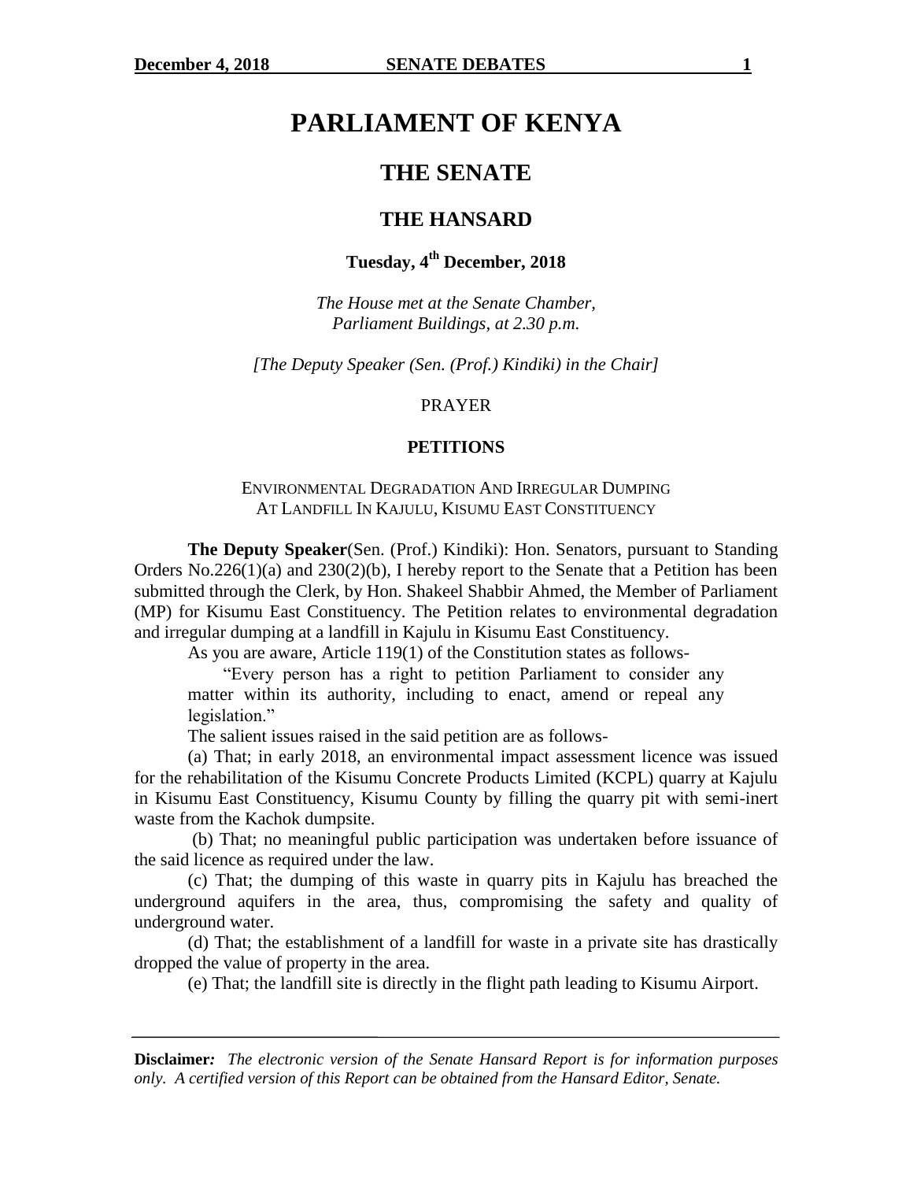# PARLIAMENT OF KENYA

## THE SENATE

## THE HANSARD

### Tuesday, 4th December, 2018

*The House met at the Senate Chamber, Parliament Buildings, at 2.30 p.m.*

*[The Deputy Speaker (Sen. (Prof.) Kindiki) in the Chair]*

PRAYER

**PETITIONS**

ENVIRONMENTAL DEGRADATION AND IRREGULAR DUMPING AT LANDFILL IN KAJULU, KISUMU EAST CONSTITUENCY

**The Deputy Speaker**(Sen. (Prof.) Kindiki): Hon. Senators, pursuant to Standing Orders No.226(1)(a) and 230(2)(b), I hereby report to the Senate that a Petition has been submitted through the Clerk, by Hon. Shakeel Shabbir Ahmed, the Member of Parliament (MP) for Kisumu East Constituency. The Petition relates to environmental degradation and irregular dumping at a landfill in Kajulu in Kisumu East Constituency.

As you are aware, Article 119(1) of the Constitution states as follows-

> "Every person has a right to petition Parliament to consider any matter within its authority, including to enact, amend or repeal any legislation."

The salient issues raised in the said petition are as follows-

(a) That; in early 2018, an environmental impact assessment licence was issued for the rehabilitation of the Kisumu Concrete Products Limited (KCPL) quarry at Kajulu in Kisumu East Constituency, Kisumu County by filling the quarry pit with semi-inert waste from the Kachok dumpsite.

(b) That; no meaningful public participation was undertaken before issuance of the said licence as required under the law.

(c) That; the dumping of this waste in quarry pits in Kajulu has breached the underground aquifers in the area, thus, compromising the safety and quality of underground water.

(d) That; the establishment of a landfill for waste in a private site has drastically dropped the value of property in the area.

(e) That; the landfill site is directly in the flight path leading to Kisumu Airport.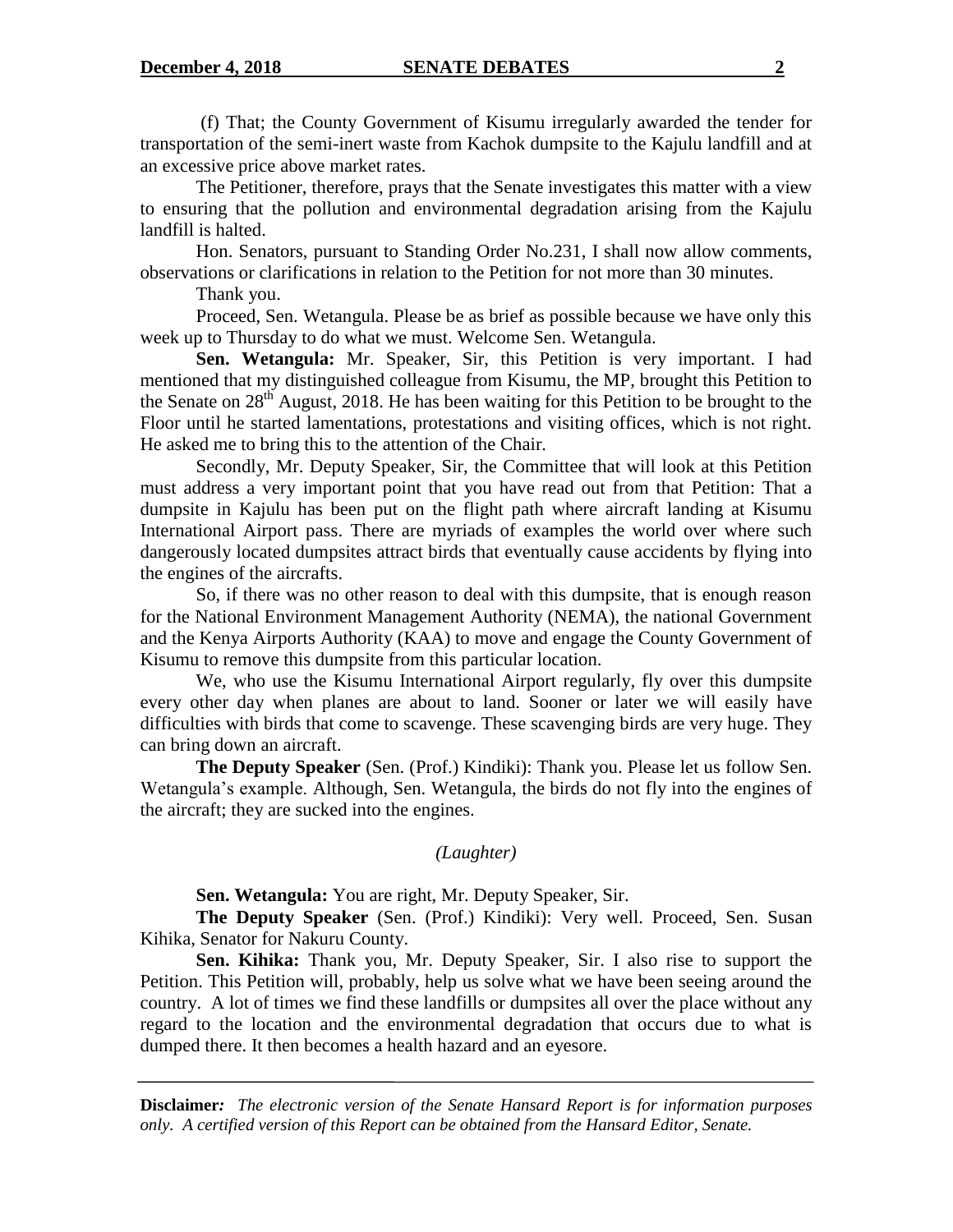(f) That; the County Government of Kisumu irregularly awarded the tender for transportation of the semi-inert waste from Kachok dumpsite to the Kajulu landfill and at an excessive price above market rates.

The Petitioner, therefore, prays that the Senate investigates this matter with a view to ensuring that the pollution and environmental degradation arising from the Kajulu landfill is halted.

Hon. Senators, pursuant to Standing Order No.231, I shall now allow comments, observations or clarifications in relation to the Petition for not more than 30 minutes.

Thank you.

Proceed, Sen. Wetangula. Please be as brief as possible because we have only this week up to Thursday to do what we must. Welcome Sen. Wetangula.

**Sen. Wetangula:** Mr. Speaker, Sir, this Petition is very important. I had mentioned that my distinguished colleague from Kisumu, the MP, brought this Petition to the Senate on 28th August, 2018. He has been waiting for this Petition to be brought to the Floor until he started lamentations, protestations and visiting offices, which is not right. He asked me to bring this to the attention of the Chair.

Secondly, Mr. Deputy Speaker, Sir, the Committee that will look at this Petition must address a very important point that you have read out from that Petition: That a dumpsite in Kajulu has been put on the flight path where aircraft landing at Kisumu International Airport pass. There are myriads of examples the world over where such dangerously located dumpsites attract birds that eventually cause accidents by flying into the engines of the aircrafts.

So, if there was no other reason to deal with this dumpsite, that is enough reason for the National Environment Management Authority (NEMA), the national Government and the Kenya Airports Authority (KAA) to move and engage the County Government of Kisumu to remove this dumpsite from this particular location.

We, who use the Kisumu International Airport regularly, fly over this dumpsite every other day when planes are about to land. Sooner or later we will easily have difficulties with birds that come to scavenge. These scavenging birds are very huge. They can bring down an aircraft.

**The Deputy Speaker** (Sen. (Prof.) Kindiki): Thank you. Please let us follow Sen. Wetangula's example. Although, Sen. Wetangula, the birds do not fly into the engines of the aircraft; they are sucked into the engines.

*(Laughter)*

**Sen. Wetangula:** You are right, Mr. Deputy Speaker, Sir.

**The Deputy Speaker** (Sen. (Prof.) Kindiki): Very well. Proceed, Sen. Susan Kihika, Senator for Nakuru County.

**Sen. Kihika:** Thank you, Mr. Deputy Speaker, Sir. I also rise to support the Petition. This Petition will, probably, help us solve what we have been seeing around the country. A lot of times we find these landfills or dumpsites all over the place without any regard to the location and the environmental degradation that occurs due to what is dumped there. It then becomes a health hazard and an eyesore.

**Disclaimer:** *The electronic version of the Senate Hansard Report is for information purposes only. A certified version of this Report can be obtained from the Hansard Editor, Senate.*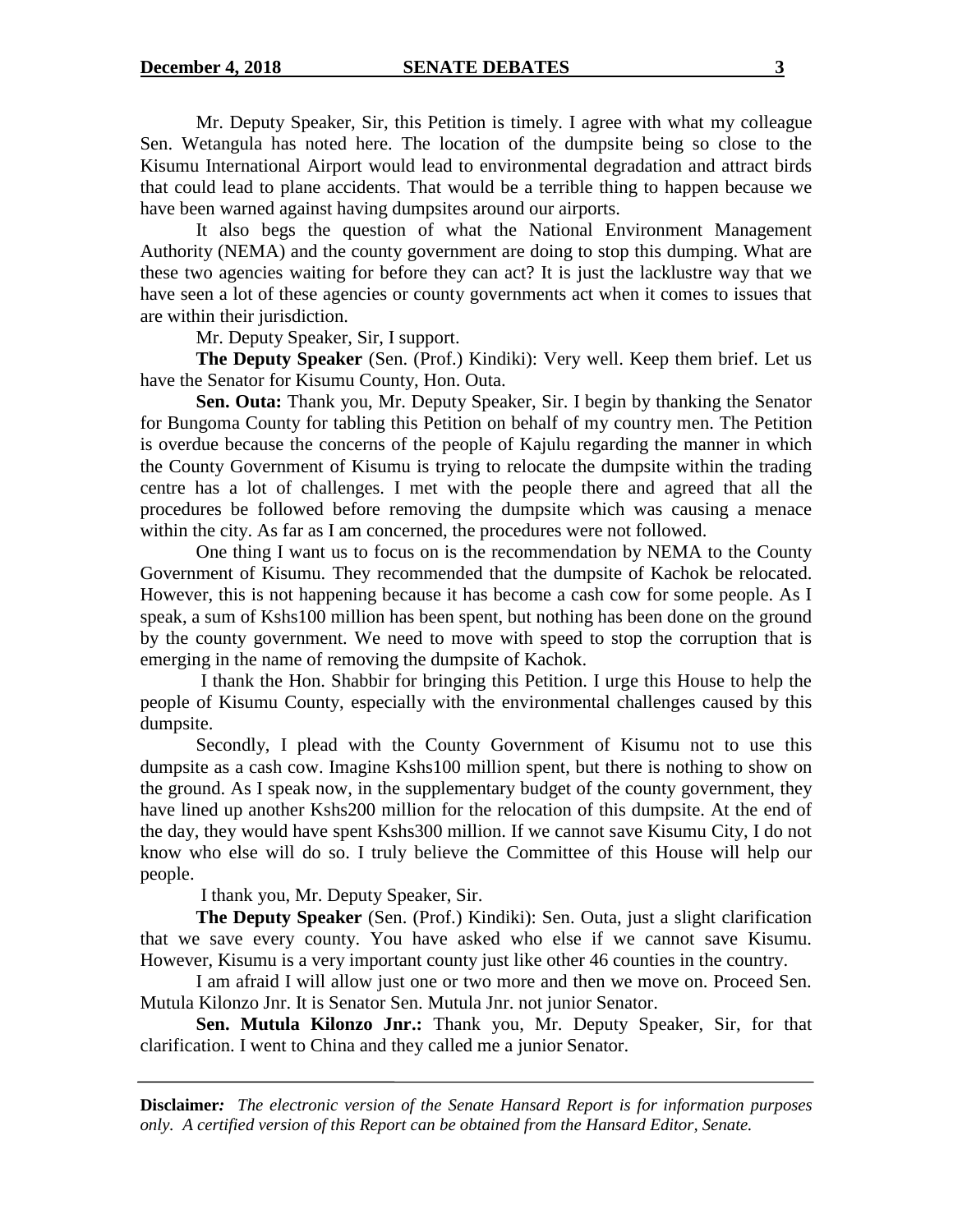Mr. Deputy Speaker, Sir, this Petition is timely. I agree with what my colleague Sen. Wetangula has noted here. The location of the dumpsite being so close to the Kisumu International Airport would lead to environmental degradation and attract birds that could lead to plane accidents. That would be a terrible thing to happen because we have been warned against having dumpsites around our airports.

It also begs the question of what the National Environment Management Authority (NEMA) and the county government are doing to stop this dumping. What are these two agencies waiting for before they can act? It is just the lacklustre way that we have seen a lot of these agencies or county governments act when it comes to issues that are within their jurisdiction.

Mr. Deputy Speaker, Sir, I support.

**The Deputy Speaker** (Sen. (Prof.) Kindiki): Very well. Keep them brief. Let us have the Senator for Kisumu County, Hon. Outa.

**Sen. Outa:** Thank you, Mr. Deputy Speaker, Sir. I begin by thanking the Senator for Bungoma County for tabling this Petition on behalf of my country men. The Petition is overdue because the concerns of the people of Kajulu regarding the manner in which the County Government of Kisumu is trying to relocate the dumpsite within the trading centre has a lot of challenges. I met with the people there and agreed that all the procedures be followed before removing the dumpsite which was causing a menace within the city. As far as I am concerned, the procedures were not followed.

One thing I want us to focus on is the recommendation by NEMA to the County Government of Kisumu. They recommended that the dumpsite of Kachok be relocated. However, this is not happening because it has become a cash cow for some people. As I speak, a sum of Kshs100 million has been spent, but nothing has been done on the ground by the county government. We need to move with speed to stop the corruption that is emerging in the name of removing the dumpsite of Kachok.

I thank the Hon. Shabbir for bringing this Petition. I urge this House to help the people of Kisumu County, especially with the environmental challenges caused by this dumpsite.

Secondly, I plead with the County Government of Kisumu not to use this dumpsite as a cash cow. Imagine Kshs100 million spent, but there is nothing to show on the ground. As I speak now, in the supplementary budget of the county government, they have lined up another Kshs200 million for the relocation of this dumpsite. At the end of the day, they would have spent Kshs300 million. If we cannot save Kisumu City, I do not know who else will do so. I truly believe the Committee of this House will help our people.

I thank you, Mr. Deputy Speaker, Sir.

**The Deputy Speaker** (Sen. (Prof.) Kindiki): Sen. Outa, just a slight clarification that we save every county. You have asked who else if we cannot save Kisumu. However, Kisumu is a very important county just like other 46 counties in the country.

I am afraid I will allow just one or two more and then we move on. Proceed Sen. Mutula Kilonzo Jnr. It is Senator Sen. Mutula Jnr. not junior Senator.

**Sen. Mutula Kilonzo Jnr.:** Thank you, Mr. Deputy Speaker, Sir, for that clarification. I went to China and they called me a junior Senator.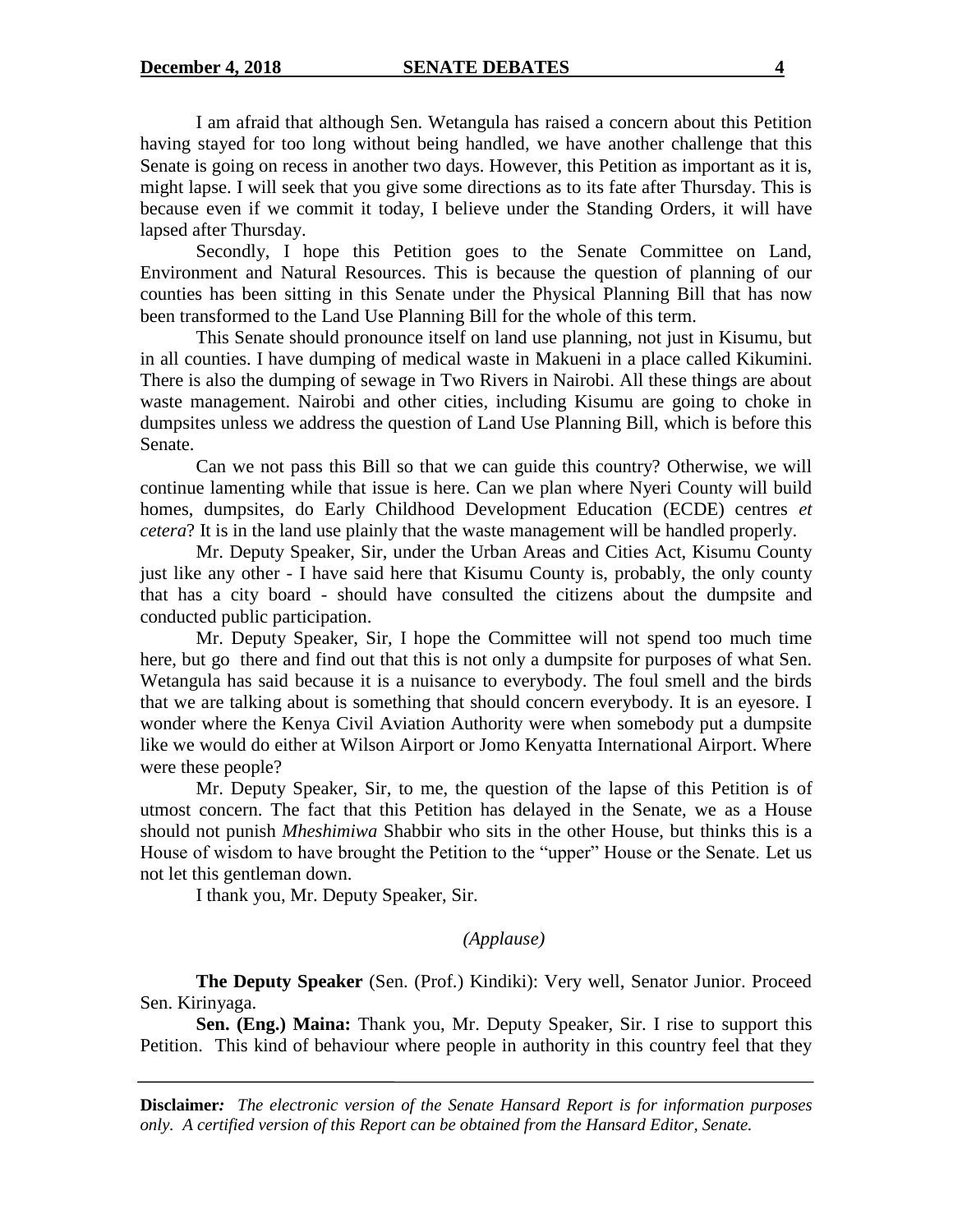I am afraid that although Sen. Wetangula has raised a concern about this Petition having stayed for too long without being handled, we have another challenge that this Senate is going on recess in another two days. However, this Petition as important as it is, might lapse. I will seek that you give some directions as to its fate after Thursday. This is because even if we commit it today, I believe under the Standing Orders, it will have lapsed after Thursday.

Secondly, I hope this Petition goes to the Senate Committee on Land, Environment and Natural Resources. This is because the question of planning of our counties has been sitting in this Senate under the Physical Planning Bill that has now been transformed to the Land Use Planning Bill for the whole of this term.

This Senate should pronounce itself on land use planning, not just in Kisumu, but in all counties. I have dumping of medical waste in Makueni in a place called Kikumini. There is also the dumping of sewage in Two Rivers in Nairobi. All these things are about waste management. Nairobi and other cities, including Kisumu are going to choke in dumpsites unless we address the question of Land Use Planning Bill, which is before this Senate.

Can we not pass this Bill so that we can guide this country? Otherwise, we will continue lamenting while that issue is here. Can we plan where Nyeri County will build homes, dumpsites, do Early Childhood Development Education (ECDE) centres *et cetera*? It is in the land use plainly that the waste management will be handled properly.

Mr. Deputy Speaker, Sir, under the Urban Areas and Cities Act, Kisumu County just like any other - I have said here that Kisumu County is, probably, the only county that has a city board - should have consulted the citizens about the dumpsite and conducted public participation.

Mr. Deputy Speaker, Sir, I hope the Committee will not spend too much time here, but go there and find out that this is not only a dumpsite for purposes of what Sen. Wetangula has said because it is a nuisance to everybody. The foul smell and the birds that we are talking about is something that should concern everybody. It is an eyesore. I wonder where the Kenya Civil Aviation Authority were when somebody put a dumpsite like we would do either at Wilson Airport or Jomo Kenyatta International Airport. Where were these people?

Mr. Deputy Speaker, Sir, to me, the question of the lapse of this Petition is of utmost concern. The fact that this Petition has delayed in the Senate, we as a House should not punish *Mheshimiwa* Shabbir who sits in the other House, but thinks this is a House of wisdom to have brought the Petition to the "upper" House or the Senate. Let us not let this gentleman down.

I thank you, Mr. Deputy Speaker, Sir.

*(Applause)*

**The Deputy Speaker** (Sen. (Prof.) Kindiki): Very well, Senator Junior. Proceed Sen. Kirinyaga.

**Sen. (Eng.) Maina:** Thank you, Mr. Deputy Speaker, Sir. I rise to support this Petition. This kind of behaviour where people in authority in this country feel that they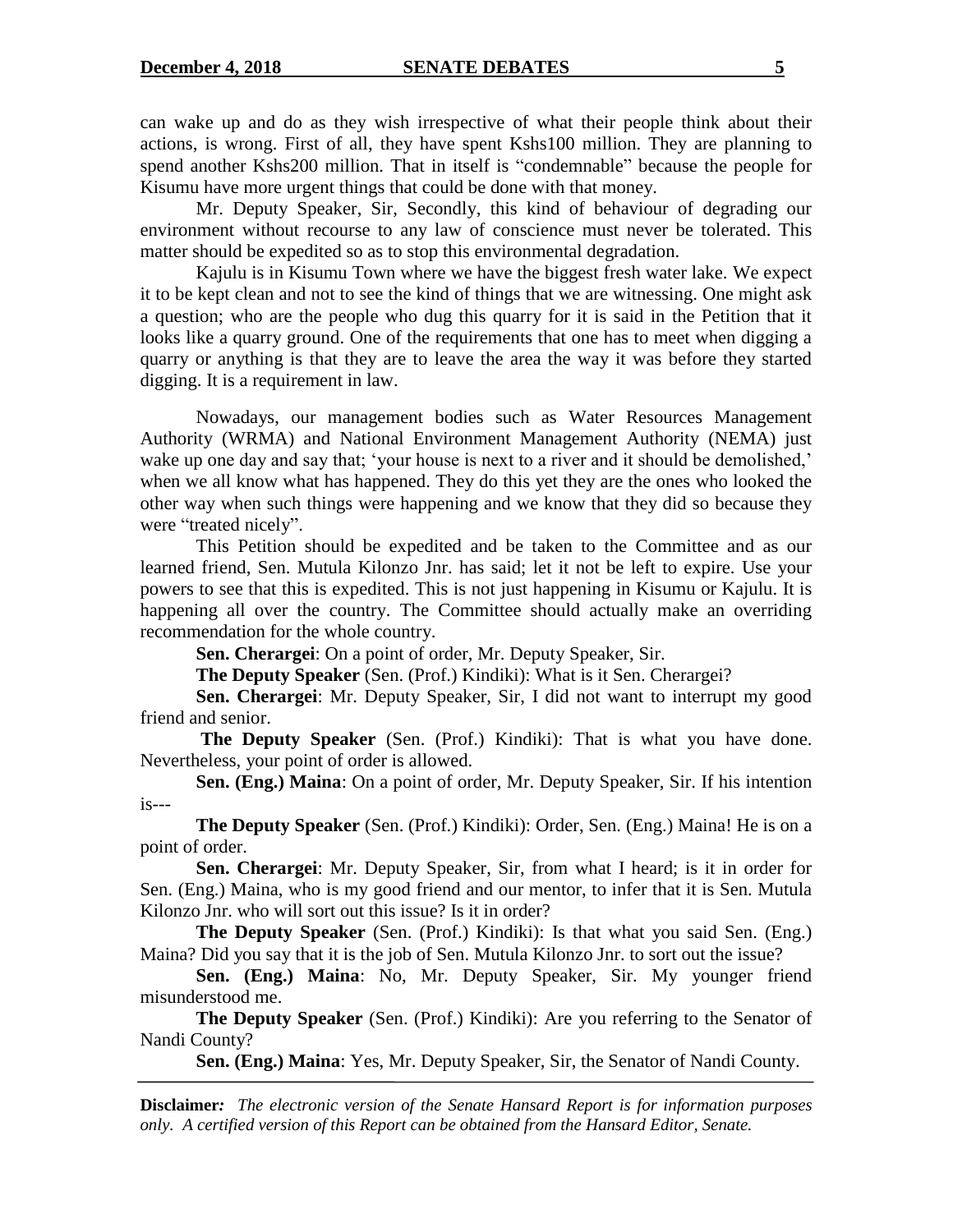can wake up and do as they wish irrespective of what their people think about their actions, is wrong. First of all, they have spent Kshs100 million. They are planning to spend another Kshs200 million. That in itself is "condemnable" because the people for Kisumu have more urgent things that could be done with that money.

Mr. Deputy Speaker, Sir, Secondly, this kind of behaviour of degrading our environment without recourse to any law of conscience must never be tolerated. This matter should be expedited so as to stop this environmental degradation.

Kajulu is in Kisumu Town where we have the biggest fresh water lake. We expect it to be kept clean and not to see the kind of things that we are witnessing. One might ask a question; who are the people who dug this quarry for it is said in the Petition that it looks like a quarry ground. One of the requirements that one has to meet when digging a quarry or anything is that they are to leave the area the way it was before they started digging. It is a requirement in law.

Nowadays, our management bodies such as Water Resources Management Authority (WRMA) and National Environment Management Authority (NEMA) just wake up one day and say that; 'your house is next to a river and it should be demolished,' when we all know what has happened. They do this yet they are the ones who looked the other way when such things were happening and we know that they did so because they were "treated nicely".

This Petition should be expedited and be taken to the Committee and as our learned friend, Sen. Mutula Kilonzo Jnr. has said; let it not be left to expire. Use your powers to see that this is expedited. This is not just happening in Kisumu or Kajulu. It is happening all over the country. The Committee should actually make an overriding recommendation for the whole country.

**Sen. Cherargei**: On a point of order, Mr. Deputy Speaker, Sir.

**The Deputy Speaker** (Sen. (Prof.) Kindiki): What is it Sen. Cherargei?

**Sen. Cherargei**: Mr. Deputy Speaker, Sir, I did not want to interrupt my good friend and senior.

**The Deputy Speaker** (Sen. (Prof.) Kindiki): That is what you have done. Nevertheless, your point of order is allowed.

**Sen. (Eng.) Maina**: On a point of order, Mr. Deputy Speaker, Sir. If his intention is---

**The Deputy Speaker** (Sen. (Prof.) Kindiki): Order, Sen. (Eng.) Maina! He is on a point of order.

**Sen. Cherargei**: Mr. Deputy Speaker, Sir, from what I heard; is it in order for Sen. (Eng.) Maina, who is my good friend and our mentor, to infer that it is Sen. Mutula Kilonzo Jnr. who will sort out this issue? Is it in order?

**The Deputy Speaker** (Sen. (Prof.) Kindiki): Is that what you said Sen. (Eng.) Maina? Did you say that it is the job of Sen. Mutula Kilonzo Jnr. to sort out the issue?

**Sen. (Eng.) Maina**: No, Mr. Deputy Speaker, Sir. My younger friend misunderstood me.

**The Deputy Speaker** (Sen. (Prof.) Kindiki): Are you referring to the Senator of Nandi County?

**Sen. (Eng.) Maina**: Yes, Mr. Deputy Speaker, Sir, the Senator of Nandi County.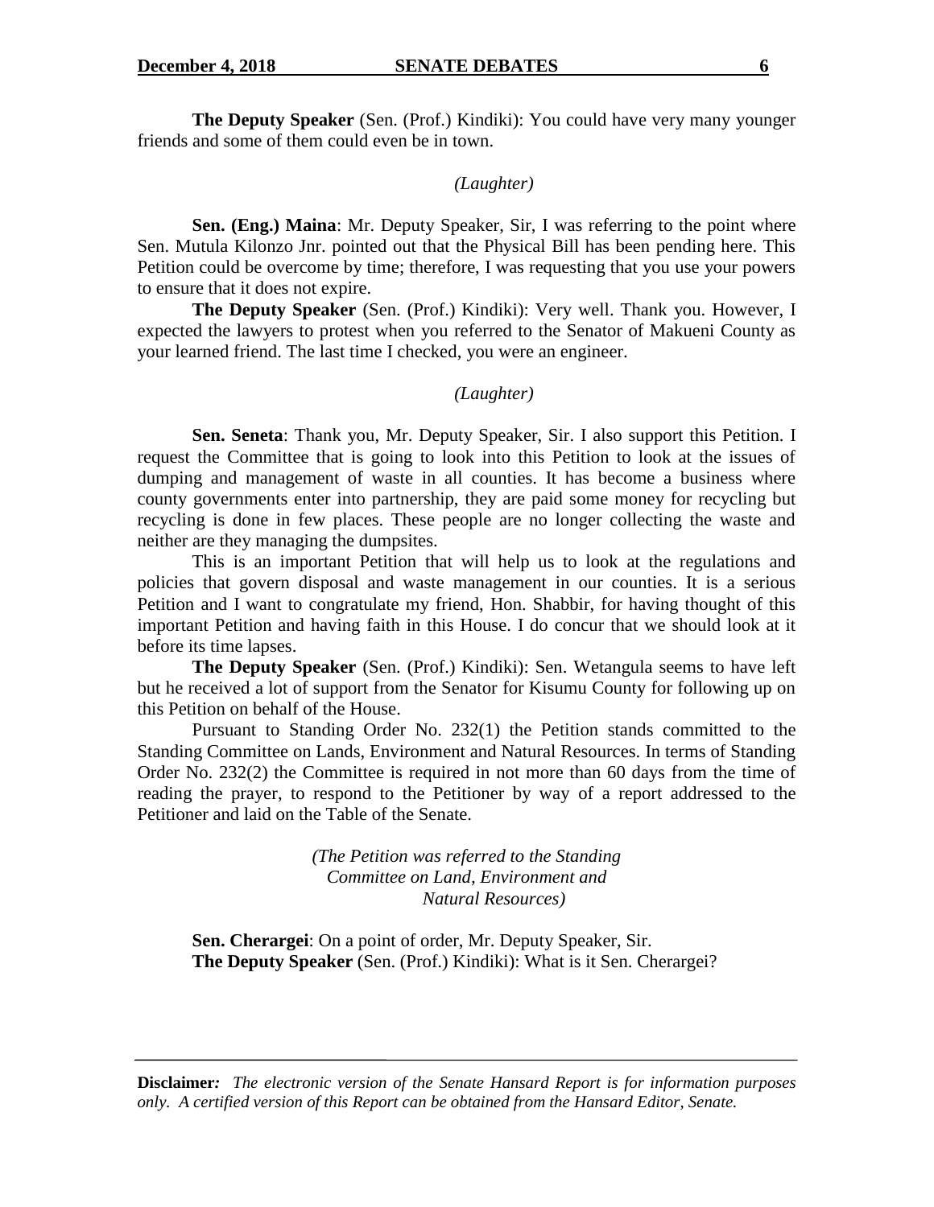**The Deputy Speaker** (Sen. (Prof.) Kindiki): You could have very many younger friends and some of them could even be in town.

*(Laughter)*

**Sen. (Eng.) Maina**: Mr. Deputy Speaker, Sir, I was referring to the point where Sen. Mutula Kilonzo Jnr. pointed out that the Physical Bill has been pending here. This Petition could be overcome by time; therefore, I was requesting that you use your powers to ensure that it does not expire.

**The Deputy Speaker** (Sen. (Prof.) Kindiki): Very well. Thank you. However, I expected the lawyers to protest when you referred to the Senator of Makueni County as your learned friend. The last time I checked, you were an engineer.

*(Laughter)*

**Sen. Seneta**: Thank you, Mr. Deputy Speaker, Sir. I also support this Petition. I request the Committee that is going to look into this Petition to look at the issues of dumping and management of waste in all counties. It has become a business where county governments enter into partnership, they are paid some money for recycling but recycling is done in few places. These people are no longer collecting the waste and neither are they managing the dumpsites.

This is an important Petition that will help us to look at the regulations and policies that govern disposal and waste management in our counties. It is a serious Petition and I want to congratulate my friend, Hon. Shabbir, for having thought of this important Petition and having faith in this House. I do concur that we should look at it before its time lapses.

**The Deputy Speaker** (Sen. (Prof.) Kindiki): Sen. Wetangula seems to have left but he received a lot of support from the Senator for Kisumu County for following up on this Petition on behalf of the House.

Pursuant to Standing Order No. 232(1) the Petition stands committed to the Standing Committee on Lands, Environment and Natural Resources. In terms of Standing Order No. 232(2) the Committee is required in not more than 60 days from the time of reading the prayer, to respond to the Petitioner by way of a report addressed to the Petitioner and laid on the Table of the Senate.

*(The Petition was referred to the Standing Committee on Land, Environment and Natural Resources)*

**Sen. Cherargei**: On a point of order, Mr. Deputy Speaker, Sir.

**The Deputy Speaker** (Sen. (Prof.) Kindiki): What is it Sen. Cherargei?

**Disclaimer***:* *The electronic version of the Senate Hansard Report is for information purposes only. A certified version of this Report can be obtained from the Hansard Editor, Senate.*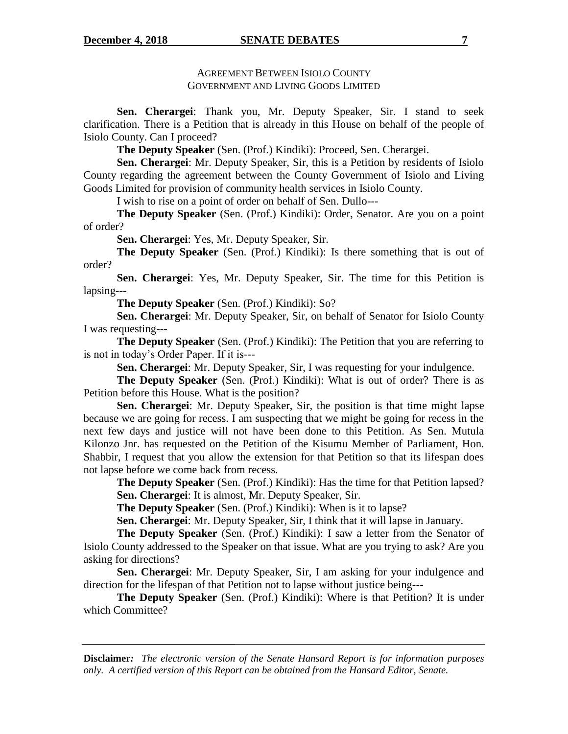## AGREEMENT BETWEEN ISIOLO COUNTY GOVERNMENT AND LIVING GOODS LIMITED

**Sen. Cherargei**: Thank you, Mr. Deputy Speaker, Sir. I stand to seek clarification. There is a Petition that is already in this House on behalf of the people of Isiolo County. Can I proceed?

**The Deputy Speaker** (Sen. (Prof.) Kindiki): Proceed, Sen. Cherargei.

**Sen. Cherargei**: Mr. Deputy Speaker, Sir, this is a Petition by residents of Isiolo County regarding the agreement between the County Government of Isiolo and Living Goods Limited for provision of community health services in Isiolo County.

I wish to rise on a point of order on behalf of Sen. Dullo---

**The Deputy Speaker** (Sen. (Prof.) Kindiki): Order, Senator. Are you on a point of order?

**Sen. Cherargei**: Yes, Mr. Deputy Speaker, Sir.

**The Deputy Speaker** (Sen. (Prof.) Kindiki): Is there something that is out of order?

**Sen. Cherargei**: Yes, Mr. Deputy Speaker, Sir. The time for this Petition is lapsing---

**The Deputy Speaker** (Sen. (Prof.) Kindiki): So?

**Sen. Cherargei**: Mr. Deputy Speaker, Sir, on behalf of Senator for Isiolo County I was requesting---

**The Deputy Speaker** (Sen. (Prof.) Kindiki): The Petition that you are referring to is not in today's Order Paper. If it is---

**Sen. Cherargei**: Mr. Deputy Speaker, Sir, I was requesting for your indulgence.

**The Deputy Speaker** (Sen. (Prof.) Kindiki): What is out of order? There is as Petition before this House. What is the position?

**Sen. Cherargei**: Mr. Deputy Speaker, Sir, the position is that time might lapse because we are going for recess. I am suspecting that we might be going for recess in the next few days and justice will not have been done to this Petition. As Sen. Mutula Kilonzo Jnr. has requested on the Petition of the Kisumu Member of Parliament, Hon. Shabbir, I request that you allow the extension for that Petition so that its lifespan does not lapse before we come back from recess.

**The Deputy Speaker** (Sen. (Prof.) Kindiki): Has the time for that Petition lapsed?

**Sen. Cherargei**: It is almost, Mr. Deputy Speaker, Sir.

**The Deputy Speaker** (Sen. (Prof.) Kindiki): When is it to lapse?

**Sen. Cherargei**: Mr. Deputy Speaker, Sir, I think that it will lapse in January.

**The Deputy Speaker** (Sen. (Prof.) Kindiki): I saw a letter from the Senator of Isiolo County addressed to the Speaker on that issue. What are you trying to ask? Are you asking for directions?

**Sen. Cherargei**: Mr. Deputy Speaker, Sir, I am asking for your indulgence and direction for the lifespan of that Petition not to lapse without justice being---

**The Deputy Speaker** (Sen. (Prof.) Kindiki): Where is that Petition? It is under which Committee?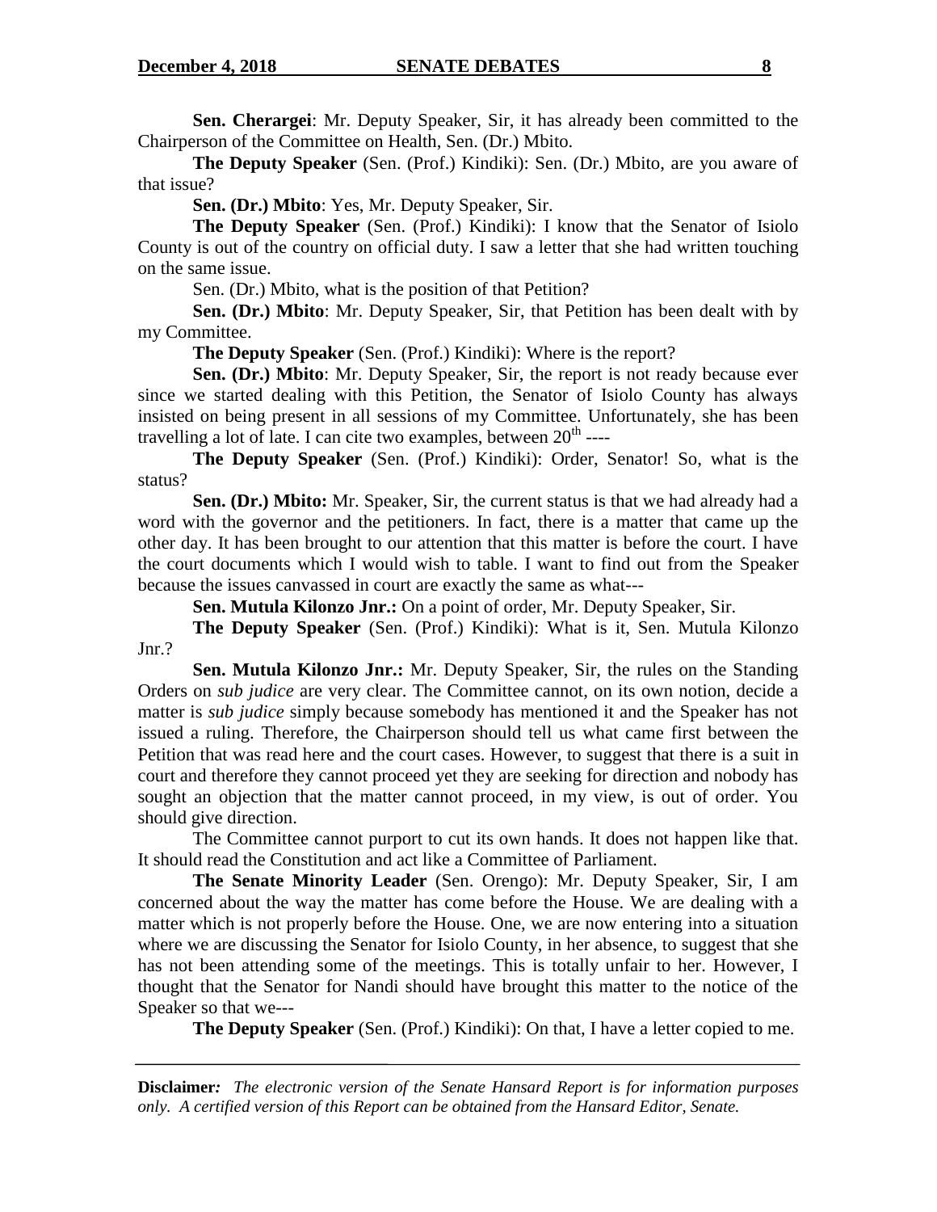**Sen. Cherargei**: Mr. Deputy Speaker, Sir, it has already been committed to the Chairperson of the Committee on Health, Sen. (Dr.) Mbito.

**The Deputy Speaker** (Sen. (Prof.) Kindiki): Sen. (Dr.) Mbito, are you aware of that issue?

**Sen. (Dr.) Mbito**: Yes, Mr. Deputy Speaker, Sir.

**The Deputy Speaker** (Sen. (Prof.) Kindiki): I know that the Senator of Isiolo County is out of the country on official duty. I saw a letter that she had written touching on the same issue.

Sen. (Dr.) Mbito, what is the position of that Petition?

**Sen. (Dr.) Mbito**: Mr. Deputy Speaker, Sir, that Petition has been dealt with by my Committee.

**The Deputy Speaker** (Sen. (Prof.) Kindiki): Where is the report?

**Sen. (Dr.) Mbito**: Mr. Deputy Speaker, Sir, the report is not ready because ever since we started dealing with this Petition, the Senator of Isiolo County has always insisted on being present in all sessions of my Committee. Unfortunately, she has been travelling a lot of late. I can cite two examples, between 20th ----

**The Deputy Speaker** (Sen. (Prof.) Kindiki): Order, Senator! So, what is the status?

**Sen. (Dr.) Mbito:** Mr. Speaker, Sir, the current status is that we had already had a word with the governor and the petitioners. In fact, there is a matter that came up the other day. It has been brought to our attention that this matter is before the court. I have the court documents which I would wish to table. I want to find out from the Speaker because the issues canvassed in court are exactly the same as what---

**Sen. Mutula Kilonzo Jnr.:** On a point of order, Mr. Deputy Speaker, Sir.

**The Deputy Speaker** (Sen. (Prof.) Kindiki): What is it, Sen. Mutula Kilonzo Jnr.?

**Sen. Mutula Kilonzo Jnr.:** Mr. Deputy Speaker, Sir, the rules on the Standing Orders on *sub judice* are very clear. The Committee cannot, on its own notion, decide a matter is *sub judice* simply because somebody has mentioned it and the Speaker has not issued a ruling. Therefore, the Chairperson should tell us what came first between the Petition that was read here and the court cases. However, to suggest that there is a suit in court and therefore they cannot proceed yet they are seeking for direction and nobody has sought an objection that the matter cannot proceed, in my view, is out of order. You should give direction.

The Committee cannot purport to cut its own hands. It does not happen like that. It should read the Constitution and act like a Committee of Parliament.

**The Senate Minority Leader** (Sen. Orengo): Mr. Deputy Speaker, Sir, I am concerned about the way the matter has come before the House. We are dealing with a matter which is not properly before the House. One, we are now entering into a situation where we are discussing the Senator for Isiolo County, in her absence, to suggest that she has not been attending some of the meetings. This is totally unfair to her. However, I thought that the Senator for Nandi should have brought this matter to the notice of the Speaker so that we---

**The Deputy Speaker** (Sen. (Prof.) Kindiki): On that, I have a letter copied to me.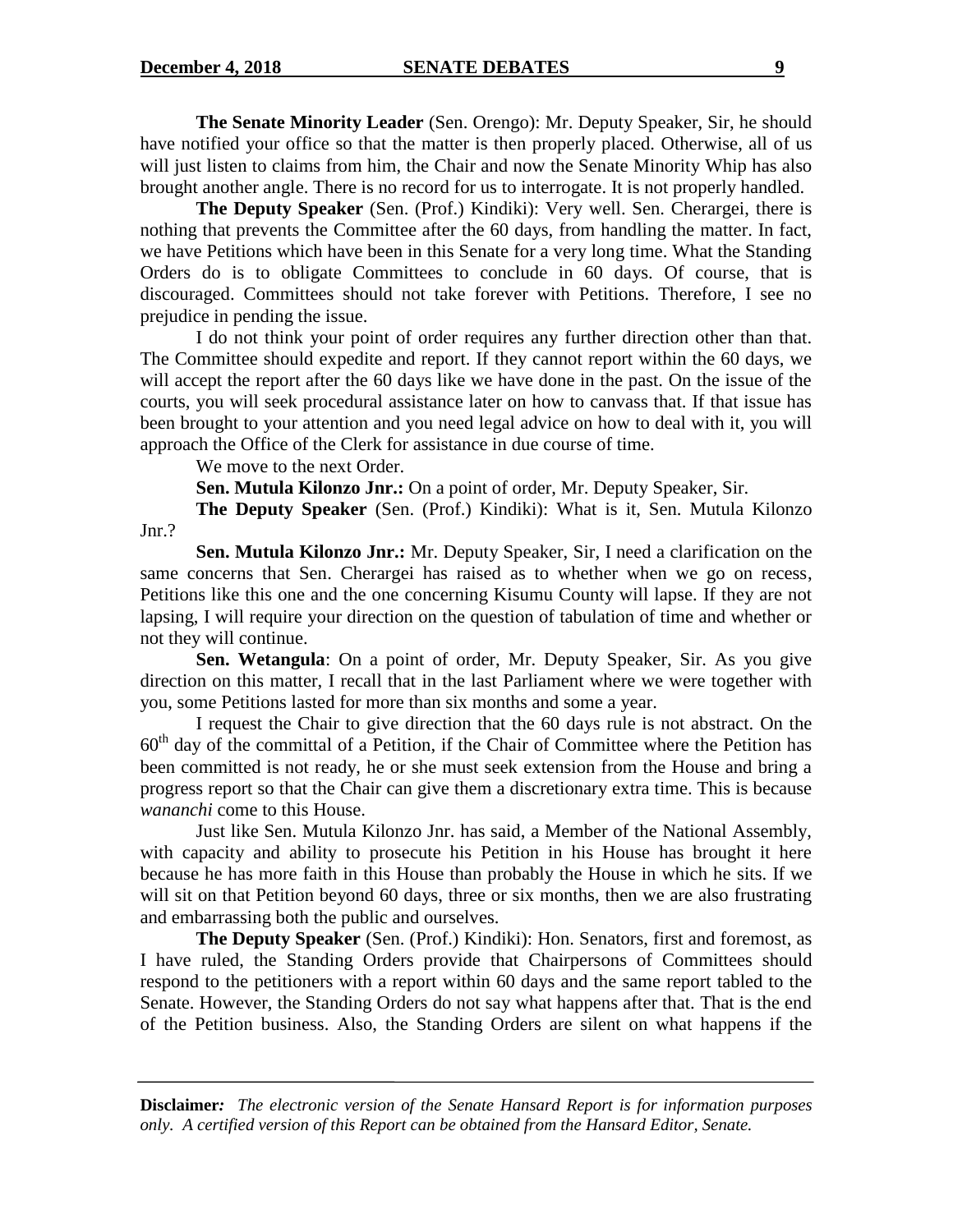**The Senate Minority Leader** (Sen. Orengo): Mr. Deputy Speaker, Sir, he should have notified your office so that the matter is then properly placed. Otherwise, all of us will just listen to claims from him, the Chair and now the Senate Minority Whip has also brought another angle. There is no record for us to interrogate. It is not properly handled.

**The Deputy Speaker** (Sen. (Prof.) Kindiki): Very well. Sen. Cherargei, there is nothing that prevents the Committee after the 60 days, from handling the matter. In fact, we have Petitions which have been in this Senate for a very long time. What the Standing Orders do is to obligate Committees to conclude in 60 days. Of course, that is discouraged. Committees should not take forever with Petitions. Therefore, I see no prejudice in pending the issue.

I do not think your point of order requires any further direction other than that. The Committee should expedite and report. If they cannot report within the 60 days, we will accept the report after the 60 days like we have done in the past. On the issue of the courts, you will seek procedural assistance later on how to canvass that. If that issue has been brought to your attention and you need legal advice on how to deal with it, you will approach the Office of the Clerk for assistance in due course of time.

We move to the next Order.

**Sen. Mutula Kilonzo Jnr.:** On a point of order, Mr. Deputy Speaker, Sir.

**The Deputy Speaker** (Sen. (Prof.) Kindiki): What is it, Sen. Mutula Kilonzo Jnr.?

**Sen. Mutula Kilonzo Jnr.:** Mr. Deputy Speaker, Sir, I need a clarification on the same concerns that Sen. Cherargei has raised as to whether when we go on recess, Petitions like this one and the one concerning Kisumu County will lapse. If they are not lapsing, I will require your direction on the question of tabulation of time and whether or not they will continue.

**Sen. Wetangula**: On a point of order, Mr. Deputy Speaker, Sir. As you give direction on this matter, I recall that in the last Parliament where we were together with you, some Petitions lasted for more than six months and some a year.

I request the Chair to give direction that the 60 days rule is not abstract. On the 60th day of the committal of a Petition, if the Chair of Committee where the Petition has been committed is not ready, he or she must seek extension from the House and bring a progress report so that the Chair can give them a discretionary extra time. This is because *wananchi* come to this House.

Just like Sen. Mutula Kilonzo Jnr. has said, a Member of the National Assembly, with capacity and ability to prosecute his Petition in his House has brought it here because he has more faith in this House than probably the House in which he sits. If we will sit on that Petition beyond 60 days, three or six months, then we are also frustrating and embarrassing both the public and ourselves.

**The Deputy Speaker** (Sen. (Prof.) Kindiki): Hon. Senators, first and foremost, as I have ruled, the Standing Orders provide that Chairpersons of Committees should respond to the petitioners with a report within 60 days and the same report tabled to the Senate. However, the Standing Orders do not say what happens after that. That is the end of the Petition business. Also, the Standing Orders are silent on what happens if the

**Disclaimer***:* *The electronic version of the Senate Hansard Report is for information purposes only. A certified version of this Report can be obtained from the Hansard Editor, Senate.*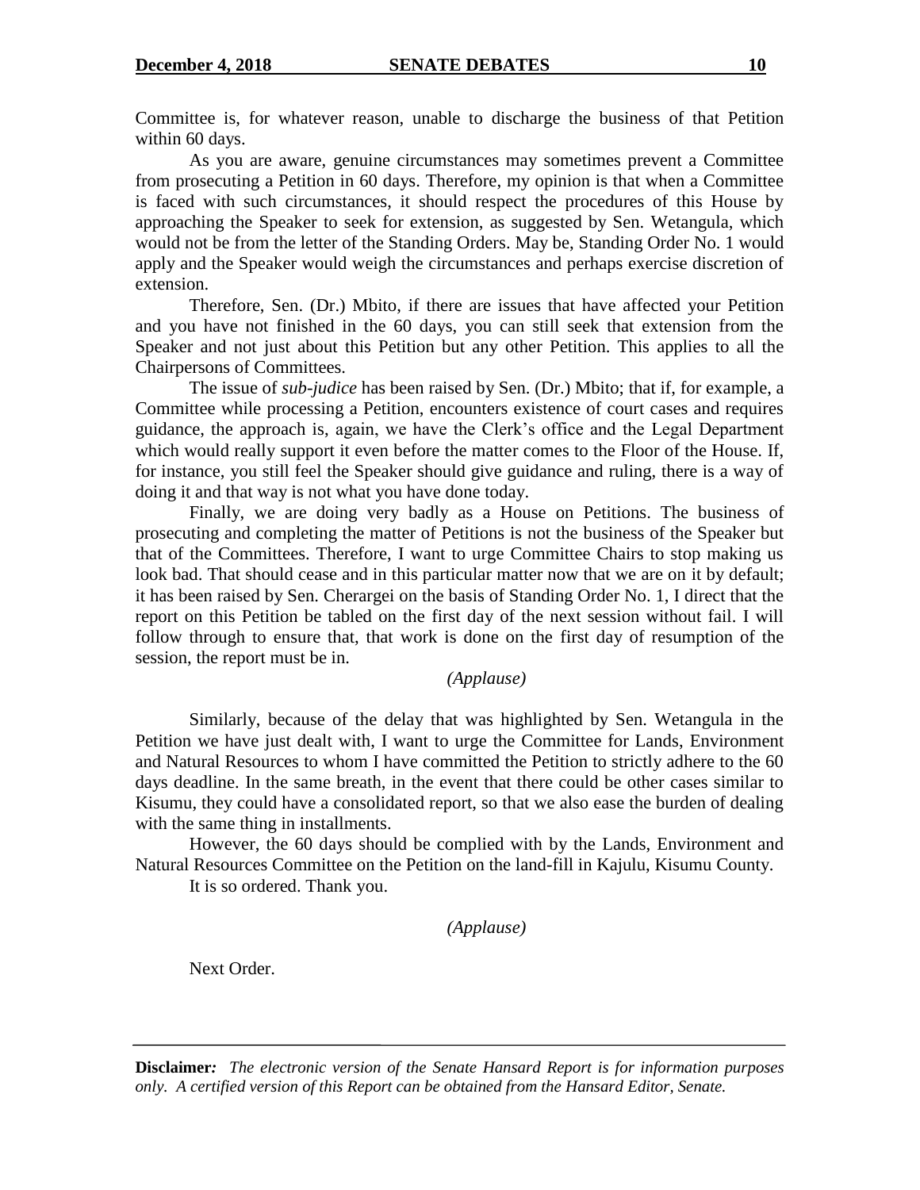Committee is, for whatever reason, unable to discharge the business of that Petition within 60 days.

As you are aware, genuine circumstances may sometimes prevent a Committee from prosecuting a Petition in 60 days. Therefore, my opinion is that when a Committee is faced with such circumstances, it should respect the procedures of this House by approaching the Speaker to seek for extension, as suggested by Sen. Wetangula, which would not be from the letter of the Standing Orders. May be, Standing Order No. 1 would apply and the Speaker would weigh the circumstances and perhaps exercise discretion of extension.

Therefore, Sen. (Dr.) Mbito, if there are issues that have affected your Petition and you have not finished in the 60 days, you can still seek that extension from the Speaker and not just about this Petition but any other Petition. This applies to all the Chairpersons of Committees.

The issue of *sub-judice* has been raised by Sen. (Dr.) Mbito; that if, for example, a Committee while processing a Petition, encounters existence of court cases and requires guidance, the approach is, again, we have the Clerk's office and the Legal Department which would really support it even before the matter comes to the Floor of the House. If, for instance, you still feel the Speaker should give guidance and ruling, there is a way of doing it and that way is not what you have done today.

Finally, we are doing very badly as a House on Petitions. The business of prosecuting and completing the matter of Petitions is not the business of the Speaker but that of the Committees. Therefore, I want to urge Committee Chairs to stop making us look bad. That should cease and in this particular matter now that we are on it by default; it has been raised by Sen. Cherargei on the basis of Standing Order No. 1, I direct that the report on this Petition be tabled on the first day of the next session without fail. I will follow through to ensure that, that work is done on the first day of resumption of the session, the report must be in.

*(Applause)*

Similarly, because of the delay that was highlighted by Sen. Wetangula in the Petition we have just dealt with, I want to urge the Committee for Lands, Environment and Natural Resources to whom I have committed the Petition to strictly adhere to the 60 days deadline. In the same breath, in the event that there could be other cases similar to Kisumu, they could have a consolidated report, so that we also ease the burden of dealing with the same thing in installments.

However, the 60 days should be complied with by the Lands, Environment and Natural Resources Committee on the Petition on the land-fill in Kajulu, Kisumu County.

It is so ordered. Thank you.

*(Applause)*

Next Order.

**Disclaimer:** *The electronic version of the Senate Hansard Report is for information purposes only. A certified version of this Report can be obtained from the Hansard Editor, Senate.*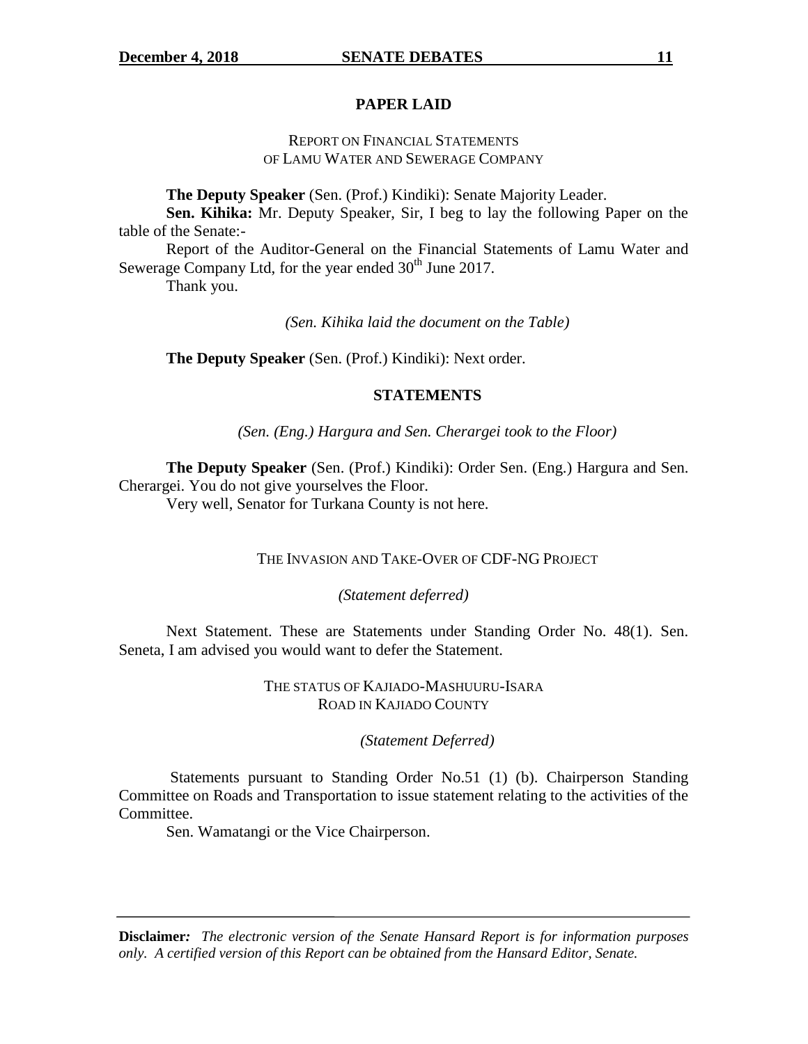## PAPER LAID

REPORT ON FINANCIAL STATEMENTS OF LAMU WATER AND SEWERAGE COMPANY

**The Deputy Speaker** (Sen. (Prof.) Kindiki): Senate Majority Leader.

**Sen. Kihika:** Mr. Deputy Speaker, Sir, I beg to lay the following Paper on the table of the Senate:-

Report of the Auditor-General on the Financial Statements of Lamu Water and Sewerage Company Ltd, for the year ended 30th June 2017.

Thank you.

*(Sen. Kihika laid the document on the Table)*

**The Deputy Speaker** (Sen. (Prof.) Kindiki): Next order.

## STATEMENTS

*(Sen. (Eng.) Hargura and Sen. Cherargei took to the Floor)*

**The Deputy Speaker** (Sen. (Prof.) Kindiki): Order Sen. (Eng.) Hargura and Sen. Cherargei. You do not give yourselves the Floor.

Very well, Senator for Turkana County is not here.

THE INVASION AND TAKE-OVER OF CDF-NG PROJECT

*(Statement deferred)*

Next Statement. These are Statements under Standing Order No. 48(1). Sen. Seneta, I am advised you would want to defer the Statement.

THE STATUS OF KAJIADO-MASHUURU-ISARA ROAD IN KAJIADO COUNTY

*(Statement Deferred)*

Statements pursuant to Standing Order No.51 (1) (b). Chairperson Standing Committee on Roads and Transportation to issue statement relating to the activities of the Committee.

Sen. Wamatangi or the Vice Chairperson.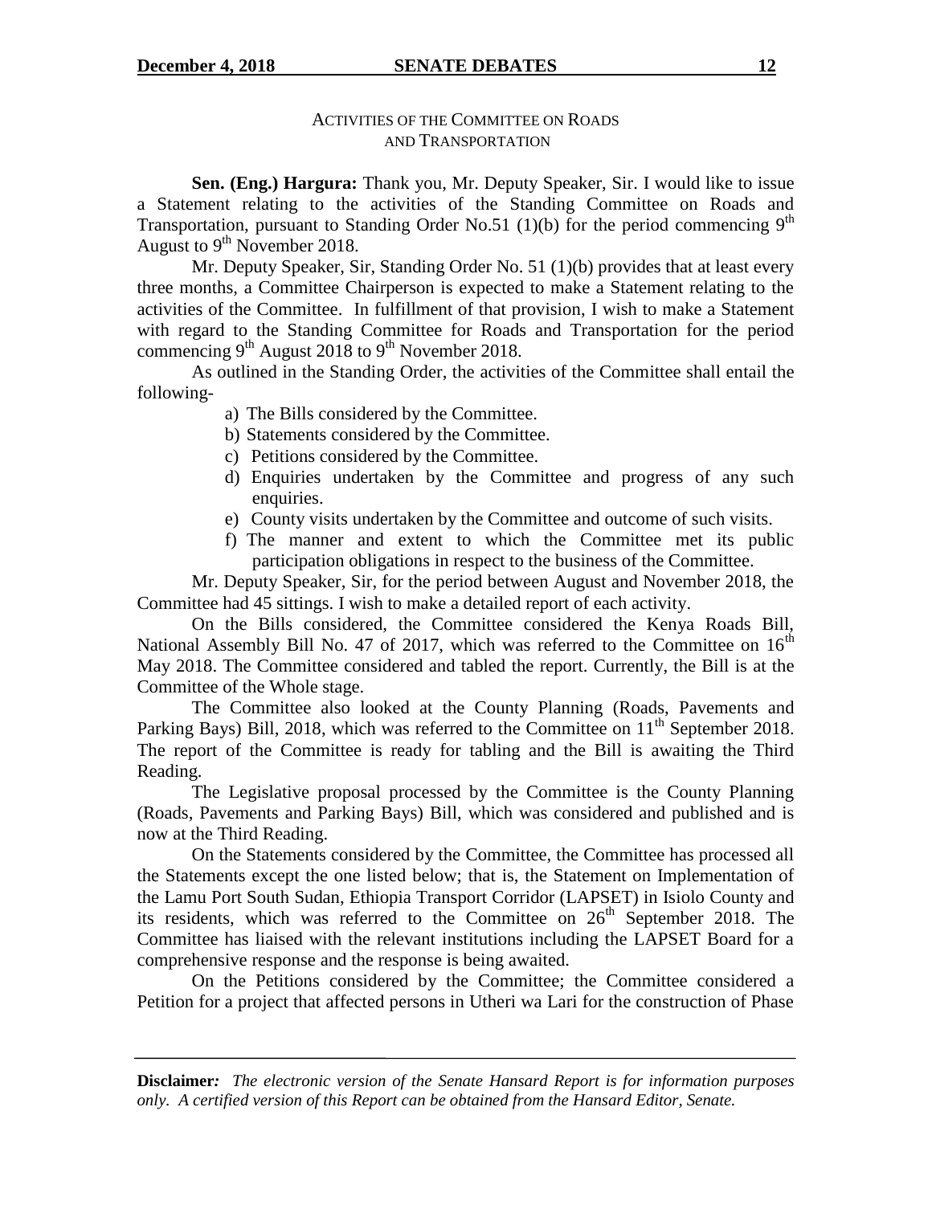ACTIVITIES OF THE COMMITTEE ON ROADS AND TRANSPORTATION

**Sen. (Eng.) Hargura:** Thank you, Mr. Deputy Speaker, Sir. I would like to issue a Statement relating to the activities of the Standing Committee on Roads and Transportation, pursuant to Standing Order No.51 (1)(b) for the period commencing 9th August to 9th November 2018.

Mr. Deputy Speaker, Sir, Standing Order No. 51 (1)(b) provides that at least every three months, a Committee Chairperson is expected to make a Statement relating to the activities of the Committee. In fulfillment of that provision, I wish to make a Statement with regard to the Standing Committee for Roads and Transportation for the period commencing 9th August 2018 to 9th November 2018.

As outlined in the Standing Order, the activities of the Committee shall entail the following-

a) The Bills considered by the Committee.
b) Statements considered by the Committee.
c) Petitions considered by the Committee.
d) Enquiries undertaken by the Committee and progress of any such enquiries.
e) County visits undertaken by the Committee and outcome of such visits.
f) The manner and extent to which the Committee met its public participation obligations in respect to the business of the Committee.

Mr. Deputy Speaker, Sir, for the period between August and November 2018, the Committee had 45 sittings. I wish to make a detailed report of each activity.

On the Bills considered, the Committee considered the Kenya Roads Bill, National Assembly Bill No. 47 of 2017, which was referred to the Committee on 16th May 2018. The Committee considered and tabled the report. Currently, the Bill is at the Committee of the Whole stage.

The Committee also looked at the County Planning (Roads, Pavements and Parking Bays) Bill, 2018, which was referred to the Committee on 11th September 2018. The report of the Committee is ready for tabling and the Bill is awaiting the Third Reading.

The Legislative proposal processed by the Committee is the County Planning (Roads, Pavements and Parking Bays) Bill, which was considered and published and is now at the Third Reading.

On the Statements considered by the Committee, the Committee has processed all the Statements except the one listed below; that is, the Statement on Implementation of the Lamu Port South Sudan, Ethiopia Transport Corridor (LAPSET) in Isiolo County and its residents, which was referred to the Committee on 26th September 2018. The Committee has liaised with the relevant institutions including the LAPSET Board for a comprehensive response and the response is being awaited.

On the Petitions considered by the Committee; the Committee considered a Petition for a project that affected persons in Utheri wa Lari for the construction of Phase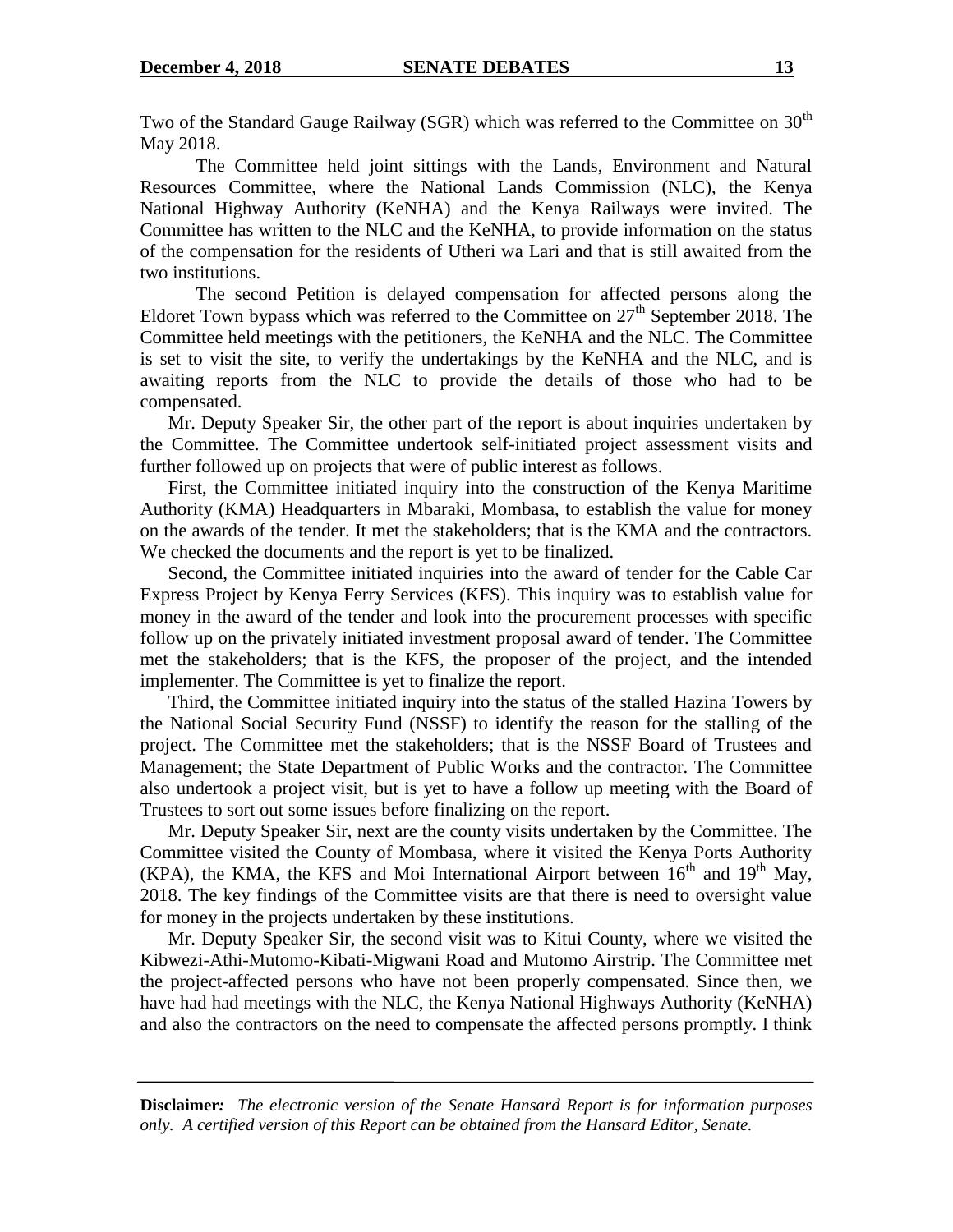Two of the Standard Gauge Railway (SGR) which was referred to the Committee on 30th May 2018.

The Committee held joint sittings with the Lands, Environment and Natural Resources Committee, where the National Lands Commission (NLC), the Kenya National Highway Authority (KeNHA) and the Kenya Railways were invited. The Committee has written to the NLC and the KeNHA, to provide information on the status of the compensation for the residents of Utheri wa Lari and that is still awaited from the two institutions.

The second Petition is delayed compensation for affected persons along the Eldoret Town bypass which was referred to the Committee on 27th September 2018. The Committee held meetings with the petitioners, the KeNHA and the NLC. The Committee is set to visit the site, to verify the undertakings by the KeNHA and the NLC, and is awaiting reports from the NLC to provide the details of those who had to be compensated.

Mr. Deputy Speaker Sir, the other part of the report is about inquiries undertaken by the Committee. The Committee undertook self-initiated project assessment visits and further followed up on projects that were of public interest as follows.

First, the Committee initiated inquiry into the construction of the Kenya Maritime Authority (KMA) Headquarters in Mbaraki, Mombasa, to establish the value for money on the awards of the tender. It met the stakeholders; that is the KMA and the contractors. We checked the documents and the report is yet to be finalized.

Second, the Committee initiated inquiries into the award of tender for the Cable Car Express Project by Kenya Ferry Services (KFS). This inquiry was to establish value for money in the award of the tender and look into the procurement processes with specific follow up on the privately initiated investment proposal award of tender. The Committee met the stakeholders; that is the KFS, the proposer of the project, and the intended implementer. The Committee is yet to finalize the report.

Third, the Committee initiated inquiry into the status of the stalled Hazina Towers by the National Social Security Fund (NSSF) to identify the reason for the stalling of the project. The Committee met the stakeholders; that is the NSSF Board of Trustees and Management; the State Department of Public Works and the contractor. The Committee also undertook a project visit, but is yet to have a follow up meeting with the Board of Trustees to sort out some issues before finalizing on the report.

Mr. Deputy Speaker Sir, next are the county visits undertaken by the Committee. The Committee visited the County of Mombasa, where it visited the Kenya Ports Authority (KPA), the KMA, the KFS and Moi International Airport between 16th and 19th May, 2018. The key findings of the Committee visits are that there is need to oversight value for money in the projects undertaken by these institutions.

Mr. Deputy Speaker Sir, the second visit was to Kitui County, where we visited the Kibwezi-Athi-Mutomo-Kibati-Migwani Road and Mutomo Airstrip. The Committee met the project-affected persons who have not been properly compensated. Since then, we have had had meetings with the NLC, the Kenya National Highways Authority (KeNHA) and also the contractors on the need to compensate the affected persons promptly. I think

**Disclaimer:** *The electronic version of the Senate Hansard Report is for information purposes only. A certified version of this Report can be obtained from the Hansard Editor, Senate.*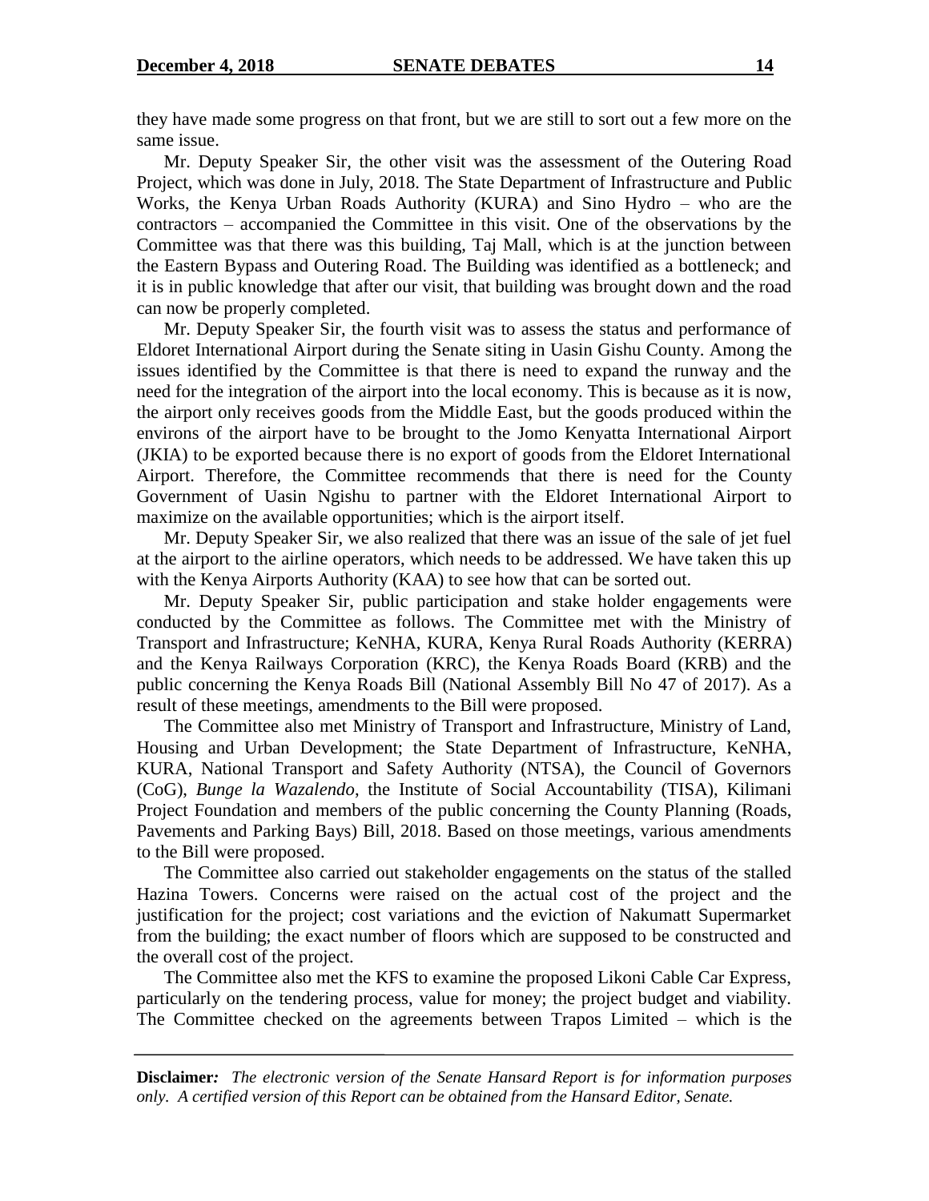they have made some progress on that front, but we are still to sort out a few more on the same issue.

Mr. Deputy Speaker Sir, the other visit was the assessment of the Outering Road Project, which was done in July, 2018. The State Department of Infrastructure and Public Works, the Kenya Urban Roads Authority (KURA) and Sino Hydro – who are the contractors – accompanied the Committee in this visit. One of the observations by the Committee was that there was this building, Taj Mall, which is at the junction between the Eastern Bypass and Outering Road. The Building was identified as a bottleneck; and it is in public knowledge that after our visit, that building was brought down and the road can now be properly completed.

Mr. Deputy Speaker Sir, the fourth visit was to assess the status and performance of Eldoret International Airport during the Senate siting in Uasin Gishu County. Among the issues identified by the Committee is that there is need to expand the runway and the need for the integration of the airport into the local economy. This is because as it is now, the airport only receives goods from the Middle East, but the goods produced within the environs of the airport have to be brought to the Jomo Kenyatta International Airport (JKIA) to be exported because there is no export of goods from the Eldoret International Airport. Therefore, the Committee recommends that there is need for the County Government of Uasin Ngishu to partner with the Eldoret International Airport to maximize on the available opportunities; which is the airport itself.

Mr. Deputy Speaker Sir, we also realized that there was an issue of the sale of jet fuel at the airport to the airline operators, which needs to be addressed. We have taken this up with the Kenya Airports Authority (KAA) to see how that can be sorted out.

Mr. Deputy Speaker Sir, public participation and stake holder engagements were conducted by the Committee as follows. The Committee met with the Ministry of Transport and Infrastructure; KeNHA, KURA, Kenya Rural Roads Authority (KERRA) and the Kenya Railways Corporation (KRC), the Kenya Roads Board (KRB) and the public concerning the Kenya Roads Bill (National Assembly Bill No 47 of 2017). As a result of these meetings, amendments to the Bill were proposed.

The Committee also met Ministry of Transport and Infrastructure, Ministry of Land, Housing and Urban Development; the State Department of Infrastructure, KeNHA, KURA, National Transport and Safety Authority (NTSA), the Council of Governors (CoG), *Bunge la Wazalendo*, the Institute of Social Accountability (TISA), Kilimani Project Foundation and members of the public concerning the County Planning (Roads, Pavements and Parking Bays) Bill, 2018. Based on those meetings, various amendments to the Bill were proposed.

The Committee also carried out stakeholder engagements on the status of the stalled Hazina Towers. Concerns were raised on the actual cost of the project and the justification for the project; cost variations and the eviction of Nakumatt Supermarket from the building; the exact number of floors which are supposed to be constructed and the overall cost of the project.

The Committee also met the KFS to examine the proposed Likoni Cable Car Express, particularly on the tendering process, value for money; the project budget and viability. The Committee checked on the agreements between Trapos Limited – which is the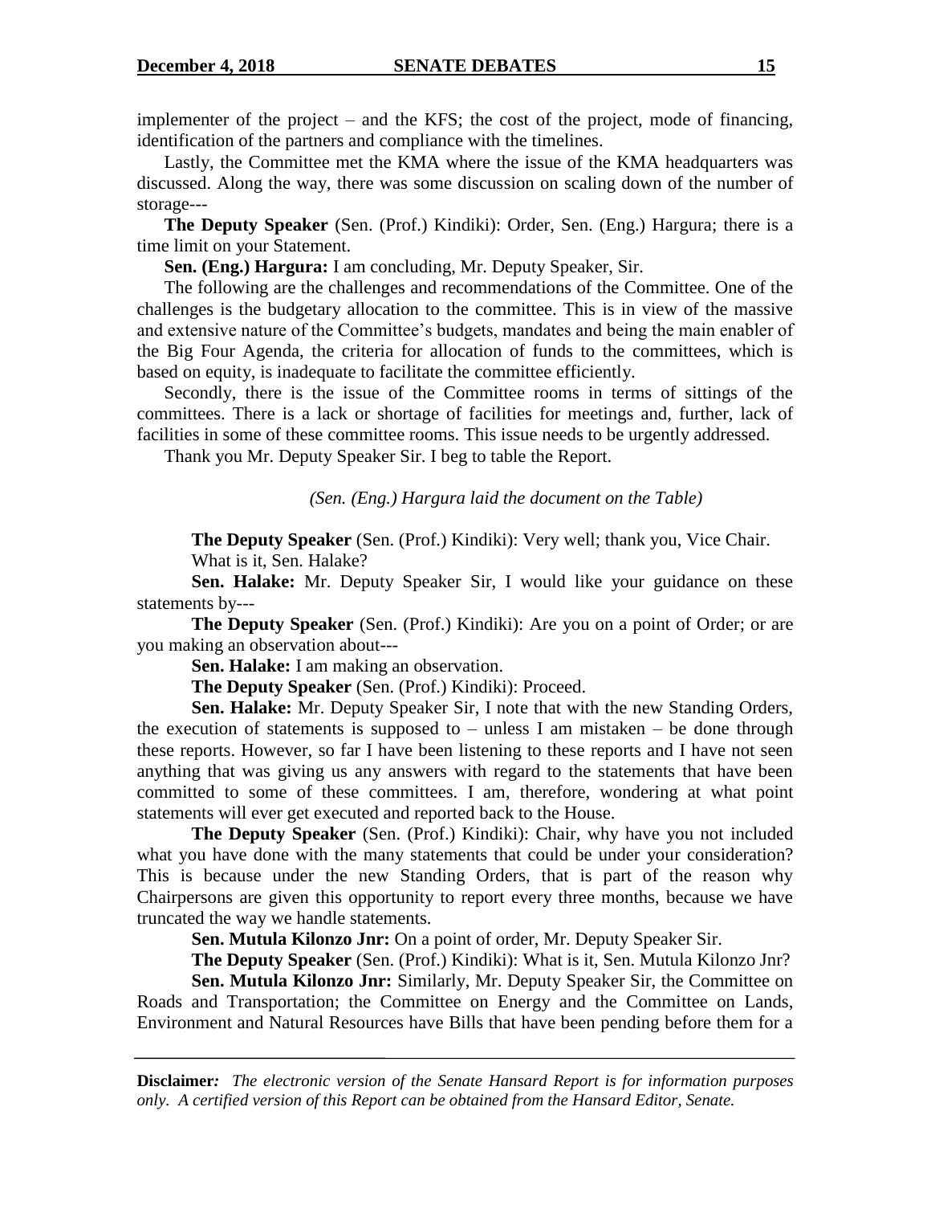implementer of the project – and the KFS; the cost of the project, mode of financing, identification of the partners and compliance with the timelines.

Lastly, the Committee met the KMA where the issue of the KMA headquarters was discussed. Along the way, there was some discussion on scaling down of the number of storage---

**The Deputy Speaker** (Sen. (Prof.) Kindiki): Order, Sen. (Eng.) Hargura; there is a time limit on your Statement.

**Sen. (Eng.) Hargura:** I am concluding, Mr. Deputy Speaker, Sir.

The following are the challenges and recommendations of the Committee. One of the challenges is the budgetary allocation to the committee. This is in view of the massive and extensive nature of the Committee's budgets, mandates and being the main enabler of the Big Four Agenda, the criteria for allocation of funds to the committees, which is based on equity, is inadequate to facilitate the committee efficiently.

Secondly, there is the issue of the Committee rooms in terms of sittings of the committees. There is a lack or shortage of facilities for meetings and, further, lack of facilities in some of these committee rooms. This issue needs to be urgently addressed.

Thank you Mr. Deputy Speaker Sir. I beg to table the Report.

*(Sen. (Eng.) Hargura laid the document on the Table)*

**The Deputy Speaker** (Sen. (Prof.) Kindiki): Very well; thank you, Vice Chair.

What is it, Sen. Halake?

**Sen. Halake:** Mr. Deputy Speaker Sir, I would like your guidance on these statements by---

**The Deputy Speaker** (Sen. (Prof.) Kindiki): Are you on a point of Order; or are you making an observation about---

**Sen. Halake:** I am making an observation.

**The Deputy Speaker** (Sen. (Prof.) Kindiki): Proceed.

**Sen. Halake:** Mr. Deputy Speaker Sir, I note that with the new Standing Orders, the execution of statements is supposed to – unless I am mistaken – be done through these reports. However, so far I have been listening to these reports and I have not seen anything that was giving us any answers with regard to the statements that have been committed to some of these committees. I am, therefore, wondering at what point statements will ever get executed and reported back to the House.

**The Deputy Speaker** (Sen. (Prof.) Kindiki): Chair, why have you not included what you have done with the many statements that could be under your consideration? This is because under the new Standing Orders, that is part of the reason why Chairpersons are given this opportunity to report every three months, because we have truncated the way we handle statements.

**Sen. Mutula Kilonzo Jnr:** On a point of order, Mr. Deputy Speaker Sir.

**The Deputy Speaker** (Sen. (Prof.) Kindiki): What is it, Sen. Mutula Kilonzo Jnr?

**Sen. Mutula Kilonzo Jnr:** Similarly, Mr. Deputy Speaker Sir, the Committee on Roads and Transportation; the Committee on Energy and the Committee on Lands, Environment and Natural Resources have Bills that have been pending before them for a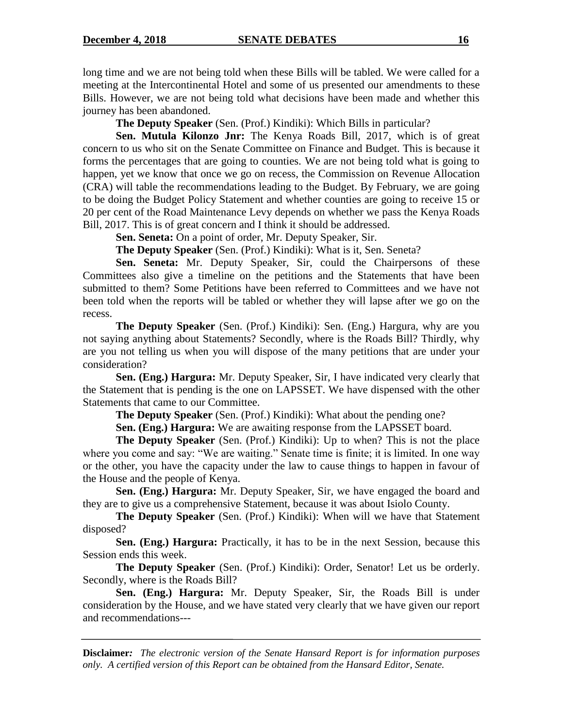long time and we are not being told when these Bills will be tabled. We were called for a meeting at the Intercontinental Hotel and some of us presented our amendments to these Bills. However, we are not being told what decisions have been made and whether this journey has been abandoned.

**The Deputy Speaker** (Sen. (Prof.) Kindiki): Which Bills in particular?

**Sen. Mutula Kilonzo Jnr:** The Kenya Roads Bill, 2017, which is of great concern to us who sit on the Senate Committee on Finance and Budget. This is because it forms the percentages that are going to counties. We are not being told what is going to happen, yet we know that once we go on recess, the Commission on Revenue Allocation (CRA) will table the recommendations leading to the Budget. By February, we are going to be doing the Budget Policy Statement and whether counties are going to receive 15 or 20 per cent of the Road Maintenance Levy depends on whether we pass the Kenya Roads Bill, 2017. This is of great concern and I think it should be addressed.

**Sen. Seneta:** On a point of order, Mr. Deputy Speaker, Sir.

**The Deputy Speaker** (Sen. (Prof.) Kindiki): What is it, Sen. Seneta?

**Sen. Seneta:** Mr. Deputy Speaker, Sir, could the Chairpersons of these Committees also give a timeline on the petitions and the Statements that have been submitted to them? Some Petitions have been referred to Committees and we have not been told when the reports will be tabled or whether they will lapse after we go on the recess.

**The Deputy Speaker** (Sen. (Prof.) Kindiki): Sen. (Eng.) Hargura, why are you not saying anything about Statements? Secondly, where is the Roads Bill? Thirdly, why are you not telling us when you will dispose of the many petitions that are under your consideration?

**Sen. (Eng.) Hargura:** Mr. Deputy Speaker, Sir, I have indicated very clearly that the Statement that is pending is the one on LAPSSET. We have dispensed with the other Statements that came to our Committee.

**The Deputy Speaker** (Sen. (Prof.) Kindiki): What about the pending one?

**Sen. (Eng.) Hargura:** We are awaiting response from the LAPSSET board.

**The Deputy Speaker** (Sen. (Prof.) Kindiki): Up to when? This is not the place where you come and say: "We are waiting." Senate time is finite; it is limited. In one way or the other, you have the capacity under the law to cause things to happen in favour of the House and the people of Kenya.

**Sen. (Eng.) Hargura:** Mr. Deputy Speaker, Sir, we have engaged the board and they are to give us a comprehensive Statement, because it was about Isiolo County.

**The Deputy Speaker** (Sen. (Prof.) Kindiki): When will we have that Statement disposed?

**Sen. (Eng.) Hargura:** Practically, it has to be in the next Session, because this Session ends this week.

**The Deputy Speaker** (Sen. (Prof.) Kindiki): Order, Senator! Let us be orderly. Secondly, where is the Roads Bill?

**Sen. (Eng.) Hargura:** Mr. Deputy Speaker, Sir, the Roads Bill is under consideration by the House, and we have stated very clearly that we have given our report and recommendations---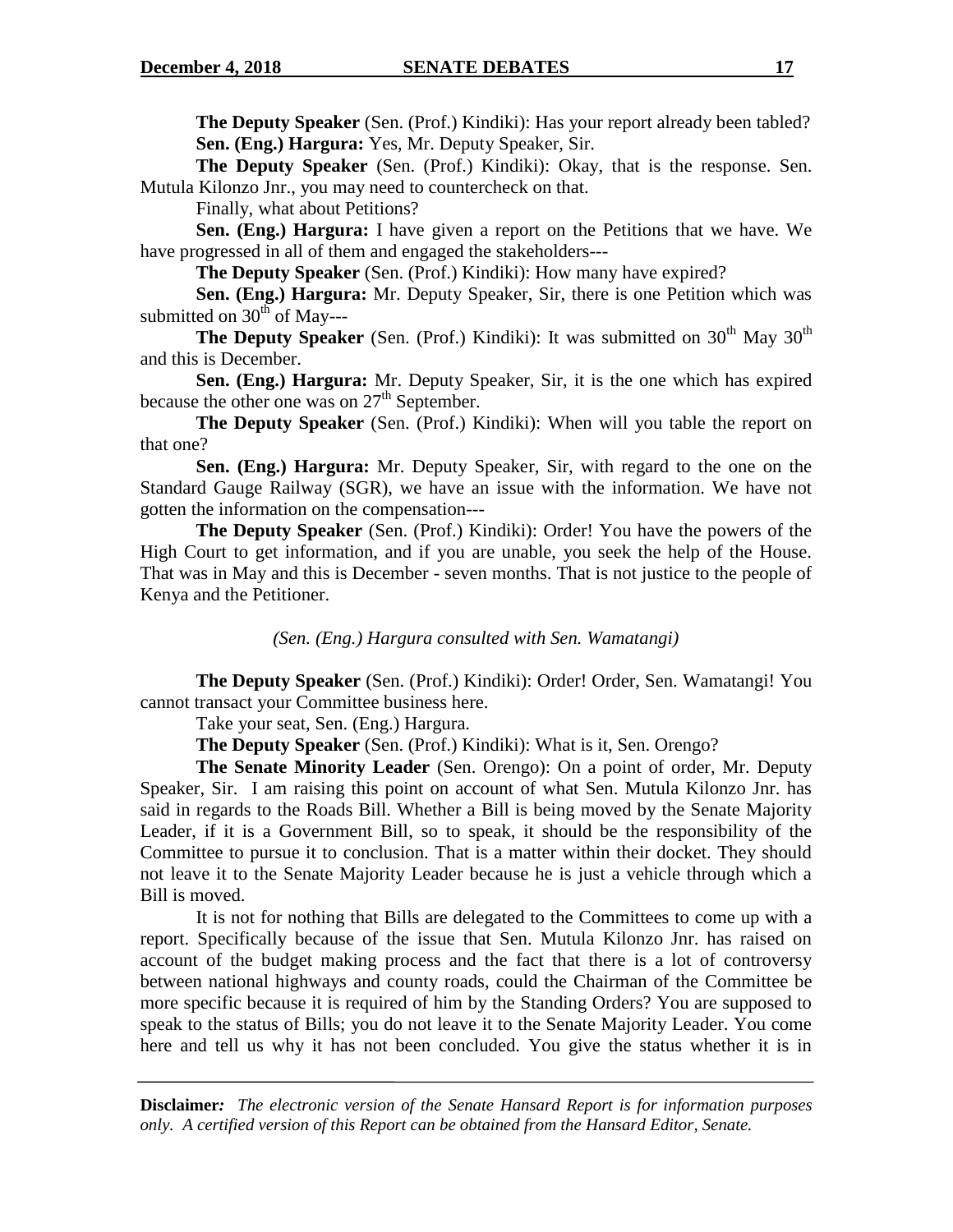**The Deputy Speaker** (Sen. (Prof.) Kindiki): Has your report already been tabled?

**Sen. (Eng.) Hargura:** Yes, Mr. Deputy Speaker, Sir.

**The Deputy Speaker** (Sen. (Prof.) Kindiki): Okay, that is the response. Sen. Mutula Kilonzo Jnr., you may need to countercheck on that.

Finally, what about Petitions?

**Sen. (Eng.) Hargura:** I have given a report on the Petitions that we have. We have progressed in all of them and engaged the stakeholders---

**The Deputy Speaker** (Sen. (Prof.) Kindiki): How many have expired?

**Sen. (Eng.) Hargura:** Mr. Deputy Speaker, Sir, there is one Petition which was submitted on 30th of May---

**The Deputy Speaker** (Sen. (Prof.) Kindiki): It was submitted on 30th May 30th and this is December.

**Sen. (Eng.) Hargura:** Mr. Deputy Speaker, Sir, it is the one which has expired because the other one was on 27th September.

**The Deputy Speaker** (Sen. (Prof.) Kindiki): When will you table the report on that one?

**Sen. (Eng.) Hargura:** Mr. Deputy Speaker, Sir, with regard to the one on the Standard Gauge Railway (SGR), we have an issue with the information. We have not gotten the information on the compensation---

**The Deputy Speaker** (Sen. (Prof.) Kindiki): Order! You have the powers of the High Court to get information, and if you are unable, you seek the help of the House. That was in May and this is December - seven months. That is not justice to the people of Kenya and the Petitioner.

*(Sen. (Eng.) Hargura consulted with Sen. Wamatangi)*

**The Deputy Speaker** (Sen. (Prof.) Kindiki): Order! Order, Sen. Wamatangi! You cannot transact your Committee business here.

Take your seat, Sen. (Eng.) Hargura.

**The Deputy Speaker** (Sen. (Prof.) Kindiki): What is it, Sen. Orengo?

**The Senate Minority Leader** (Sen. Orengo): On a point of order, Mr. Deputy Speaker, Sir. I am raising this point on account of what Sen. Mutula Kilonzo Jnr. has said in regards to the Roads Bill. Whether a Bill is being moved by the Senate Majority Leader, if it is a Government Bill, so to speak, it should be the responsibility of the Committee to pursue it to conclusion. That is a matter within their docket. They should not leave it to the Senate Majority Leader because he is just a vehicle through which a Bill is moved.

It is not for nothing that Bills are delegated to the Committees to come up with a report. Specifically because of the issue that Sen. Mutula Kilonzo Jnr. has raised on account of the budget making process and the fact that there is a lot of controversy between national highways and county roads, could the Chairman of the Committee be more specific because it is required of him by the Standing Orders? You are supposed to speak to the status of Bills; you do not leave it to the Senate Majority Leader. You come here and tell us why it has not been concluded. You give the status whether it is in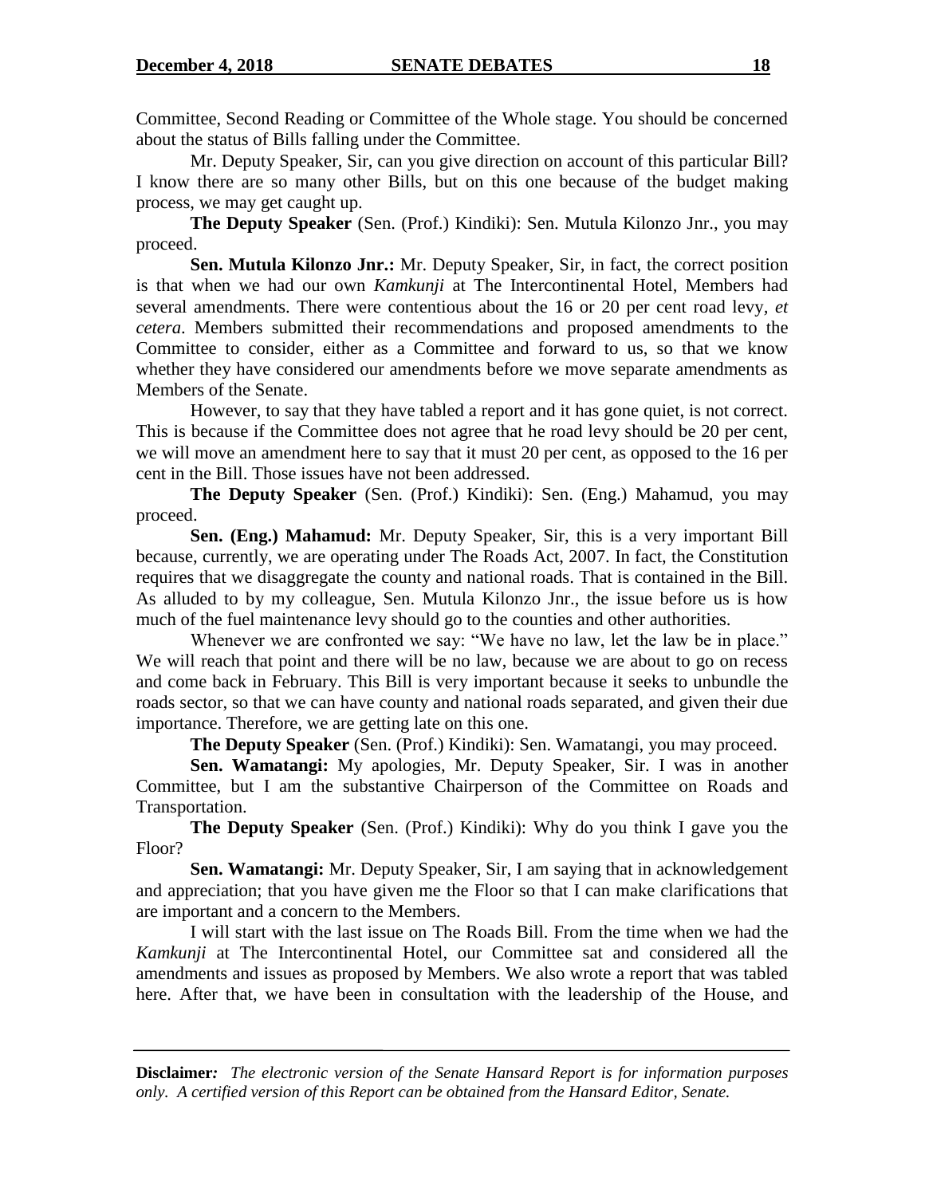Committee, Second Reading or Committee of the Whole stage. You should be concerned about the status of Bills falling under the Committee.

Mr. Deputy Speaker, Sir, can you give direction on account of this particular Bill? I know there are so many other Bills, but on this one because of the budget making process, we may get caught up.

**The Deputy Speaker** (Sen. (Prof.) Kindiki): Sen. Mutula Kilonzo Jnr., you may proceed.

**Sen. Mutula Kilonzo Jnr.:** Mr. Deputy Speaker, Sir, in fact, the correct position is that when we had our own *Kamkunji* at The Intercontinental Hotel, Members had several amendments. There were contentious about the 16 or 20 per cent road levy, *et cetera*. Members submitted their recommendations and proposed amendments to the Committee to consider, either as a Committee and forward to us, so that we know whether they have considered our amendments before we move separate amendments as Members of the Senate.

However, to say that they have tabled a report and it has gone quiet, is not correct. This is because if the Committee does not agree that he road levy should be 20 per cent, we will move an amendment here to say that it must 20 per cent, as opposed to the 16 per cent in the Bill. Those issues have not been addressed.

**The Deputy Speaker** (Sen. (Prof.) Kindiki): Sen. (Eng.) Mahamud, you may proceed.

**Sen. (Eng.) Mahamud:** Mr. Deputy Speaker, Sir, this is a very important Bill because, currently, we are operating under The Roads Act, 2007. In fact, the Constitution requires that we disaggregate the county and national roads. That is contained in the Bill. As alluded to by my colleague, Sen. Mutula Kilonzo Jnr., the issue before us is how much of the fuel maintenance levy should go to the counties and other authorities.

Whenever we are confronted we say: "We have no law, let the law be in place." We will reach that point and there will be no law, because we are about to go on recess and come back in February. This Bill is very important because it seeks to unbundle the roads sector, so that we can have county and national roads separated, and given their due importance. Therefore, we are getting late on this one.

**The Deputy Speaker** (Sen. (Prof.) Kindiki): Sen. Wamatangi, you may proceed.

**Sen. Wamatangi:** My apologies, Mr. Deputy Speaker, Sir. I was in another Committee, but I am the substantive Chairperson of the Committee on Roads and Transportation.

**The Deputy Speaker** (Sen. (Prof.) Kindiki): Why do you think I gave you the Floor?

**Sen. Wamatangi:** Mr. Deputy Speaker, Sir, I am saying that in acknowledgement and appreciation; that you have given me the Floor so that I can make clarifications that are important and a concern to the Members.

I will start with the last issue on The Roads Bill. From the time when we had the *Kamkunji* at The Intercontinental Hotel, our Committee sat and considered all the amendments and issues as proposed by Members. We also wrote a report that was tabled here. After that, we have been in consultation with the leadership of the House, and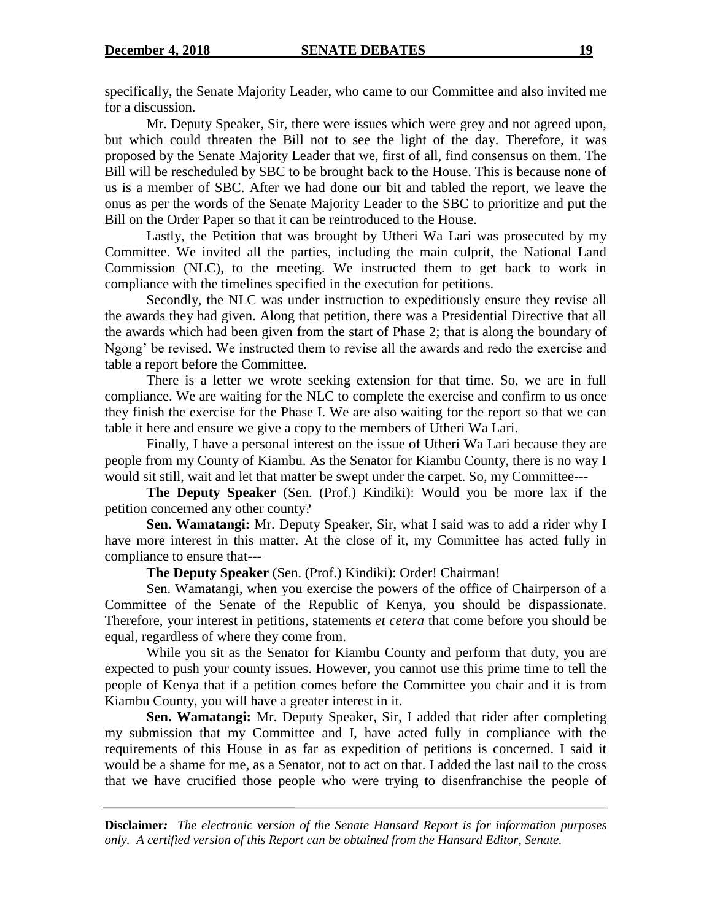specifically, the Senate Majority Leader, who came to our Committee and also invited me for a discussion.

Mr. Deputy Speaker, Sir, there were issues which were grey and not agreed upon, but which could threaten the Bill not to see the light of the day. Therefore, it was proposed by the Senate Majority Leader that we, first of all, find consensus on them. The Bill will be rescheduled by SBC to be brought back to the House. This is because none of us is a member of SBC. After we had done our bit and tabled the report, we leave the onus as per the words of the Senate Majority Leader to the SBC to prioritize and put the Bill on the Order Paper so that it can be reintroduced to the House.

Lastly, the Petition that was brought by Utheri Wa Lari was prosecuted by my Committee. We invited all the parties, including the main culprit, the National Land Commission (NLC), to the meeting. We instructed them to get back to work in compliance with the timelines specified in the execution for petitions.

Secondly, the NLC was under instruction to expeditiously ensure they revise all the awards they had given. Along that petition, there was a Presidential Directive that all the awards which had been given from the start of Phase 2; that is along the boundary of Ngong' be revised. We instructed them to revise all the awards and redo the exercise and table a report before the Committee.

There is a letter we wrote seeking extension for that time. So, we are in full compliance. We are waiting for the NLC to complete the exercise and confirm to us once they finish the exercise for the Phase I. We are also waiting for the report so that we can table it here and ensure we give a copy to the members of Utheri Wa Lari.

Finally, I have a personal interest on the issue of Utheri Wa Lari because they are people from my County of Kiambu. As the Senator for Kiambu County, there is no way I would sit still, wait and let that matter be swept under the carpet. So, my Committee---

**The Deputy Speaker** (Sen. (Prof.) Kindiki): Would you be more lax if the petition concerned any other county?

**Sen. Wamatangi:** Mr. Deputy Speaker, Sir, what I said was to add a rider why I have more interest in this matter. At the close of it, my Committee has acted fully in compliance to ensure that---

**The Deputy Speaker** (Sen. (Prof.) Kindiki): Order! Chairman!

Sen. Wamatangi, when you exercise the powers of the office of Chairperson of a Committee of the Senate of the Republic of Kenya, you should be dispassionate. Therefore, your interest in petitions, statements *et cetera* that come before you should be equal, regardless of where they come from.

While you sit as the Senator for Kiambu County and perform that duty, you are expected to push your county issues. However, you cannot use this prime time to tell the people of Kenya that if a petition comes before the Committee you chair and it is from Kiambu County, you will have a greater interest in it.

**Sen. Wamatangi:** Mr. Deputy Speaker, Sir, I added that rider after completing my submission that my Committee and I, have acted fully in compliance with the requirements of this House in as far as expedition of petitions is concerned. I said it would be a shame for me, as a Senator, not to act on that. I added the last nail to the cross that we have crucified those people who were trying to disenfranchise the people of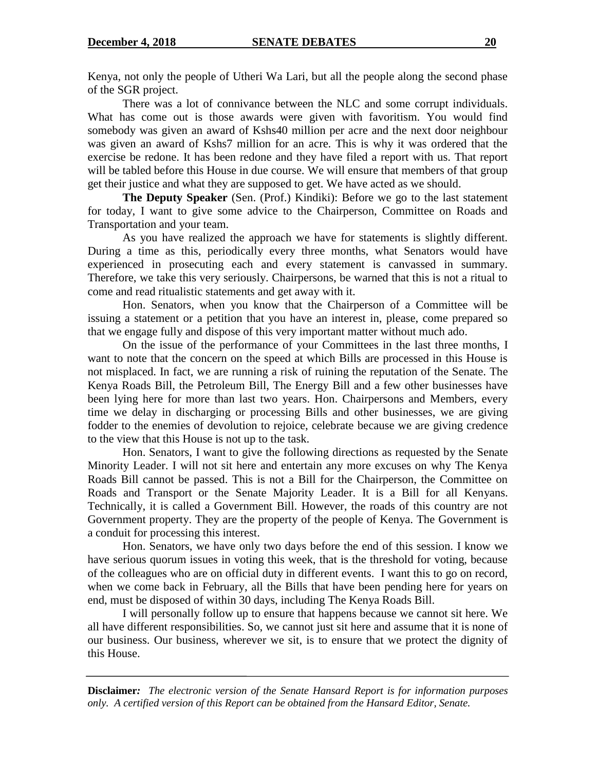Kenya, not only the people of Utheri Wa Lari, but all the people along the second phase of the SGR project.

There was a lot of connivance between the NLC and some corrupt individuals. What has come out is those awards were given with favoritism. You would find somebody was given an award of Kshs40 million per acre and the next door neighbour was given an award of Kshs7 million for an acre. This is why it was ordered that the exercise be redone. It has been redone and they have filed a report with us. That report will be tabled before this House in due course. We will ensure that members of that group get their justice and what they are supposed to get. We have acted as we should.

**The Deputy Speaker** (Sen. (Prof.) Kindiki): Before we go to the last statement for today, I want to give some advice to the Chairperson, Committee on Roads and Transportation and your team.

As you have realized the approach we have for statements is slightly different. During a time as this, periodically every three months, what Senators would have experienced in prosecuting each and every statement is canvassed in summary. Therefore, we take this very seriously. Chairpersons, be warned that this is not a ritual to come and read ritualistic statements and get away with it.

Hon. Senators, when you know that the Chairperson of a Committee will be issuing a statement or a petition that you have an interest in, please, come prepared so that we engage fully and dispose of this very important matter without much ado.

On the issue of the performance of your Committees in the last three months, I want to note that the concern on the speed at which Bills are processed in this House is not misplaced. In fact, we are running a risk of ruining the reputation of the Senate. The Kenya Roads Bill, the Petroleum Bill, The Energy Bill and a few other businesses have been lying here for more than last two years. Hon. Chairpersons and Members, every time we delay in discharging or processing Bills and other businesses, we are giving fodder to the enemies of devolution to rejoice, celebrate because we are giving credence to the view that this House is not up to the task.

Hon. Senators, I want to give the following directions as requested by the Senate Minority Leader. I will not sit here and entertain any more excuses on why The Kenya Roads Bill cannot be passed. This is not a Bill for the Chairperson, the Committee on Roads and Transport or the Senate Majority Leader. It is a Bill for all Kenyans. Technically, it is called a Government Bill. However, the roads of this country are not Government property. They are the property of the people of Kenya. The Government is a conduit for processing this interest.

Hon. Senators, we have only two days before the end of this session. I know we have serious quorum issues in voting this week, that is the threshold for voting, because of the colleagues who are on official duty in different events. I want this to go on record, when we come back in February, all the Bills that have been pending here for years on end, must be disposed of within 30 days, including The Kenya Roads Bill.

I will personally follow up to ensure that happens because we cannot sit here. We all have different responsibilities. So, we cannot just sit here and assume that it is none of our business. Our business, wherever we sit, is to ensure that we protect the dignity of this House.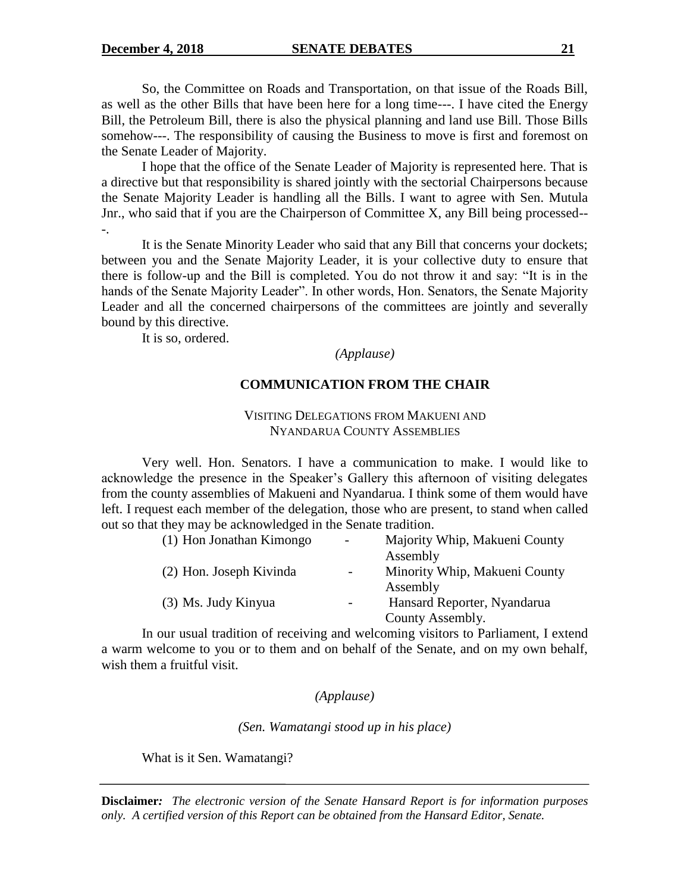So, the Committee on Roads and Transportation, on that issue of the Roads Bill, as well as the other Bills that have been here for a long time---. I have cited the Energy Bill, the Petroleum Bill, there is also the physical planning and land use Bill. Those Bills somehow---. The responsibility of causing the Business to move is first and foremost on the Senate Leader of Majority.

I hope that the office of the Senate Leader of Majority is represented here. That is a directive but that responsibility is shared jointly with the sectorial Chairpersons because the Senate Majority Leader is handling all the Bills. I want to agree with Sen. Mutula Jnr., who said that if you are the Chairperson of Committee X, any Bill being processed---.

It is the Senate Minority Leader who said that any Bill that concerns your dockets; between you and the Senate Majority Leader, it is your collective duty to ensure that there is follow-up and the Bill is completed. You do not throw it and say: "It is in the hands of the Senate Majority Leader". In other words, Hon. Senators, the Senate Majority Leader and all the concerned chairpersons of the committees are jointly and severally bound by this directive.

It is so, ordered.

*(Applause)*

## COMMUNICATION FROM THE CHAIR

### VISITING DELEGATIONS FROM MAKUENI AND NYANDARUA COUNTY ASSEMBLIES

Very well. Hon. Senators. I have a communication to make. I would like to acknowledge the presence in the Speaker's Gallery this afternoon of visiting delegates from the county assemblies of Makueni and Nyandarua. I think some of them would have left. I request each member of the delegation, those who are present, to stand when called out so that they may be acknowledged in the Senate tradition.

| | | |
|---|---|---|
| (1) Hon Jonathan Kimongo | - | Majority Whip, Makueni County Assembly |
| (2) Hon. Joseph Kivinda | - | Minority Whip, Makueni County Assembly |
| (3) Ms. Judy Kinyua | - | Hansard Reporter, Nyandarua County Assembly. |

In our usual tradition of receiving and welcoming visitors to Parliament, I extend a warm welcome to you or to them and on behalf of the Senate, and on my own behalf, wish them a fruitful visit.

*(Applause)*

*(Sen. Wamatangi stood up in his place)*

What is it Sen. Wamatangi?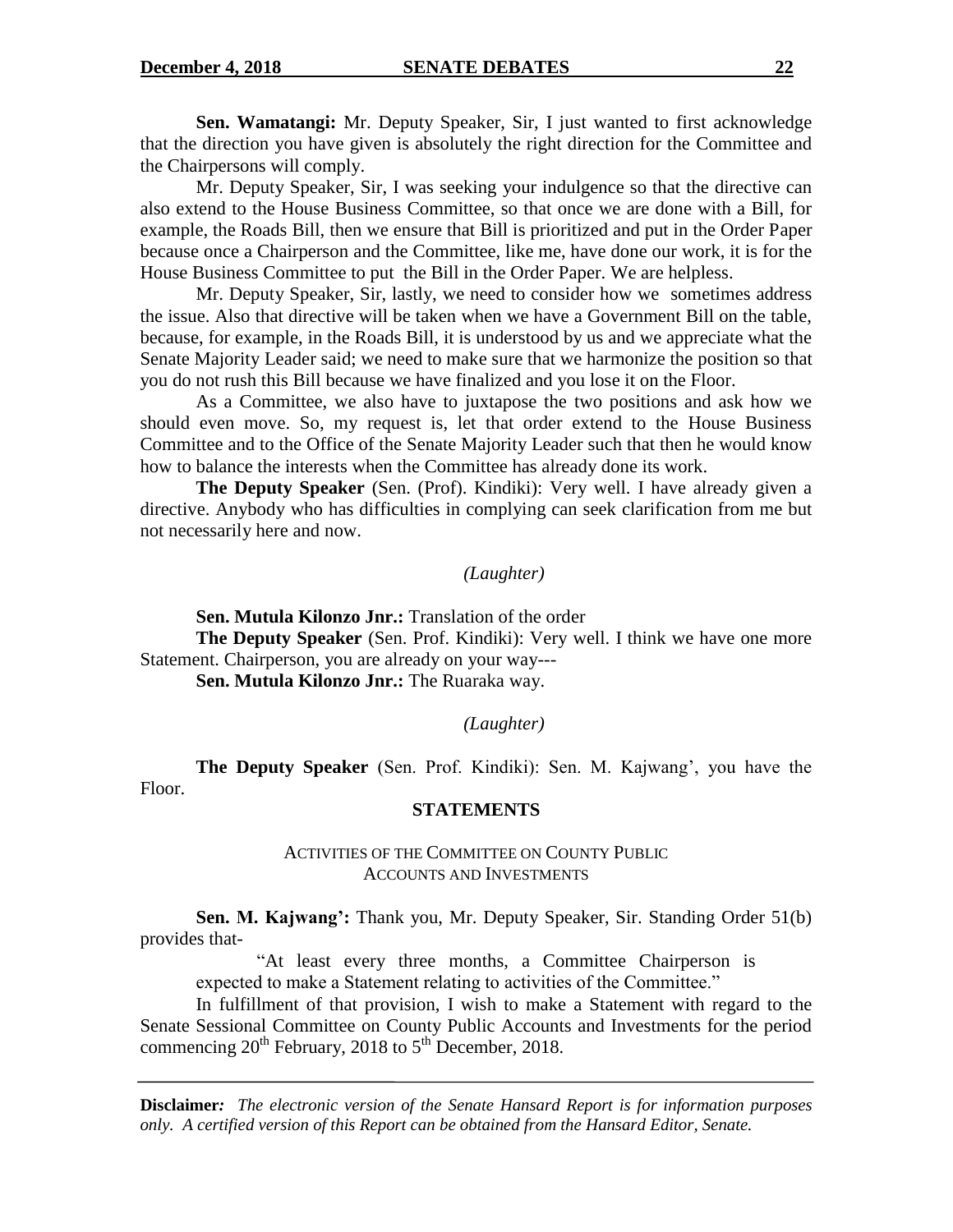**Sen. Wamatangi:** Mr. Deputy Speaker, Sir, I just wanted to first acknowledge that the direction you have given is absolutely the right direction for the Committee and the Chairpersons will comply.

Mr. Deputy Speaker, Sir, I was seeking your indulgence so that the directive can also extend to the House Business Committee, so that once we are done with a Bill, for example, the Roads Bill, then we ensure that Bill is prioritized and put in the Order Paper because once a Chairperson and the Committee, like me, have done our work, it is for the House Business Committee to put the Bill in the Order Paper. We are helpless.

Mr. Deputy Speaker, Sir, lastly, we need to consider how we sometimes address the issue. Also that directive will be taken when we have a Government Bill on the table, because, for example, in the Roads Bill, it is understood by us and we appreciate what the Senate Majority Leader said; we need to make sure that we harmonize the position so that you do not rush this Bill because we have finalized and you lose it on the Floor.

As a Committee, we also have to juxtapose the two positions and ask how we should even move. So, my request is, let that order extend to the House Business Committee and to the Office of the Senate Majority Leader such that then he would know how to balance the interests when the Committee has already done its work.

**The Deputy Speaker** (Sen. (Prof). Kindiki): Very well. I have already given a directive. Anybody who has difficulties in complying can seek clarification from me but not necessarily here and now.

*(Laughter)*

**Sen. Mutula Kilonzo Jnr.:** Translation of the order

**The Deputy Speaker** (Sen. Prof. Kindiki): Very well. I think we have one more Statement. Chairperson, you are already on your way---

**Sen. Mutula Kilonzo Jnr.:** The Ruaraka way.

*(Laughter)*

**The Deputy Speaker** (Sen. Prof. Kindiki): Sen. M. Kajwang', you have the Floor.

## STATEMENTS

### ACTIVITIES OF THE COMMITTEE ON COUNTY PUBLIC ACCOUNTS AND INVESTMENTS

**Sen. M. Kajwang':** Thank you, Mr. Deputy Speaker, Sir. Standing Order 51(b) provides that-

> "At least every three months, a Committee Chairperson is expected to make a Statement relating to activities of the Committee."

In fulfillment of that provision, I wish to make a Statement with regard to the Senate Sessional Committee on County Public Accounts and Investments for the period commencing 20th February, 2018 to 5th December, 2018.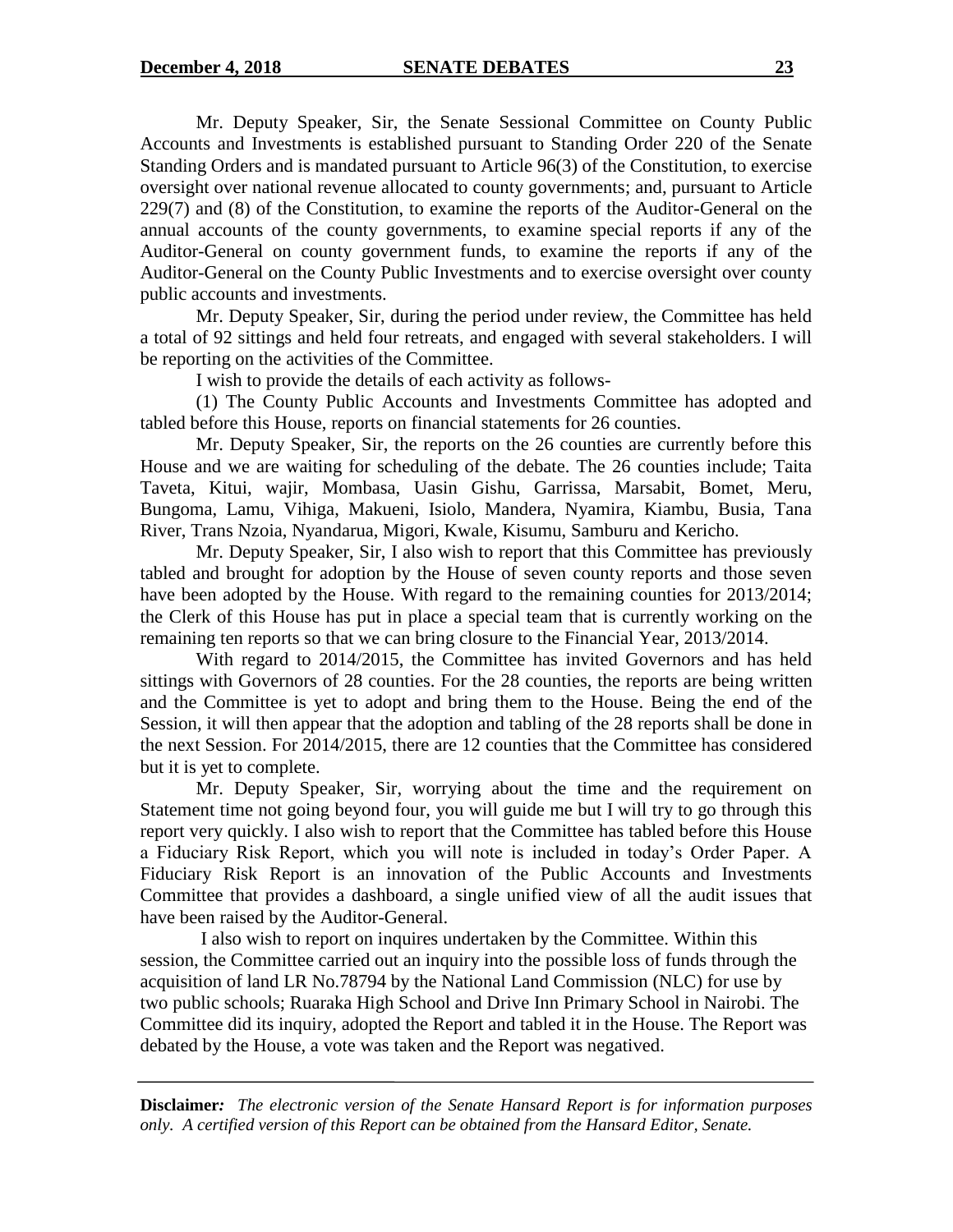Mr. Deputy Speaker, Sir, the Senate Sessional Committee on County Public Accounts and Investments is established pursuant to Standing Order 220 of the Senate Standing Orders and is mandated pursuant to Article 96(3) of the Constitution, to exercise oversight over national revenue allocated to county governments; and, pursuant to Article 229(7) and (8) of the Constitution, to examine the reports of the Auditor-General on the annual accounts of the county governments, to examine special reports if any of the Auditor-General on county government funds, to examine the reports if any of the Auditor-General on the County Public Investments and to exercise oversight over county public accounts and investments.

Mr. Deputy Speaker, Sir, during the period under review, the Committee has held a total of 92 sittings and held four retreats, and engaged with several stakeholders. I will be reporting on the activities of the Committee.

I wish to provide the details of each activity as follows-

(1) The County Public Accounts and Investments Committee has adopted and tabled before this House, reports on financial statements for 26 counties.

Mr. Deputy Speaker, Sir, the reports on the 26 counties are currently before this House and we are waiting for scheduling of the debate. The 26 counties include; Taita Taveta, Kitui, wajir, Mombasa, Uasin Gishu, Garrissa, Marsabit, Bomet, Meru, Bungoma, Lamu, Vihiga, Makueni, Isiolo, Mandera, Nyamira, Kiambu, Busia, Tana River, Trans Nzoia, Nyandarua, Migori, Kwale, Kisumu, Samburu and Kericho.

Mr. Deputy Speaker, Sir, I also wish to report that this Committee has previously tabled and brought for adoption by the House of seven county reports and those seven have been adopted by the House. With regard to the remaining counties for 2013/2014; the Clerk of this House has put in place a special team that is currently working on the remaining ten reports so that we can bring closure to the Financial Year, 2013/2014.

With regard to 2014/2015, the Committee has invited Governors and has held sittings with Governors of 28 counties. For the 28 counties, the reports are being written and the Committee is yet to adopt and bring them to the House. Being the end of the Session, it will then appear that the adoption and tabling of the 28 reports shall be done in the next Session. For 2014/2015, there are 12 counties that the Committee has considered but it is yet to complete.

Mr. Deputy Speaker, Sir, worrying about the time and the requirement on Statement time not going beyond four, you will guide me but I will try to go through this report very quickly. I also wish to report that the Committee has tabled before this House a Fiduciary Risk Report, which you will note is included in today's Order Paper. A Fiduciary Risk Report is an innovation of the Public Accounts and Investments Committee that provides a dashboard, a single unified view of all the audit issues that have been raised by the Auditor-General.

I also wish to report on inquires undertaken by the Committee. Within this session, the Committee carried out an inquiry into the possible loss of funds through the acquisition of land LR No.78794 by the National Land Commission (NLC) for use by two public schools; Ruaraka High School and Drive Inn Primary School in Nairobi. The Committee did its inquiry, adopted the Report and tabled it in the House. The Report was debated by the House, a vote was taken and the Report was negatived.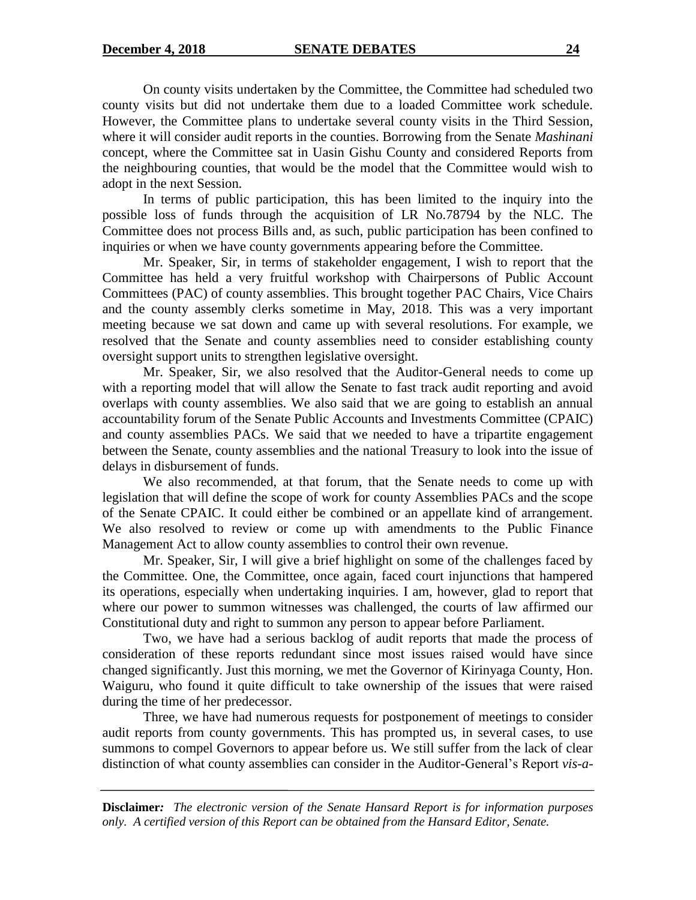On county visits undertaken by the Committee, the Committee had scheduled two county visits but did not undertake them due to a loaded Committee work schedule. However, the Committee plans to undertake several county visits in the Third Session, where it will consider audit reports in the counties. Borrowing from the Senate *Mashinani* concept, where the Committee sat in Uasin Gishu County and considered Reports from the neighbouring counties, that would be the model that the Committee would wish to adopt in the next Session.

In terms of public participation, this has been limited to the inquiry into the possible loss of funds through the acquisition of LR No.78794 by the NLC. The Committee does not process Bills and, as such, public participation has been confined to inquiries or when we have county governments appearing before the Committee.

Mr. Speaker, Sir, in terms of stakeholder engagement, I wish to report that the Committee has held a very fruitful workshop with Chairpersons of Public Account Committees (PAC) of county assemblies. This brought together PAC Chairs, Vice Chairs and the county assembly clerks sometime in May, 2018. This was a very important meeting because we sat down and came up with several resolutions. For example, we resolved that the Senate and county assemblies need to consider establishing county oversight support units to strengthen legislative oversight.

Mr. Speaker, Sir, we also resolved that the Auditor-General needs to come up with a reporting model that will allow the Senate to fast track audit reporting and avoid overlaps with county assemblies. We also said that we are going to establish an annual accountability forum of the Senate Public Accounts and Investments Committee (CPAIC) and county assemblies PACs. We said that we needed to have a tripartite engagement between the Senate, county assemblies and the national Treasury to look into the issue of delays in disbursement of funds.

We also recommended, at that forum, that the Senate needs to come up with legislation that will define the scope of work for county Assemblies PACs and the scope of the Senate CPAIC. It could either be combined or an appellate kind of arrangement. We also resolved to review or come up with amendments to the Public Finance Management Act to allow county assemblies to control their own revenue.

Mr. Speaker, Sir, I will give a brief highlight on some of the challenges faced by the Committee. One, the Committee, once again, faced court injunctions that hampered its operations, especially when undertaking inquiries. I am, however, glad to report that where our power to summon witnesses was challenged, the courts of law affirmed our Constitutional duty and right to summon any person to appear before Parliament.

Two, we have had a serious backlog of audit reports that made the process of consideration of these reports redundant since most issues raised would have since changed significantly. Just this morning, we met the Governor of Kirinyaga County, Hon. Waiguru, who found it quite difficult to take ownership of the issues that were raised during the time of her predecessor.

Three, we have had numerous requests for postponement of meetings to consider audit reports from county governments. This has prompted us, in several cases, to use summons to compel Governors to appear before us. We still suffer from the lack of clear distinction of what county assemblies can consider in the Auditor-General's Report *vis-a-*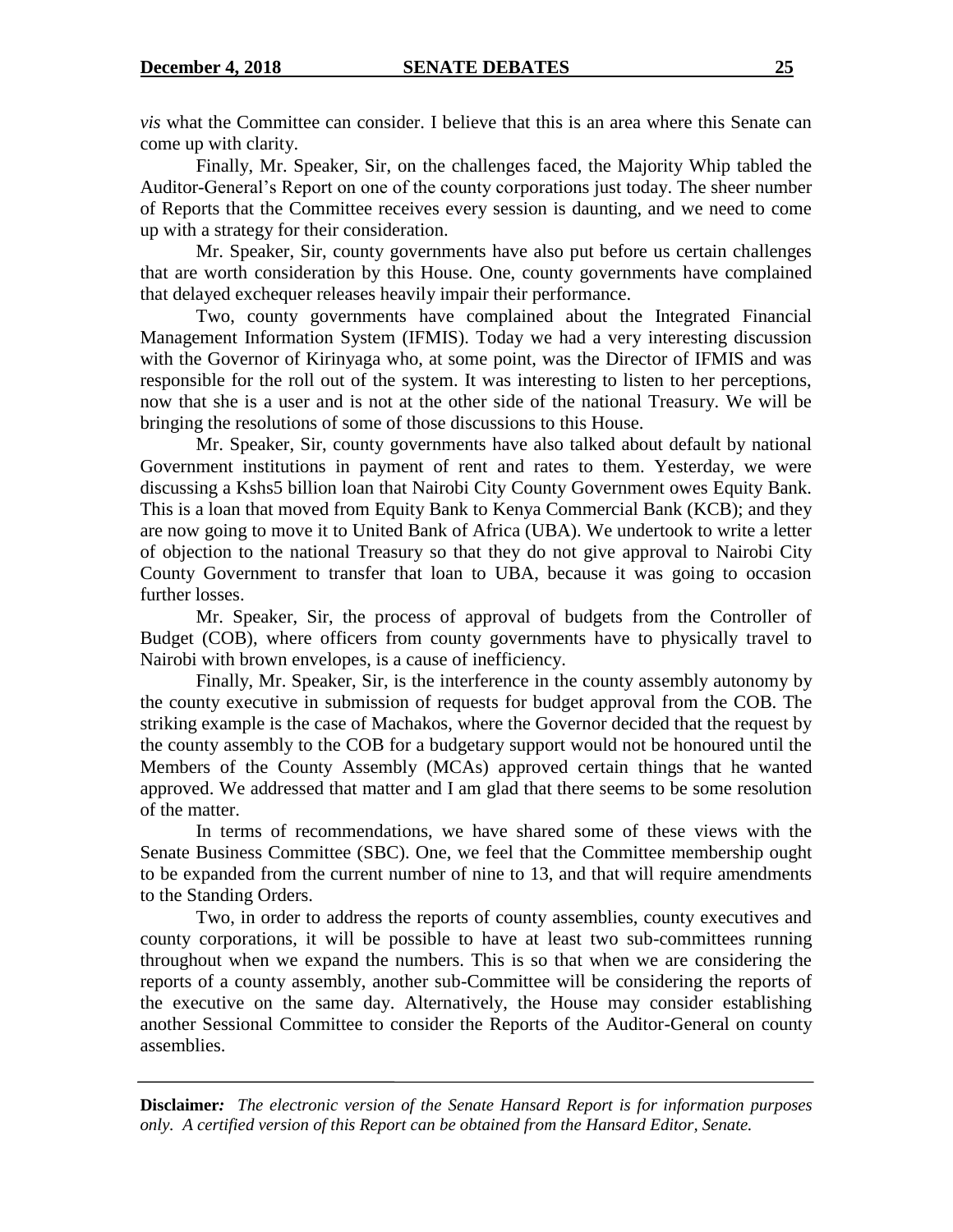*vis* what the Committee can consider. I believe that this is an area where this Senate can come up with clarity.

Finally, Mr. Speaker, Sir, on the challenges faced, the Majority Whip tabled the Auditor-General's Report on one of the county corporations just today. The sheer number of Reports that the Committee receives every session is daunting, and we need to come up with a strategy for their consideration.

Mr. Speaker, Sir, county governments have also put before us certain challenges that are worth consideration by this House. One, county governments have complained that delayed exchequer releases heavily impair their performance.

Two, county governments have complained about the Integrated Financial Management Information System (IFMIS). Today we had a very interesting discussion with the Governor of Kirinyaga who, at some point, was the Director of IFMIS and was responsible for the roll out of the system. It was interesting to listen to her perceptions, now that she is a user and is not at the other side of the national Treasury. We will be bringing the resolutions of some of those discussions to this House.

Mr. Speaker, Sir, county governments have also talked about default by national Government institutions in payment of rent and rates to them. Yesterday, we were discussing a Kshs5 billion loan that Nairobi City County Government owes Equity Bank. This is a loan that moved from Equity Bank to Kenya Commercial Bank (KCB); and they are now going to move it to United Bank of Africa (UBA). We undertook to write a letter of objection to the national Treasury so that they do not give approval to Nairobi City County Government to transfer that loan to UBA, because it was going to occasion further losses.

Mr. Speaker, Sir, the process of approval of budgets from the Controller of Budget (COB), where officers from county governments have to physically travel to Nairobi with brown envelopes, is a cause of inefficiency.

Finally, Mr. Speaker, Sir, is the interference in the county assembly autonomy by the county executive in submission of requests for budget approval from the COB. The striking example is the case of Machakos, where the Governor decided that the request by the county assembly to the COB for a budgetary support would not be honoured until the Members of the County Assembly (MCAs) approved certain things that he wanted approved. We addressed that matter and I am glad that there seems to be some resolution of the matter.

In terms of recommendations, we have shared some of these views with the Senate Business Committee (SBC). One, we feel that the Committee membership ought to be expanded from the current number of nine to 13, and that will require amendments to the Standing Orders.

Two, in order to address the reports of county assemblies, county executives and county corporations, it will be possible to have at least two sub-committees running throughout when we expand the numbers. This is so that when we are considering the reports of a county assembly, another sub-Committee will be considering the reports of the executive on the same day. Alternatively, the House may consider establishing another Sessional Committee to consider the Reports of the Auditor-General on county assemblies.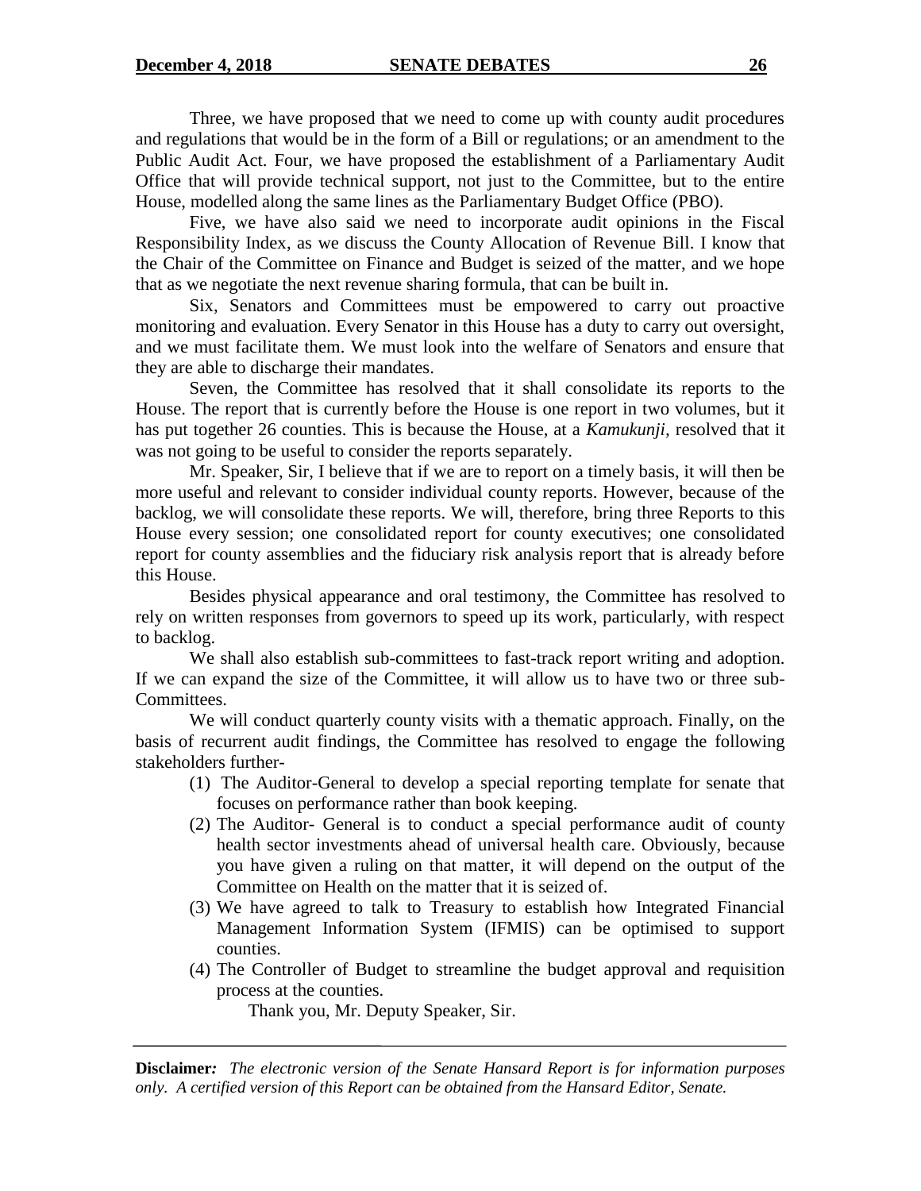Three, we have proposed that we need to come up with county audit procedures and regulations that would be in the form of a Bill or regulations; or an amendment to the Public Audit Act. Four, we have proposed the establishment of a Parliamentary Audit Office that will provide technical support, not just to the Committee, but to the entire House, modelled along the same lines as the Parliamentary Budget Office (PBO).

Five, we have also said we need to incorporate audit opinions in the Fiscal Responsibility Index, as we discuss the County Allocation of Revenue Bill. I know that the Chair of the Committee on Finance and Budget is seized of the matter, and we hope that as we negotiate the next revenue sharing formula, that can be built in.

Six, Senators and Committees must be empowered to carry out proactive monitoring and evaluation. Every Senator in this House has a duty to carry out oversight, and we must facilitate them. We must look into the welfare of Senators and ensure that they are able to discharge their mandates.

Seven, the Committee has resolved that it shall consolidate its reports to the House. The report that is currently before the House is one report in two volumes, but it has put together 26 counties. This is because the House, at a *Kamukunji*, resolved that it was not going to be useful to consider the reports separately.

Mr. Speaker, Sir, I believe that if we are to report on a timely basis, it will then be more useful and relevant to consider individual county reports. However, because of the backlog, we will consolidate these reports. We will, therefore, bring three Reports to this House every session; one consolidated report for county executives; one consolidated report for county assemblies and the fiduciary risk analysis report that is already before this House.

Besides physical appearance and oral testimony, the Committee has resolved to rely on written responses from governors to speed up its work, particularly, with respect to backlog.

We shall also establish sub-committees to fast-track report writing and adoption. If we can expand the size of the Committee, it will allow us to have two or three sub-Committees.

We will conduct quarterly county visits with a thematic approach. Finally, on the basis of recurrent audit findings, the Committee has resolved to engage the following stakeholders further-

(1) The Auditor-General to develop a special reporting template for senate that focuses on performance rather than book keeping.

(2) The Auditor- General is to conduct a special performance audit of county health sector investments ahead of universal health care. Obviously, because you have given a ruling on that matter, it will depend on the output of the Committee on Health on the matter that it is seized of.

(3) We have agreed to talk to Treasury to establish how Integrated Financial Management Information System (IFMIS) can be optimised to support counties.

(4) The Controller of Budget to streamline the budget approval and requisition process at the counties.

Thank you, Mr. Deputy Speaker, Sir.

**Disclaimer:** *The electronic version of the Senate Hansard Report is for information purposes only. A certified version of this Report can be obtained from the Hansard Editor, Senate.*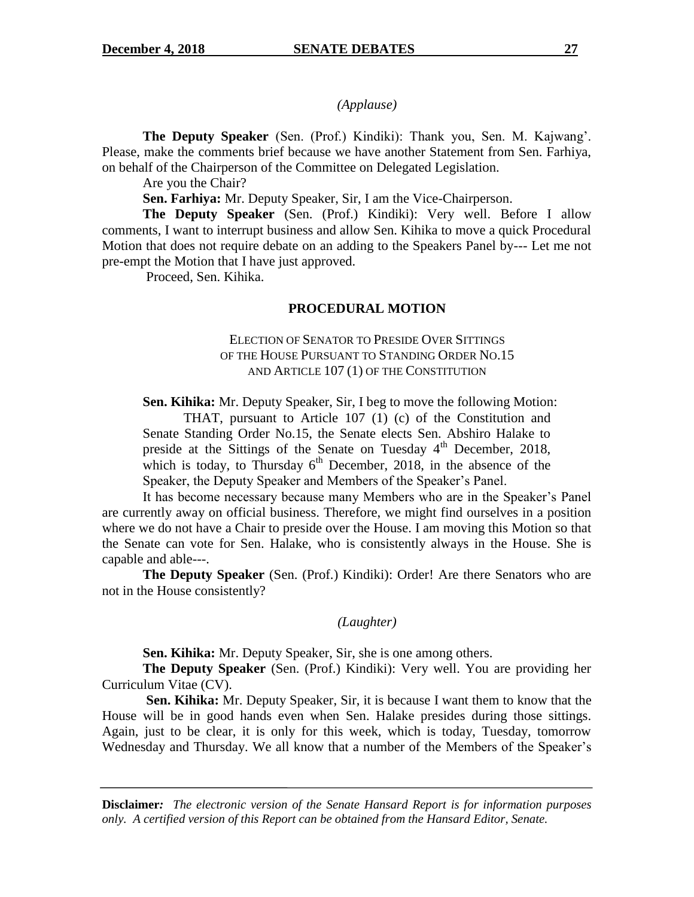*(Applause)*

**The Deputy Speaker** (Sen. (Prof.) Kindiki): Thank you, Sen. M. Kajwang'. Please, make the comments brief because we have another Statement from Sen. Farhiya, on behalf of the Chairperson of the Committee on Delegated Legislation.

Are you the Chair?

**Sen. Farhiya:** Mr. Deputy Speaker, Sir, I am the Vice-Chairperson.

**The Deputy Speaker** (Sen. (Prof.) Kindiki): Very well. Before I allow comments, I want to interrupt business and allow Sen. Kihika to move a quick Procedural Motion that does not require debate on an adding to the Speakers Panel by--- Let me not pre-empt the Motion that I have just approved.

Proceed, Sen. Kihika.

## PROCEDURAL MOTION

### ELECTION OF SENATOR TO PRESIDE OVER SITTINGS OF THE HOUSE PURSUANT TO STANDING ORDER NO.15 AND ARTICLE 107 (1) OF THE CONSTITUTION

**Sen. Kihika:** Mr. Deputy Speaker, Sir, I beg to move the following Motion:

> THAT, pursuant to Article 107 (1) (c) of the Constitution and Senate Standing Order No.15, the Senate elects Sen. Abshiro Halake to preside at the Sittings of the Senate on Tuesday 4th December, 2018, which is today, to Thursday 6th December, 2018, in the absence of the Speaker, the Deputy Speaker and Members of the Speaker's Panel.

It has become necessary because many Members who are in the Speaker's Panel are currently away on official business. Therefore, we might find ourselves in a position where we do not have a Chair to preside over the House. I am moving this Motion so that the Senate can vote for Sen. Halake, who is consistently always in the House. She is capable and able---.

**The Deputy Speaker** (Sen. (Prof.) Kindiki): Order! Are there Senators who are not in the House consistently?

*(Laughter)*

**Sen. Kihika:** Mr. Deputy Speaker, Sir, she is one among others.

**The Deputy Speaker** (Sen. (Prof.) Kindiki): Very well. You are providing her Curriculum Vitae (CV).

**Sen. Kihika:** Mr. Deputy Speaker, Sir, it is because I want them to know that the House will be in good hands even when Sen. Halake presides during those sittings. Again, just to be clear, it is only for this week, which is today, Tuesday, tomorrow Wednesday and Thursday. We all know that a number of the Members of the Speaker's

**Disclaimer:** *The electronic version of the Senate Hansard Report is for information purposes only. A certified version of this Report can be obtained from the Hansard Editor, Senate.*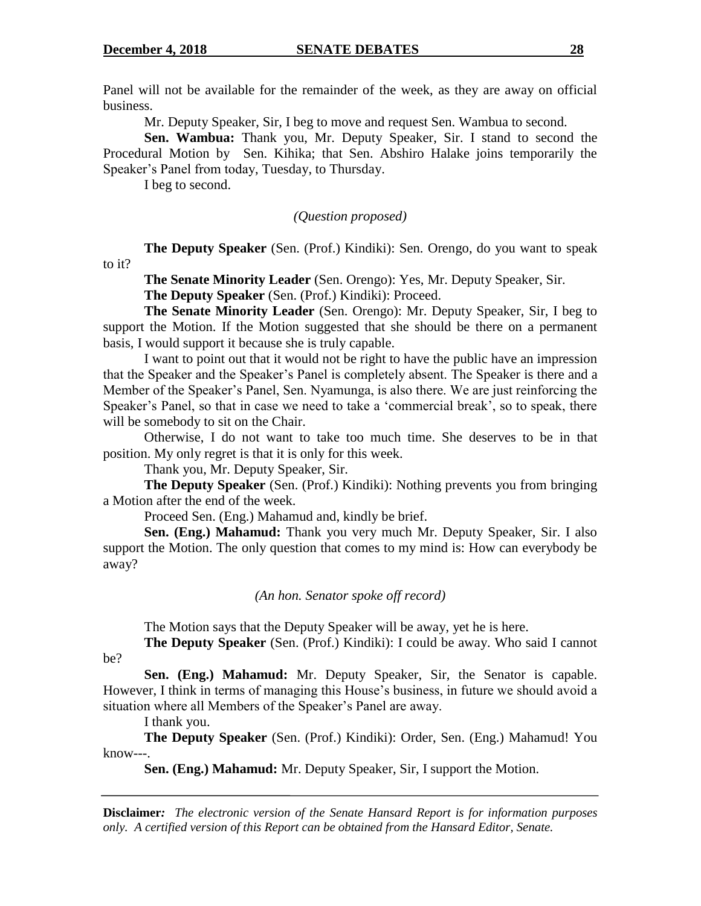Panel will not be available for the remainder of the week, as they are away on official business.

Mr. Deputy Speaker, Sir, I beg to move and request Sen. Wambua to second.

**Sen. Wambua:** Thank you, Mr. Deputy Speaker, Sir. I stand to second the Procedural Motion by Sen. Kihika; that Sen. Abshiro Halake joins temporarily the Speaker's Panel from today, Tuesday, to Thursday.

I beg to second.

*(Question proposed)*

**The Deputy Speaker** (Sen. (Prof.) Kindiki): Sen. Orengo, do you want to speak to it?

**The Senate Minority Leader** (Sen. Orengo): Yes, Mr. Deputy Speaker, Sir.

**The Deputy Speaker** (Sen. (Prof.) Kindiki): Proceed.

**The Senate Minority Leader** (Sen. Orengo): Mr. Deputy Speaker, Sir, I beg to support the Motion. If the Motion suggested that she should be there on a permanent basis, I would support it because she is truly capable.

I want to point out that it would not be right to have the public have an impression that the Speaker and the Speaker's Panel is completely absent. The Speaker is there and a Member of the Speaker's Panel, Sen. Nyamunga, is also there. We are just reinforcing the Speaker's Panel, so that in case we need to take a 'commercial break', so to speak, there will be somebody to sit on the Chair.

Otherwise, I do not want to take too much time. She deserves to be in that position. My only regret is that it is only for this week.

Thank you, Mr. Deputy Speaker, Sir.

**The Deputy Speaker** (Sen. (Prof.) Kindiki): Nothing prevents you from bringing a Motion after the end of the week.

Proceed Sen. (Eng.) Mahamud and, kindly be brief.

**Sen. (Eng.) Mahamud:** Thank you very much Mr. Deputy Speaker, Sir. I also support the Motion. The only question that comes to my mind is: How can everybody be away?

*(An hon. Senator spoke off record)*

The Motion says that the Deputy Speaker will be away, yet he is here.

**The Deputy Speaker** (Sen. (Prof.) Kindiki): I could be away. Who said I cannot be?

**Sen. (Eng.) Mahamud:** Mr. Deputy Speaker, Sir, the Senator is capable. However, I think in terms of managing this House's business, in future we should avoid a situation where all Members of the Speaker's Panel are away.

I thank you.

**The Deputy Speaker** (Sen. (Prof.) Kindiki): Order, Sen. (Eng.) Mahamud! You know---.

**Sen. (Eng.) Mahamud:** Mr. Deputy Speaker, Sir, I support the Motion.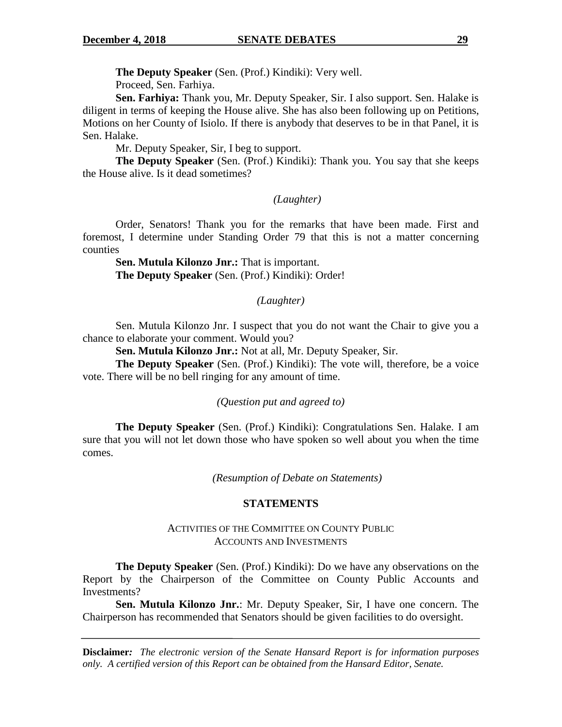**The Deputy Speaker** (Sen. (Prof.) Kindiki): Very well.

Proceed, Sen. Farhiya.

**Sen. Farhiya:** Thank you, Mr. Deputy Speaker, Sir. I also support. Sen. Halake is diligent in terms of keeping the House alive. She has also been following up on Petitions, Motions on her County of Isiolo. If there is anybody that deserves to be in that Panel, it is Sen. Halake.

Mr. Deputy Speaker, Sir, I beg to support.

**The Deputy Speaker** (Sen. (Prof.) Kindiki): Thank you. You say that she keeps the House alive. Is it dead sometimes?

*(Laughter)*

Order, Senators! Thank you for the remarks that have been made. First and foremost, I determine under Standing Order 79 that this is not a matter concerning counties

**Sen. Mutula Kilonzo Jnr.:** That is important.

**The Deputy Speaker** (Sen. (Prof.) Kindiki): Order!

*(Laughter)*

Sen. Mutula Kilonzo Jnr. I suspect that you do not want the Chair to give you a chance to elaborate your comment. Would you?

**Sen. Mutula Kilonzo Jnr.:** Not at all, Mr. Deputy Speaker, Sir.

**The Deputy Speaker** (Sen. (Prof.) Kindiki): The vote will, therefore, be a voice vote. There will be no bell ringing for any amount of time.

*(Question put and agreed to)*

**The Deputy Speaker** (Sen. (Prof.) Kindiki): Congratulations Sen. Halake. I am sure that you will not let down those who have spoken so well about you when the time comes.

*(Resumption of Debate on Statements)*

## STATEMENTS

### ACTIVITIES OF THE COMMITTEE ON COUNTY PUBLIC ACCOUNTS AND INVESTMENTS

**The Deputy Speaker** (Sen. (Prof.) Kindiki): Do we have any observations on the Report by the Chairperson of the Committee on County Public Accounts and Investments?

**Sen. Mutula Kilonzo Jnr.**: Mr. Deputy Speaker, Sir, I have one concern. The Chairperson has recommended that Senators should be given facilities to do oversight.

**Disclaimer:** *The electronic version of the Senate Hansard Report is for information purposes only. A certified version of this Report can be obtained from the Hansard Editor, Senate.*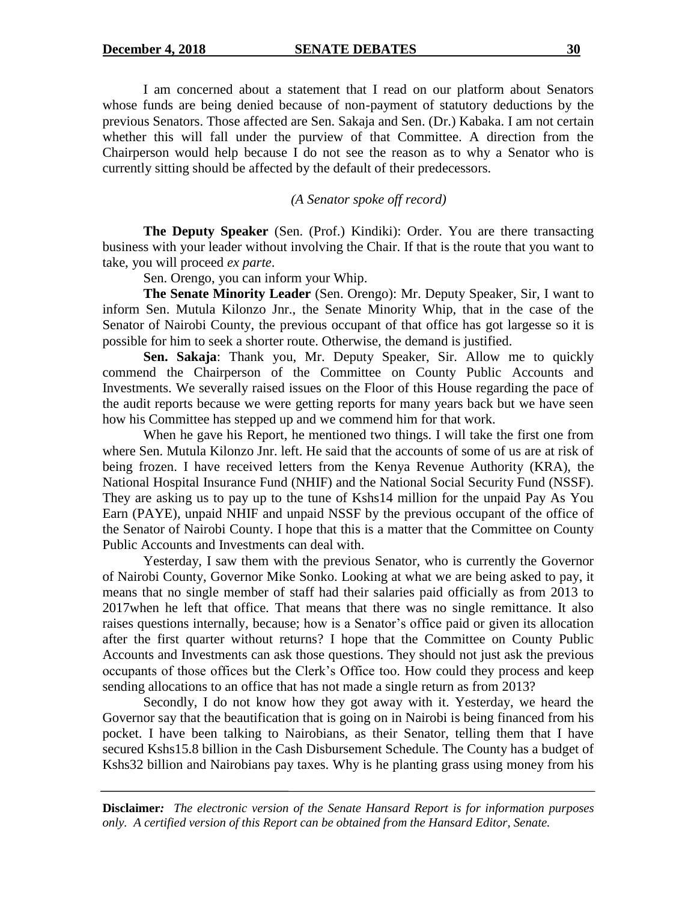I am concerned about a statement that I read on our platform about Senators whose funds are being denied because of non-payment of statutory deductions by the previous Senators. Those affected are Sen. Sakaja and Sen. (Dr.) Kabaka. I am not certain whether this will fall under the purview of that Committee. A direction from the Chairperson would help because I do not see the reason as to why a Senator who is currently sitting should be affected by the default of their predecessors.

*(A Senator spoke off record)*

**The Deputy Speaker** (Sen. (Prof.) Kindiki): Order. You are there transacting business with your leader without involving the Chair. If that is the route that you want to take, you will proceed *ex parte*.

Sen. Orengo, you can inform your Whip.

**The Senate Minority Leader** (Sen. Orengo): Mr. Deputy Speaker, Sir, I want to inform Sen. Mutula Kilonzo Jnr., the Senate Minority Whip, that in the case of the Senator of Nairobi County, the previous occupant of that office has got largesse so it is possible for him to seek a shorter route. Otherwise, the demand is justified.

**Sen. Sakaja**: Thank you, Mr. Deputy Speaker, Sir. Allow me to quickly commend the Chairperson of the Committee on County Public Accounts and Investments. We severally raised issues on the Floor of this House regarding the pace of the audit reports because we were getting reports for many years back but we have seen how his Committee has stepped up and we commend him for that work.

When he gave his Report, he mentioned two things. I will take the first one from where Sen. Mutula Kilonzo Jnr. left. He said that the accounts of some of us are at risk of being frozen. I have received letters from the Kenya Revenue Authority (KRA), the National Hospital Insurance Fund (NHIF) and the National Social Security Fund (NSSF). They are asking us to pay up to the tune of Kshs14 million for the unpaid Pay As You Earn (PAYE), unpaid NHIF and unpaid NSSF by the previous occupant of the office of the Senator of Nairobi County. I hope that this is a matter that the Committee on County Public Accounts and Investments can deal with.

Yesterday, I saw them with the previous Senator, who is currently the Governor of Nairobi County, Governor Mike Sonko. Looking at what we are being asked to pay, it means that no single member of staff had their salaries paid officially as from 2013 to 2017when he left that office. That means that there was no single remittance. It also raises questions internally, because; how is a Senator's office paid or given its allocation after the first quarter without returns? I hope that the Committee on County Public Accounts and Investments can ask those questions. They should not just ask the previous occupants of those offices but the Clerk's Office too. How could they process and keep sending allocations to an office that has not made a single return as from 2013?

Secondly, I do not know how they got away with it. Yesterday, we heard the Governor say that the beautification that is going on in Nairobi is being financed from his pocket. I have been talking to Nairobians, as their Senator, telling them that I have secured Kshs15.8 billion in the Cash Disbursement Schedule. The County has a budget of Kshs32 billion and Nairobians pay taxes. Why is he planting grass using money from his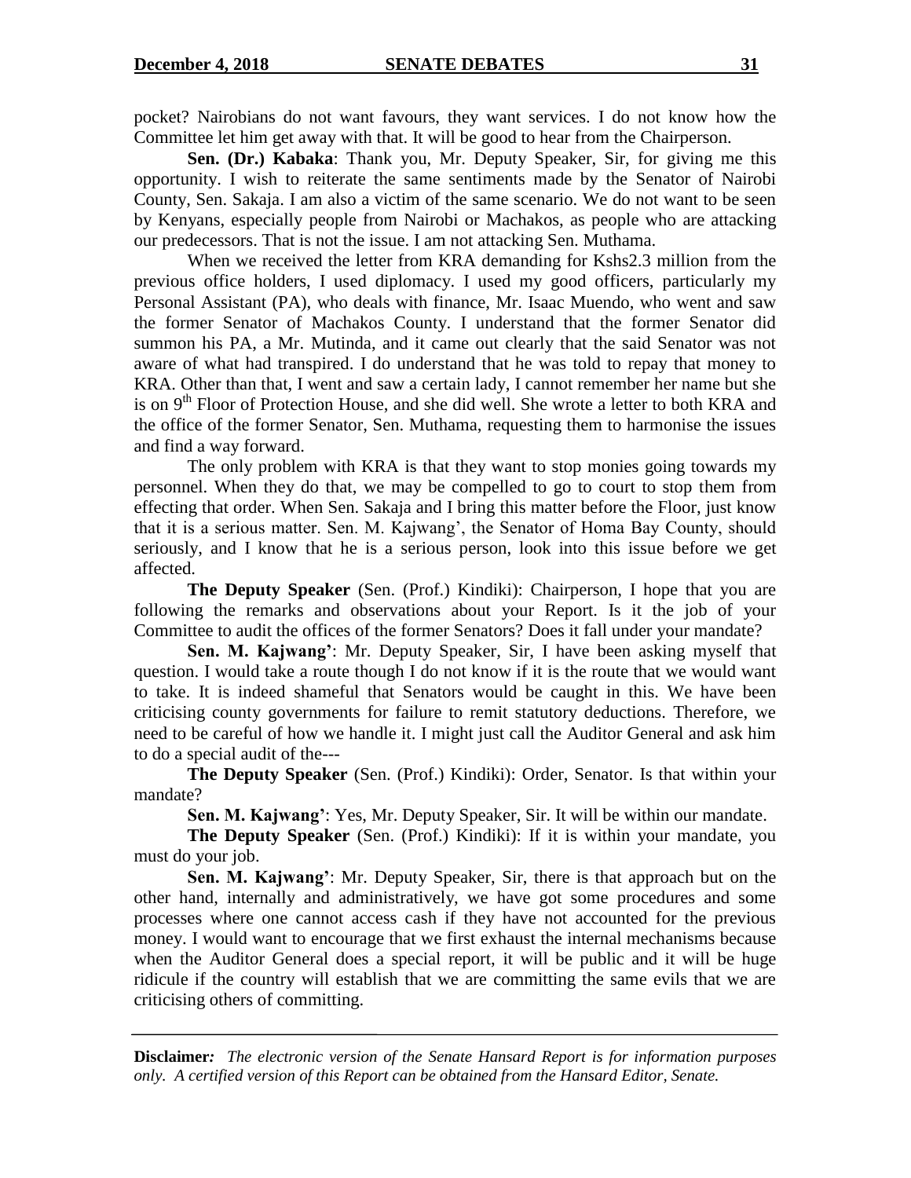pocket? Nairobians do not want favours, they want services. I do not know how the Committee let him get away with that. It will be good to hear from the Chairperson.

**Sen. (Dr.) Kabaka**: Thank you, Mr. Deputy Speaker, Sir, for giving me this opportunity. I wish to reiterate the same sentiments made by the Senator of Nairobi County, Sen. Sakaja. I am also a victim of the same scenario. We do not want to be seen by Kenyans, especially people from Nairobi or Machakos, as people who are attacking our predecessors. That is not the issue. I am not attacking Sen. Muthama.

When we received the letter from KRA demanding for Kshs2.3 million from the previous office holders, I used diplomacy. I used my good officers, particularly my Personal Assistant (PA), who deals with finance, Mr. Isaac Muendo, who went and saw the former Senator of Machakos County. I understand that the former Senator did summon his PA, a Mr. Mutinda, and it came out clearly that the said Senator was not aware of what had transpired. I do understand that he was told to repay that money to KRA. Other than that, I went and saw a certain lady, I cannot remember her name but she is on 9th Floor of Protection House, and she did well. She wrote a letter to both KRA and the office of the former Senator, Sen. Muthama, requesting them to harmonise the issues and find a way forward.

The only problem with KRA is that they want to stop monies going towards my personnel. When they do that, we may be compelled to go to court to stop them from effecting that order. When Sen. Sakaja and I bring this matter before the Floor, just know that it is a serious matter. Sen. M. Kajwang', the Senator of Homa Bay County, should seriously, and I know that he is a serious person, look into this issue before we get affected.

**The Deputy Speaker** (Sen. (Prof.) Kindiki): Chairperson, I hope that you are following the remarks and observations about your Report. Is it the job of your Committee to audit the offices of the former Senators? Does it fall under your mandate?

**Sen. M. Kajwang'**: Mr. Deputy Speaker, Sir, I have been asking myself that question. I would take a route though I do not know if it is the route that we would want to take. It is indeed shameful that Senators would be caught in this. We have been criticising county governments for failure to remit statutory deductions. Therefore, we need to be careful of how we handle it. I might just call the Auditor General and ask him to do a special audit of the---

**The Deputy Speaker** (Sen. (Prof.) Kindiki): Order, Senator. Is that within your mandate?

**Sen. M. Kajwang'**: Yes, Mr. Deputy Speaker, Sir. It will be within our mandate.

**The Deputy Speaker** (Sen. (Prof.) Kindiki): If it is within your mandate, you must do your job.

**Sen. M. Kajwang'**: Mr. Deputy Speaker, Sir, there is that approach but on the other hand, internally and administratively, we have got some procedures and some processes where one cannot access cash if they have not accounted for the previous money. I would want to encourage that we first exhaust the internal mechanisms because when the Auditor General does a special report, it will be public and it will be huge ridicule if the country will establish that we are committing the same evils that we are criticising others of committing.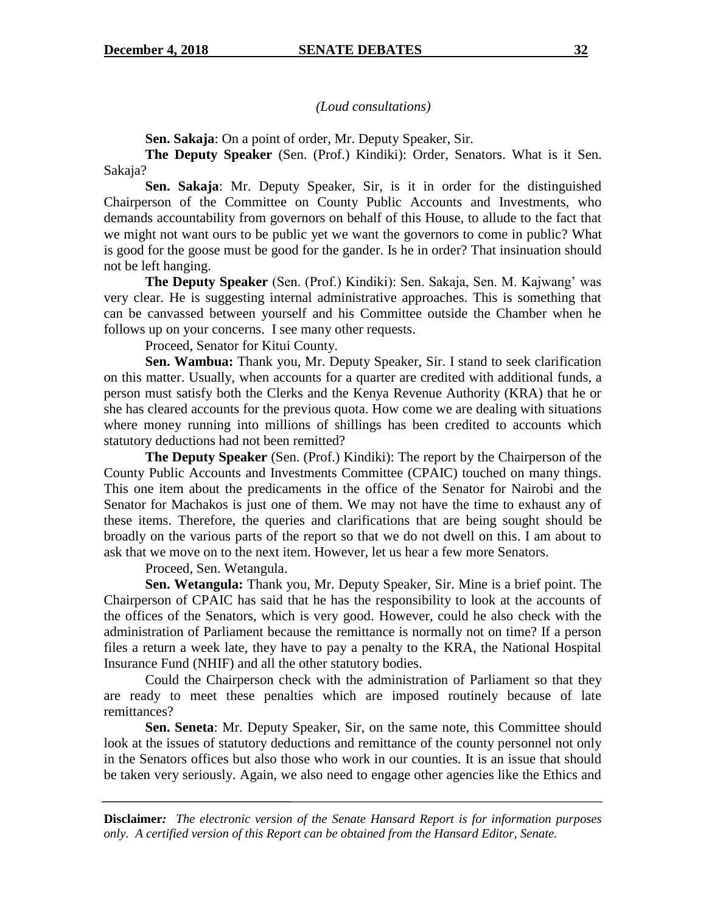*(Loud consultations)*

**Sen. Sakaja**: On a point of order, Mr. Deputy Speaker, Sir.

**The Deputy Speaker** (Sen. (Prof.) Kindiki): Order, Senators. What is it Sen. Sakaja?

**Sen. Sakaja**: Mr. Deputy Speaker, Sir, is it in order for the distinguished Chairperson of the Committee on County Public Accounts and Investments, who demands accountability from governors on behalf of this House, to allude to the fact that we might not want ours to be public yet we want the governors to come in public? What is good for the goose must be good for the gander. Is he in order? That insinuation should not be left hanging.

**The Deputy Speaker** (Sen. (Prof.) Kindiki): Sen. Sakaja, Sen. M. Kajwang' was very clear. He is suggesting internal administrative approaches. This is something that can be canvassed between yourself and his Committee outside the Chamber when he follows up on your concerns. I see many other requests.

Proceed, Senator for Kitui County.

**Sen. Wambua:** Thank you, Mr. Deputy Speaker, Sir. I stand to seek clarification on this matter. Usually, when accounts for a quarter are credited with additional funds, a person must satisfy both the Clerks and the Kenya Revenue Authority (KRA) that he or she has cleared accounts for the previous quota. How come we are dealing with situations where money running into millions of shillings has been credited to accounts which statutory deductions had not been remitted?

**The Deputy Speaker** (Sen. (Prof.) Kindiki): The report by the Chairperson of the County Public Accounts and Investments Committee (CPAIC) touched on many things. This one item about the predicaments in the office of the Senator for Nairobi and the Senator for Machakos is just one of them. We may not have the time to exhaust any of these items. Therefore, the queries and clarifications that are being sought should be broadly on the various parts of the report so that we do not dwell on this. I am about to ask that we move on to the next item. However, let us hear a few more Senators.

Proceed, Sen. Wetangula.

**Sen. Wetangula:** Thank you, Mr. Deputy Speaker, Sir. Mine is a brief point. The Chairperson of CPAIC has said that he has the responsibility to look at the accounts of the offices of the Senators, which is very good. However, could he also check with the administration of Parliament because the remittance is normally not on time? If a person files a return a week late, they have to pay a penalty to the KRA, the National Hospital Insurance Fund (NHIF) and all the other statutory bodies.

Could the Chairperson check with the administration of Parliament so that they are ready to meet these penalties which are imposed routinely because of late remittances?

**Sen. Seneta**: Mr. Deputy Speaker, Sir, on the same note, this Committee should look at the issues of statutory deductions and remittance of the county personnel not only in the Senators offices but also those who work in our counties. It is an issue that should be taken very seriously. Again, we also need to engage other agencies like the Ethics and

---

**Disclaimer***: The electronic version of the Senate Hansard Report is for information purposes only. A certified version of this Report can be obtained from the Hansard Editor, Senate.*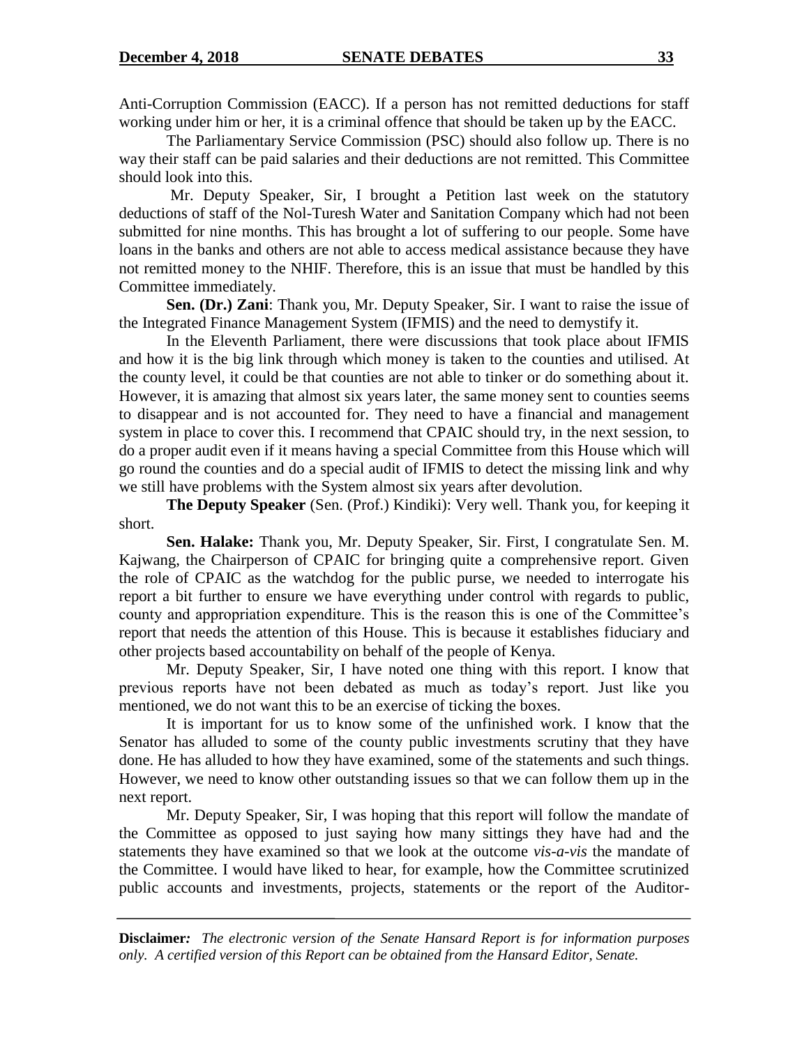Anti-Corruption Commission (EACC). If a person has not remitted deductions for staff working under him or her, it is a criminal offence that should be taken up by the EACC.

The Parliamentary Service Commission (PSC) should also follow up. There is no way their staff can be paid salaries and their deductions are not remitted. This Committee should look into this.

Mr. Deputy Speaker, Sir, I brought a Petition last week on the statutory deductions of staff of the Nol-Turesh Water and Sanitation Company which had not been submitted for nine months. This has brought a lot of suffering to our people. Some have loans in the banks and others are not able to access medical assistance because they have not remitted money to the NHIF. Therefore, this is an issue that must be handled by this Committee immediately.

**Sen. (Dr.) Zani**: Thank you, Mr. Deputy Speaker, Sir. I want to raise the issue of the Integrated Finance Management System (IFMIS) and the need to demystify it.

In the Eleventh Parliament, there were discussions that took place about IFMIS and how it is the big link through which money is taken to the counties and utilised. At the county level, it could be that counties are not able to tinker or do something about it. However, it is amazing that almost six years later, the same money sent to counties seems to disappear and is not accounted for. They need to have a financial and management system in place to cover this. I recommend that CPAIC should try, in the next session, to do a proper audit even if it means having a special Committee from this House which will go round the counties and do a special audit of IFMIS to detect the missing link and why we still have problems with the System almost six years after devolution.

**The Deputy Speaker** (Sen. (Prof.) Kindiki): Very well. Thank you, for keeping it short.

**Sen. Halake:** Thank you, Mr. Deputy Speaker, Sir. First, I congratulate Sen. M. Kajwang, the Chairperson of CPAIC for bringing quite a comprehensive report. Given the role of CPAIC as the watchdog for the public purse, we needed to interrogate his report a bit further to ensure we have everything under control with regards to public, county and appropriation expenditure. This is the reason this is one of the Committee's report that needs the attention of this House. This is because it establishes fiduciary and other projects based accountability on behalf of the people of Kenya.

Mr. Deputy Speaker, Sir, I have noted one thing with this report. I know that previous reports have not been debated as much as today's report. Just like you mentioned, we do not want this to be an exercise of ticking the boxes.

It is important for us to know some of the unfinished work. I know that the Senator has alluded to some of the county public investments scrutiny that they have done. He has alluded to how they have examined, some of the statements and such things. However, we need to know other outstanding issues so that we can follow them up in the next report.

Mr. Deputy Speaker, Sir, I was hoping that this report will follow the mandate of the Committee as opposed to just saying how many sittings they have had and the statements they have examined so that we look at the outcome *vis-a-vis* the mandate of the Committee. I would have liked to hear, for example, how the Committee scrutinized public accounts and investments, projects, statements or the report of the Auditor-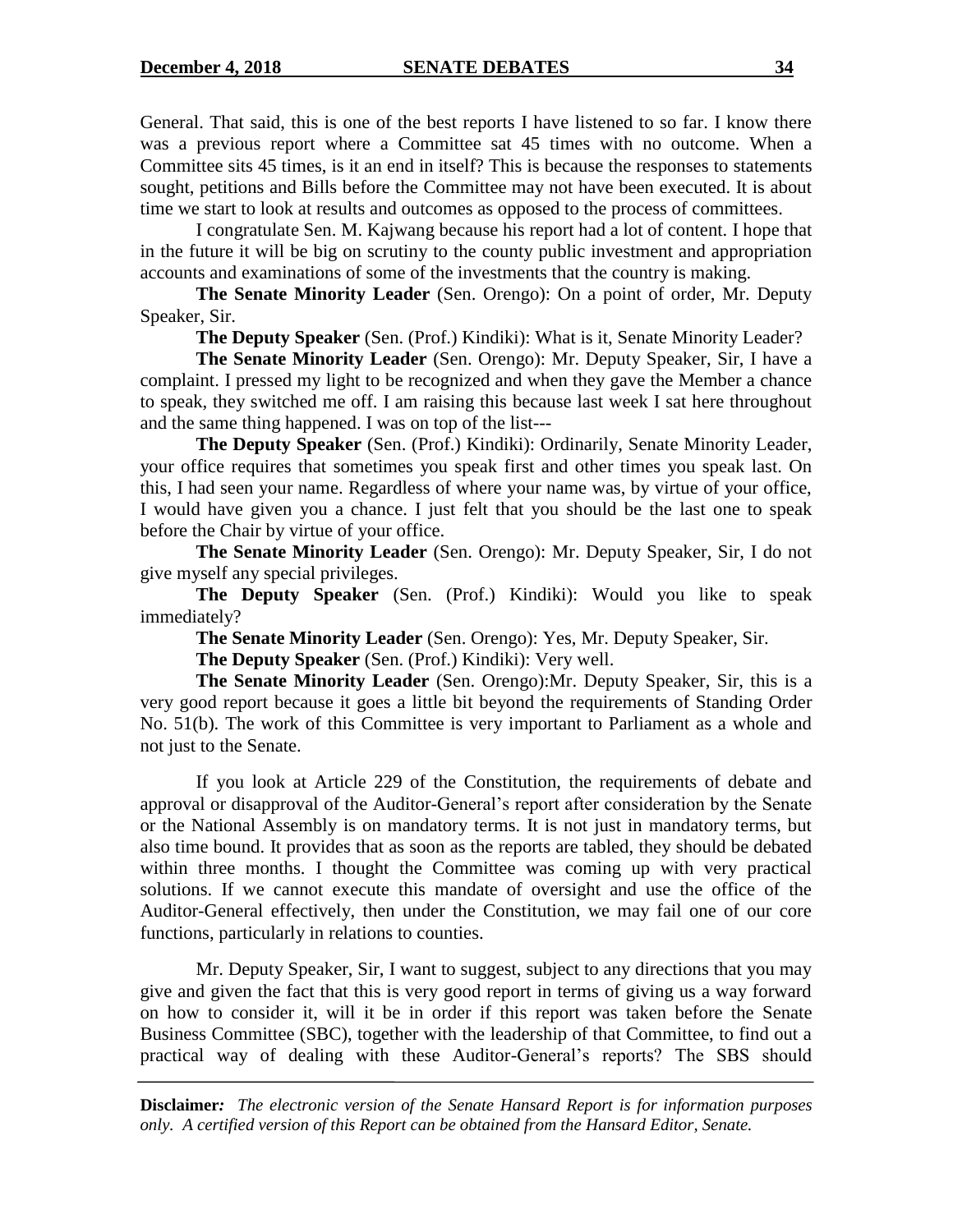General. That said, this is one of the best reports I have listened to so far. I know there was a previous report where a Committee sat 45 times with no outcome. When a Committee sits 45 times, is it an end in itself? This is because the responses to statements sought, petitions and Bills before the Committee may not have been executed. It is about time we start to look at results and outcomes as opposed to the process of committees.

I congratulate Sen. M. Kajwang because his report had a lot of content. I hope that in the future it will be big on scrutiny to the county public investment and appropriation accounts and examinations of some of the investments that the country is making.

**The Senate Minority Leader** (Sen. Orengo): On a point of order, Mr. Deputy Speaker, Sir.

**The Deputy Speaker** (Sen. (Prof.) Kindiki): What is it, Senate Minority Leader?

**The Senate Minority Leader** (Sen. Orengo): Mr. Deputy Speaker, Sir, I have a complaint. I pressed my light to be recognized and when they gave the Member a chance to speak, they switched me off. I am raising this because last week I sat here throughout and the same thing happened. I was on top of the list---

**The Deputy Speaker** (Sen. (Prof.) Kindiki): Ordinarily, Senate Minority Leader, your office requires that sometimes you speak first and other times you speak last. On this, I had seen your name. Regardless of where your name was, by virtue of your office, I would have given you a chance. I just felt that you should be the last one to speak before the Chair by virtue of your office.

**The Senate Minority Leader** (Sen. Orengo): Mr. Deputy Speaker, Sir, I do not give myself any special privileges.

**The Deputy Speaker** (Sen. (Prof.) Kindiki): Would you like to speak immediately?

**The Senate Minority Leader** (Sen. Orengo): Yes, Mr. Deputy Speaker, Sir.

**The Deputy Speaker** (Sen. (Prof.) Kindiki): Very well.

**The Senate Minority Leader** (Sen. Orengo):Mr. Deputy Speaker, Sir, this is a very good report because it goes a little bit beyond the requirements of Standing Order No. 51(b). The work of this Committee is very important to Parliament as a whole and not just to the Senate.

If you look at Article 229 of the Constitution, the requirements of debate and approval or disapproval of the Auditor-General's report after consideration by the Senate or the National Assembly is on mandatory terms. It is not just in mandatory terms, but also time bound. It provides that as soon as the reports are tabled, they should be debated within three months. I thought the Committee was coming up with very practical solutions. If we cannot execute this mandate of oversight and use the office of the Auditor-General effectively, then under the Constitution, we may fail one of our core functions, particularly in relations to counties.

Mr. Deputy Speaker, Sir, I want to suggest, subject to any directions that you may give and given the fact that this is very good report in terms of giving us a way forward on how to consider it, will it be in order if this report was taken before the Senate Business Committee (SBC), together with the leadership of that Committee, to find out a practical way of dealing with these Auditor-General's reports? The SBS should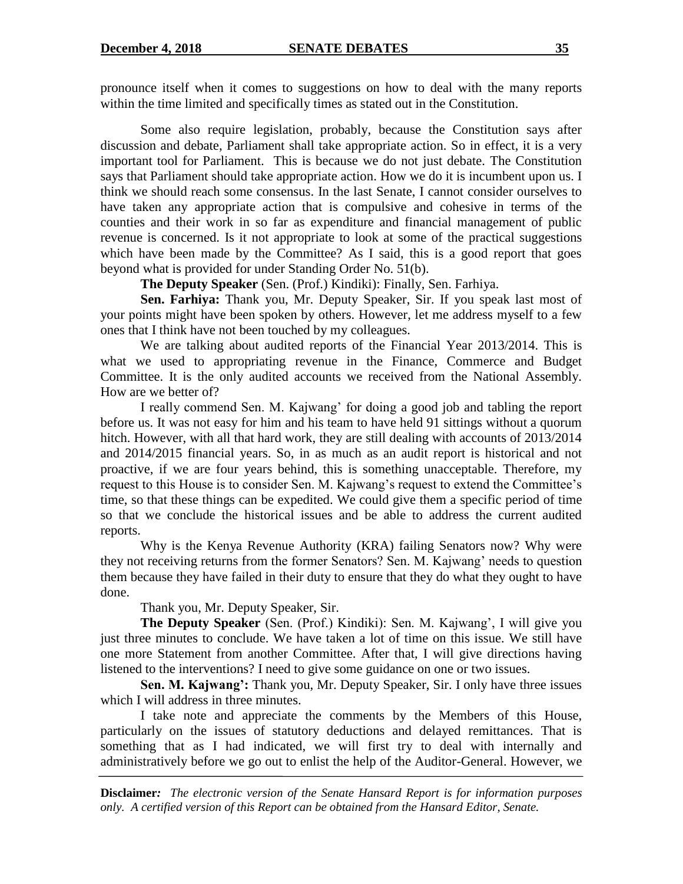pronounce itself when it comes to suggestions on how to deal with the many reports within the time limited and specifically times as stated out in the Constitution.

Some also require legislation, probably, because the Constitution says after discussion and debate, Parliament shall take appropriate action. So in effect, it is a very important tool for Parliament. This is because we do not just debate. The Constitution says that Parliament should take appropriate action. How we do it is incumbent upon us. I think we should reach some consensus. In the last Senate, I cannot consider ourselves to have taken any appropriate action that is compulsive and cohesive in terms of the counties and their work in so far as expenditure and financial management of public revenue is concerned. Is it not appropriate to look at some of the practical suggestions which have been made by the Committee? As I said, this is a good report that goes beyond what is provided for under Standing Order No. 51(b).

**The Deputy Speaker** (Sen. (Prof.) Kindiki): Finally, Sen. Farhiya.

**Sen. Farhiya:** Thank you, Mr. Deputy Speaker, Sir. If you speak last most of your points might have been spoken by others. However, let me address myself to a few ones that I think have not been touched by my colleagues.

We are talking about audited reports of the Financial Year 2013/2014. This is what we used to appropriating revenue in the Finance, Commerce and Budget Committee. It is the only audited accounts we received from the National Assembly. How are we better of?

I really commend Sen. M. Kajwang' for doing a good job and tabling the report before us. It was not easy for him and his team to have held 91 sittings without a quorum hitch. However, with all that hard work, they are still dealing with accounts of 2013/2014 and 2014/2015 financial years. So, in as much as an audit report is historical and not proactive, if we are four years behind, this is something unacceptable. Therefore, my request to this House is to consider Sen. M. Kajwang's request to extend the Committee's time, so that these things can be expedited. We could give them a specific period of time so that we conclude the historical issues and be able to address the current audited reports.

Why is the Kenya Revenue Authority (KRA) failing Senators now? Why were they not receiving returns from the former Senators? Sen. M. Kajwang' needs to question them because they have failed in their duty to ensure that they do what they ought to have done.

Thank you, Mr. Deputy Speaker, Sir.

**The Deputy Speaker** (Sen. (Prof.) Kindiki): Sen. M. Kajwang', I will give you just three minutes to conclude. We have taken a lot of time on this issue. We still have one more Statement from another Committee. After that, I will give directions having listened to the interventions? I need to give some guidance on one or two issues.

**Sen. M. Kajwang':** Thank you, Mr. Deputy Speaker, Sir. I only have three issues which I will address in three minutes.

I take note and appreciate the comments by the Members of this House, particularly on the issues of statutory deductions and delayed remittances. That is something that as I had indicated, we will first try to deal with internally and administratively before we go out to enlist the help of the Auditor-General. However, we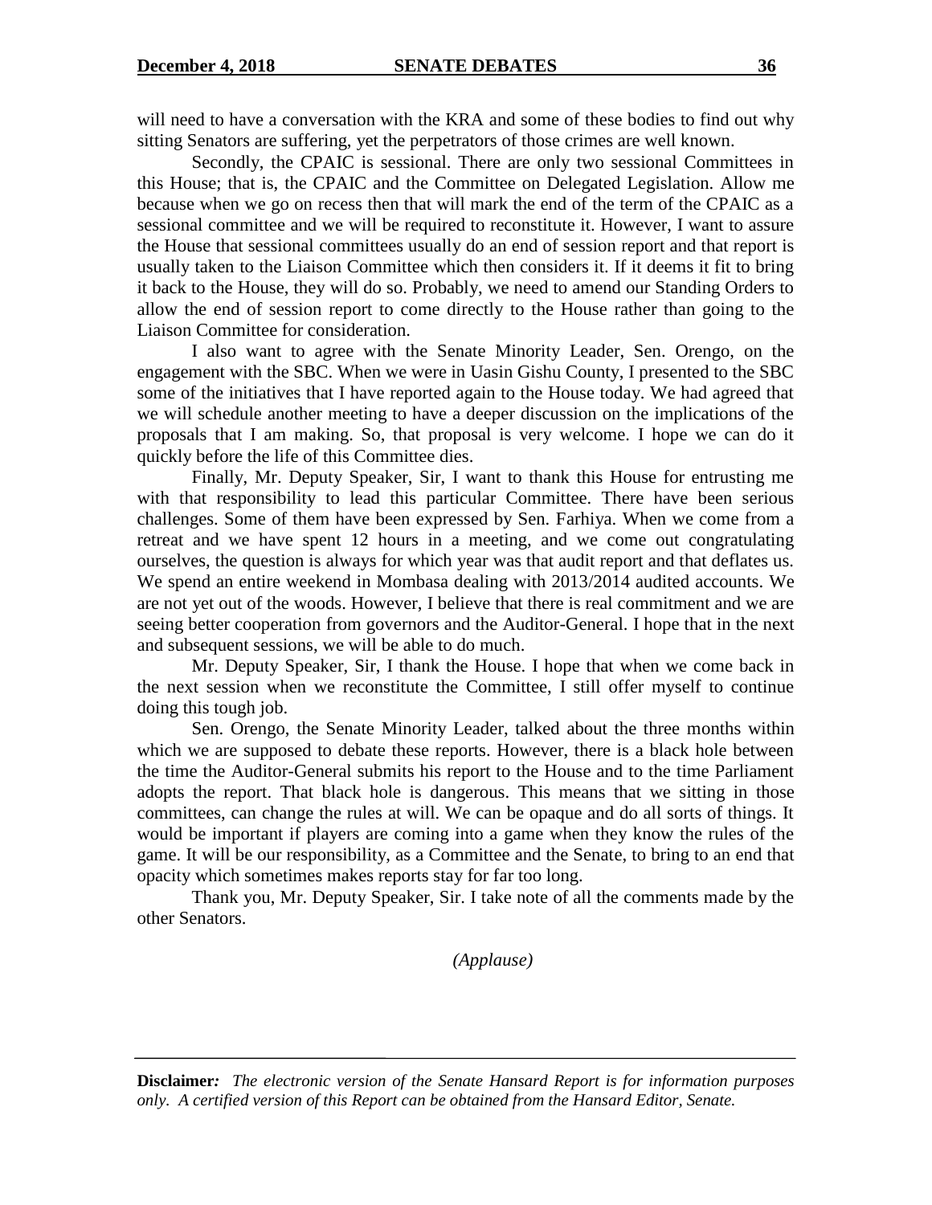will need to have a conversation with the KRA and some of these bodies to find out why sitting Senators are suffering, yet the perpetrators of those crimes are well known.

Secondly, the CPAIC is sessional. There are only two sessional Committees in this House; that is, the CPAIC and the Committee on Delegated Legislation. Allow me because when we go on recess then that will mark the end of the term of the CPAIC as a sessional committee and we will be required to reconstitute it. However, I want to assure the House that sessional committees usually do an end of session report and that report is usually taken to the Liaison Committee which then considers it. If it deems it fit to bring it back to the House, they will do so. Probably, we need to amend our Standing Orders to allow the end of session report to come directly to the House rather than going to the Liaison Committee for consideration.

I also want to agree with the Senate Minority Leader, Sen. Orengo, on the engagement with the SBC. When we were in Uasin Gishu County, I presented to the SBC some of the initiatives that I have reported again to the House today. We had agreed that we will schedule another meeting to have a deeper discussion on the implications of the proposals that I am making. So, that proposal is very welcome. I hope we can do it quickly before the life of this Committee dies.

Finally, Mr. Deputy Speaker, Sir, I want to thank this House for entrusting me with that responsibility to lead this particular Committee. There have been serious challenges. Some of them have been expressed by Sen. Farhiya. When we come from a retreat and we have spent 12 hours in a meeting, and we come out congratulating ourselves, the question is always for which year was that audit report and that deflates us. We spend an entire weekend in Mombasa dealing with 2013/2014 audited accounts. We are not yet out of the woods. However, I believe that there is real commitment and we are seeing better cooperation from governors and the Auditor-General. I hope that in the next and subsequent sessions, we will be able to do much.

Mr. Deputy Speaker, Sir, I thank the House. I hope that when we come back in the next session when we reconstitute the Committee, I still offer myself to continue doing this tough job.

Sen. Orengo, the Senate Minority Leader, talked about the three months within which we are supposed to debate these reports. However, there is a black hole between the time the Auditor-General submits his report to the House and to the time Parliament adopts the report. That black hole is dangerous. This means that we sitting in those committees, can change the rules at will. We can be opaque and do all sorts of things. It would be important if players are coming into a game when they know the rules of the game. It will be our responsibility, as a Committee and the Senate, to bring to an end that opacity which sometimes makes reports stay for far too long.

Thank you, Mr. Deputy Speaker, Sir. I take note of all the comments made by the other Senators.

*(Applause)*

**Disclaimer:** *The electronic version of the Senate Hansard Report is for information purposes only. A certified version of this Report can be obtained from the Hansard Editor, Senate.*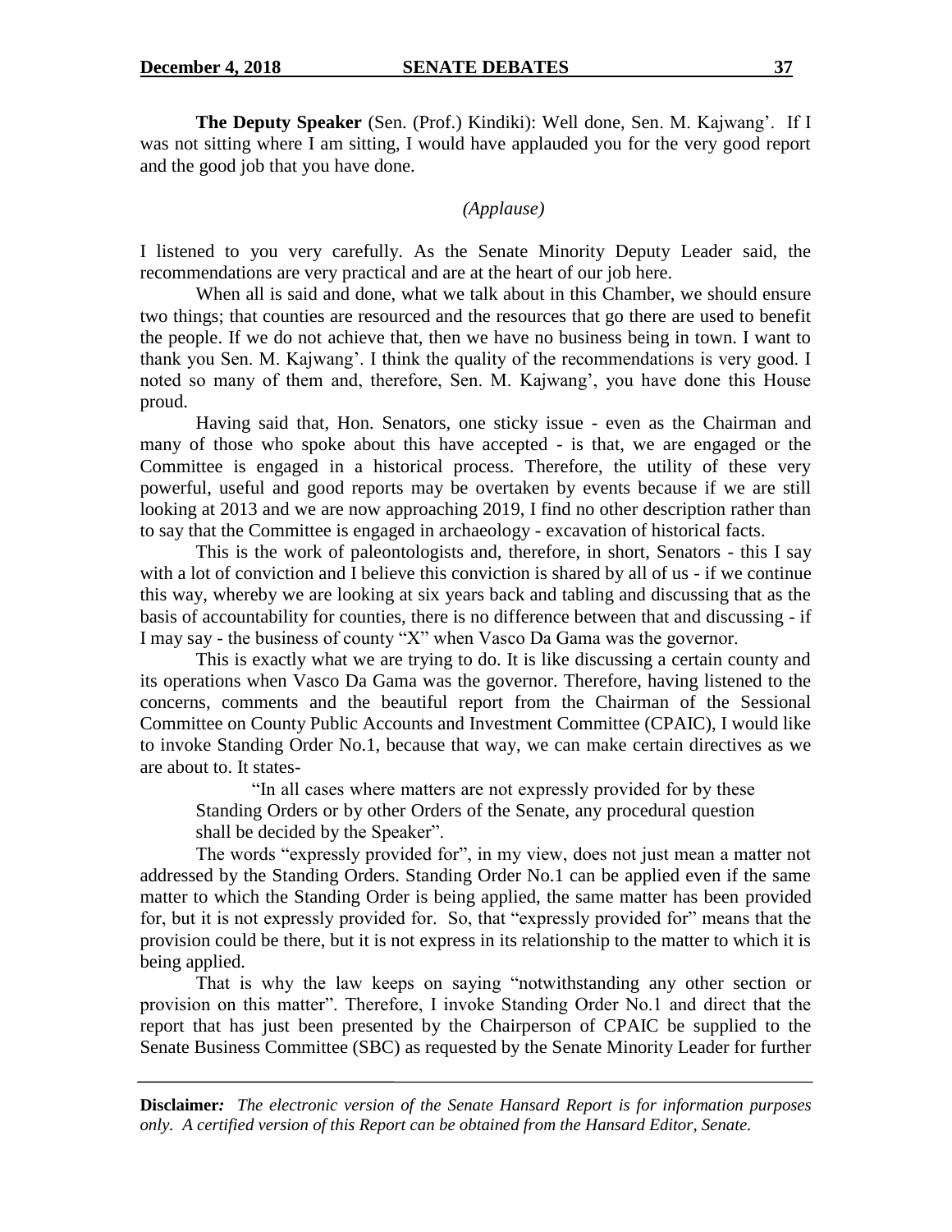**The Deputy Speaker** (Sen. (Prof.) Kindiki): Well done, Sen. M. Kajwang'. If I was not sitting where I am sitting, I would have applauded you for the very good report and the good job that you have done.

*(Applause)*

I listened to you very carefully. As the Senate Minority Deputy Leader said, the recommendations are very practical and are at the heart of our job here.

When all is said and done, what we talk about in this Chamber, we should ensure two things; that counties are resourced and the resources that go there are used to benefit the people. If we do not achieve that, then we have no business being in town. I want to thank you Sen. M. Kajwang'. I think the quality of the recommendations is very good. I noted so many of them and, therefore, Sen. M. Kajwang', you have done this House proud.

Having said that, Hon. Senators, one sticky issue - even as the Chairman and many of those who spoke about this have accepted - is that, we are engaged or the Committee is engaged in a historical process. Therefore, the utility of these very powerful, useful and good reports may be overtaken by events because if we are still looking at 2013 and we are now approaching 2019, I find no other description rather than to say that the Committee is engaged in archaeology - excavation of historical facts.

This is the work of paleontologists and, therefore, in short, Senators - this I say with a lot of conviction and I believe this conviction is shared by all of us - if we continue this way, whereby we are looking at six years back and tabling and discussing that as the basis of accountability for counties, there is no difference between that and discussing - if I may say - the business of county "X" when Vasco Da Gama was the governor.

This is exactly what we are trying to do. It is like discussing a certain county and its operations when Vasco Da Gama was the governor. Therefore, having listened to the concerns, comments and the beautiful report from the Chairman of the Sessional Committee on County Public Accounts and Investment Committee (CPAIC), I would like to invoke Standing Order No.1, because that way, we can make certain directives as we are about to. It states-

> "In all cases where matters are not expressly provided for by these Standing Orders or by other Orders of the Senate, any procedural question shall be decided by the Speaker".

The words "expressly provided for", in my view, does not just mean a matter not addressed by the Standing Orders. Standing Order No.1 can be applied even if the same matter to which the Standing Order is being applied, the same matter has been provided for, but it is not expressly provided for. So, that "expressly provided for" means that the provision could be there, but it is not express in its relationship to the matter to which it is being applied.

That is why the law keeps on saying "notwithstanding any other section or provision on this matter". Therefore, I invoke Standing Order No.1 and direct that the report that has just been presented by the Chairperson of CPAIC be supplied to the Senate Business Committee (SBC) as requested by the Senate Minority Leader for further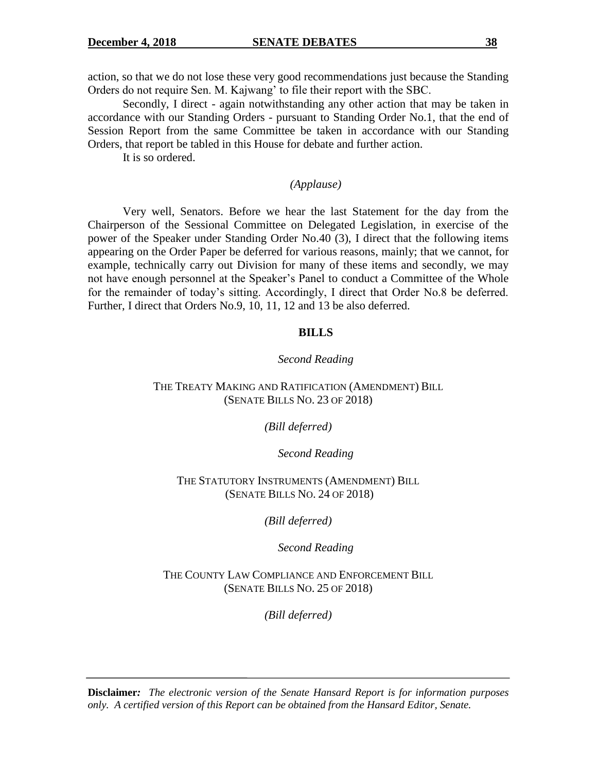action, so that we do not lose these very good recommendations just because the Standing Orders do not require Sen. M. Kajwang' to file their report with the SBC.

Secondly, I direct - again notwithstanding any other action that may be taken in accordance with our Standing Orders - pursuant to Standing Order No.1, that the end of Session Report from the same Committee be taken in accordance with our Standing Orders, that report be tabled in this House for debate and further action.

It is so ordered.

*(Applause)*

Very well, Senators. Before we hear the last Statement for the day from the Chairperson of the Sessional Committee on Delegated Legislation, in exercise of the power of the Speaker under Standing Order No.40 (3), I direct that the following items appearing on the Order Paper be deferred for various reasons, mainly; that we cannot, for example, technically carry out Division for many of these items and secondly, we may not have enough personnel at the Speaker's Panel to conduct a Committee of the Whole for the remainder of today's sitting. Accordingly, I direct that Order No.8 be deferred. Further, I direct that Orders No.9, 10, 11, 12 and 13 be also deferred.

## BILLS

*Second Reading*

THE TREATY MAKING AND RATIFICATION (AMENDMENT) BILL (SENATE BILLS NO. 23 OF 2018)

*(Bill deferred)*

*Second Reading*

THE STATUTORY INSTRUMENTS (AMENDMENT) BILL (SENATE BILLS NO. 24 OF 2018)

*(Bill deferred)*

*Second Reading*

THE COUNTY LAW COMPLIANCE AND ENFORCEMENT BILL (SENATE BILLS NO. 25 OF 2018)

*(Bill deferred)*

**Disclaimer:** *The electronic version of the Senate Hansard Report is for information purposes only. A certified version of this Report can be obtained from the Hansard Editor, Senate.*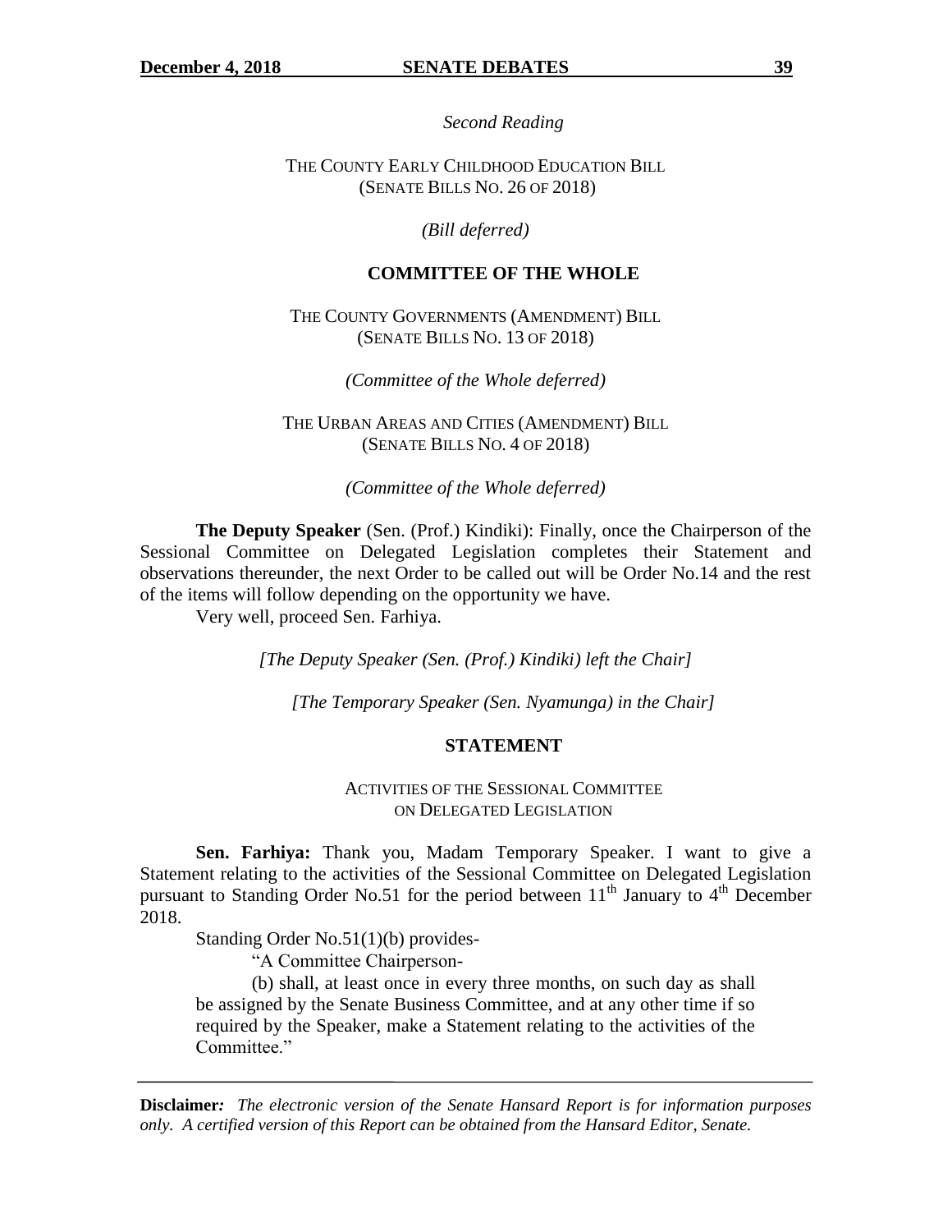*Second Reading*

THE COUNTY EARLY CHILDHOOD EDUCATION BILL
(SENATE BILLS NO. 26 OF 2018)

*(Bill deferred)*

**COMMITTEE OF THE WHOLE**

THE COUNTY GOVERNMENTS (AMENDMENT) BILL
(SENATE BILLS NO. 13 OF 2018)

*(Committee of the Whole deferred)*

THE URBAN AREAS AND CITIES (AMENDMENT) BILL
(SENATE BILLS NO. 4 OF 2018)

*(Committee of the Whole deferred)*

**The Deputy Speaker** (Sen. (Prof.) Kindiki): Finally, once the Chairperson of the Sessional Committee on Delegated Legislation completes their Statement and observations thereunder, the next Order to be called out will be Order No.14 and the rest of the items will follow depending on the opportunity we have.

Very well, proceed Sen. Farhiya.

*[The Deputy Speaker (Sen. (Prof.) Kindiki) left the Chair]*

*[The Temporary Speaker (Sen. Nyamunga) in the Chair]*

**STATEMENT**

ACTIVITIES OF THE SESSIONAL COMMITTEE
ON DELEGATED LEGISLATION

**Sen. Farhiya:** Thank you, Madam Temporary Speaker. I want to give a Statement relating to the activities of the Sessional Committee on Delegated Legislation pursuant to Standing Order No.51 for the period between 11th January to 4th December 2018.

Standing Order No.51(1)(b) provides-

> "A Committee Chairperson-
>
> (b) shall, at least once in every three months, on such day as shall be assigned by the Senate Business Committee, and at any other time if so required by the Speaker, make a Statement relating to the activities of the Committee."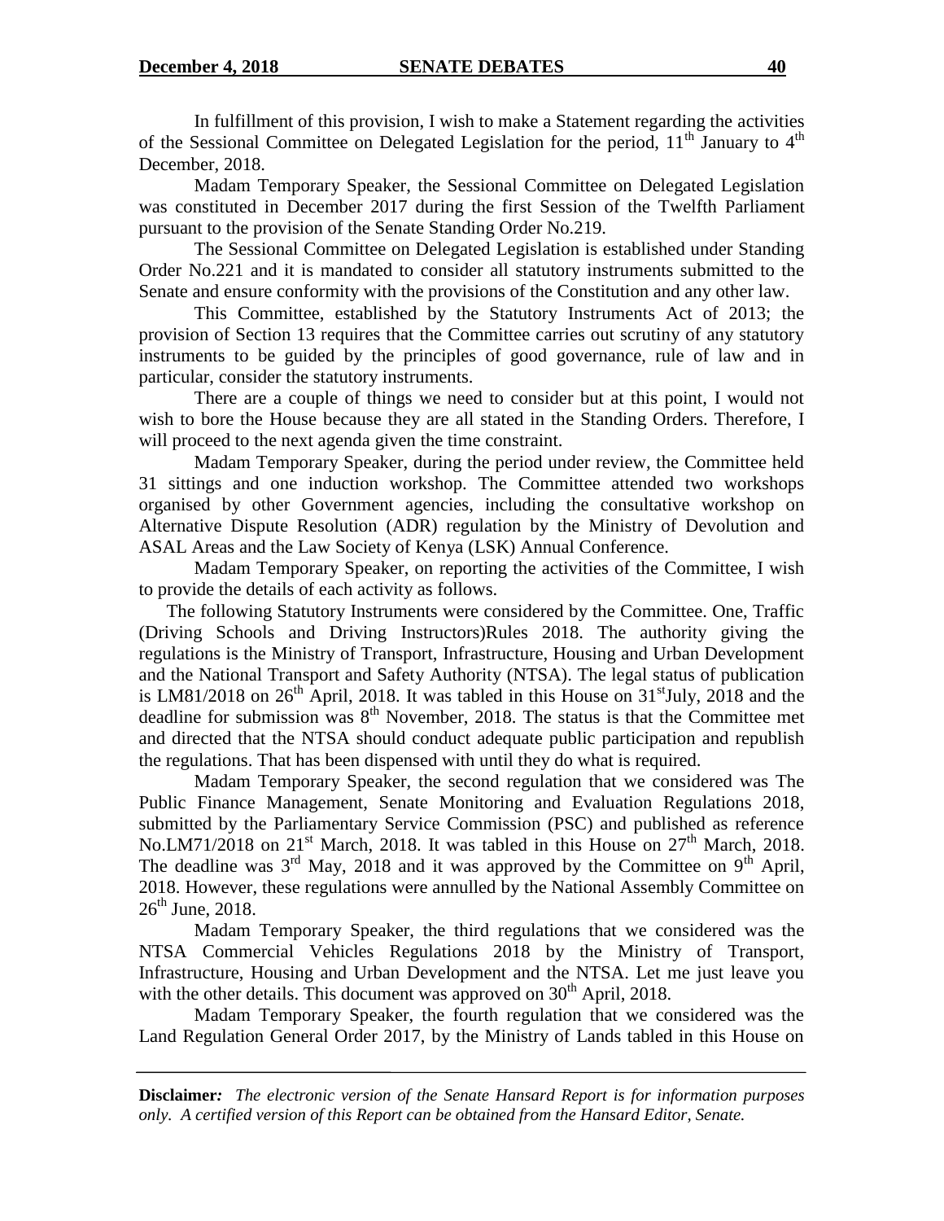In fulfillment of this provision, I wish to make a Statement regarding the activities of the Sessional Committee on Delegated Legislation for the period, 11th January to 4th December, 2018.

Madam Temporary Speaker, the Sessional Committee on Delegated Legislation was constituted in December 2017 during the first Session of the Twelfth Parliament pursuant to the provision of the Senate Standing Order No.219.

The Sessional Committee on Delegated Legislation is established under Standing Order No.221 and it is mandated to consider all statutory instruments submitted to the Senate and ensure conformity with the provisions of the Constitution and any other law.

This Committee, established by the Statutory Instruments Act of 2013; the provision of Section 13 requires that the Committee carries out scrutiny of any statutory instruments to be guided by the principles of good governance, rule of law and in particular, consider the statutory instruments.

There are a couple of things we need to consider but at this point, I would not wish to bore the House because they are all stated in the Standing Orders. Therefore, I will proceed to the next agenda given the time constraint.

Madam Temporary Speaker, during the period under review, the Committee held 31 sittings and one induction workshop. The Committee attended two workshops organised by other Government agencies, including the consultative workshop on Alternative Dispute Resolution (ADR) regulation by the Ministry of Devolution and ASAL Areas and the Law Society of Kenya (LSK) Annual Conference.

Madam Temporary Speaker, on reporting the activities of the Committee, I wish to provide the details of each activity as follows.

The following Statutory Instruments were considered by the Committee. One, Traffic (Driving Schools and Driving Instructors)Rules 2018. The authority giving the regulations is the Ministry of Transport, Infrastructure, Housing and Urban Development and the National Transport and Safety Authority (NTSA). The legal status of publication is LM81/2018 on 26th April, 2018. It was tabled in this House on 31stJuly, 2018 and the deadline for submission was 8th November, 2018. The status is that the Committee met and directed that the NTSA should conduct adequate public participation and republish the regulations. That has been dispensed with until they do what is required.

Madam Temporary Speaker, the second regulation that we considered was The Public Finance Management, Senate Monitoring and Evaluation Regulations 2018, submitted by the Parliamentary Service Commission (PSC) and published as reference No.LM71/2018 on 21st March, 2018. It was tabled in this House on 27th March, 2018. The deadline was 3rd May, 2018 and it was approved by the Committee on 9th April, 2018. However, these regulations were annulled by the National Assembly Committee on 26th June, 2018.

Madam Temporary Speaker, the third regulations that we considered was the NTSA Commercial Vehicles Regulations 2018 by the Ministry of Transport, Infrastructure, Housing and Urban Development and the NTSA. Let me just leave you with the other details. This document was approved on 30th April, 2018.

Madam Temporary Speaker, the fourth regulation that we considered was the Land Regulation General Order 2017, by the Ministry of Lands tabled in this House on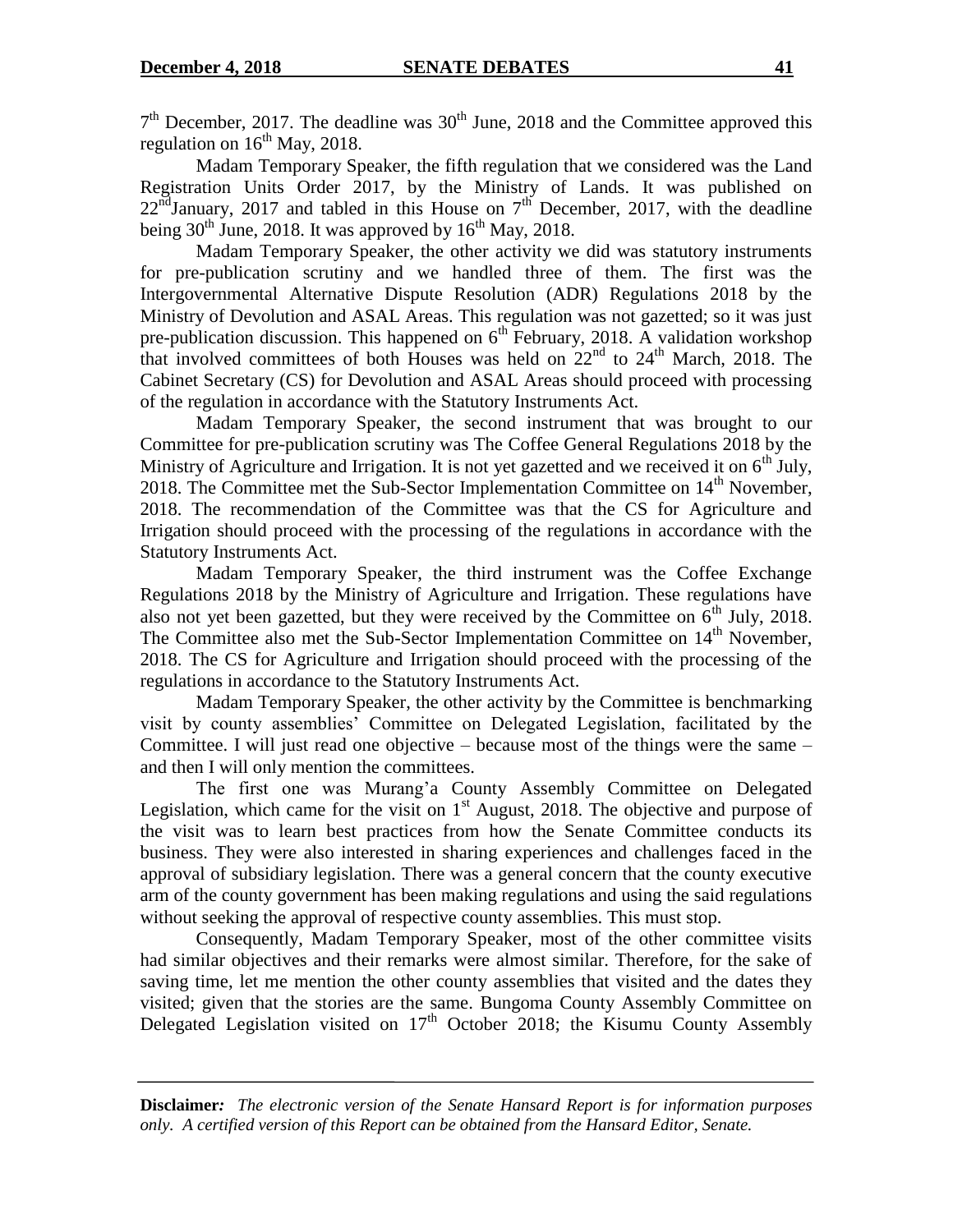7th December, 2017. The deadline was 30th June, 2018 and the Committee approved this regulation on 16th May, 2018.

Madam Temporary Speaker, the fifth regulation that we considered was the Land Registration Units Order 2017, by the Ministry of Lands. It was published on 22nd January, 2017 and tabled in this House on 7th December, 2017, with the deadline being 30th June, 2018. It was approved by 16th May, 2018.

Madam Temporary Speaker, the other activity we did was statutory instruments for pre-publication scrutiny and we handled three of them. The first was the Intergovernmental Alternative Dispute Resolution (ADR) Regulations 2018 by the Ministry of Devolution and ASAL Areas. This regulation was not gazetted; so it was just pre-publication discussion. This happened on 6th February, 2018. A validation workshop that involved committees of both Houses was held on 22nd to 24th March, 2018. The Cabinet Secretary (CS) for Devolution and ASAL Areas should proceed with processing of the regulation in accordance with the Statutory Instruments Act.

Madam Temporary Speaker, the second instrument that was brought to our Committee for pre-publication scrutiny was The Coffee General Regulations 2018 by the Ministry of Agriculture and Irrigation. It is not yet gazetted and we received it on 6th July, 2018. The Committee met the Sub-Sector Implementation Committee on 14th November, 2018. The recommendation of the Committee was that the CS for Agriculture and Irrigation should proceed with the processing of the regulations in accordance with the Statutory Instruments Act.

Madam Temporary Speaker, the third instrument was the Coffee Exchange Regulations 2018 by the Ministry of Agriculture and Irrigation. These regulations have also not yet been gazetted, but they were received by the Committee on 6th July, 2018. The Committee also met the Sub-Sector Implementation Committee on 14th November, 2018. The CS for Agriculture and Irrigation should proceed with the processing of the regulations in accordance to the Statutory Instruments Act.

Madam Temporary Speaker, the other activity by the Committee is benchmarking visit by county assemblies' Committee on Delegated Legislation, facilitated by the Committee. I will just read one objective – because most of the things were the same – and then I will only mention the committees.

The first one was Murang'a County Assembly Committee on Delegated Legislation, which came for the visit on 1st August, 2018. The objective and purpose of the visit was to learn best practices from how the Senate Committee conducts its business. They were also interested in sharing experiences and challenges faced in the approval of subsidiary legislation. There was a general concern that the county executive arm of the county government has been making regulations and using the said regulations without seeking the approval of respective county assemblies. This must stop.

Consequently, Madam Temporary Speaker, most of the other committee visits had similar objectives and their remarks were almost similar. Therefore, for the sake of saving time, let me mention the other county assemblies that visited and the dates they visited; given that the stories are the same. Bungoma County Assembly Committee on Delegated Legislation visited on 17th October 2018; the Kisumu County Assembly

**Disclaimer***:* *The electronic version of the Senate Hansard Report is for information purposes only. A certified version of this Report can be obtained from the Hansard Editor, Senate.*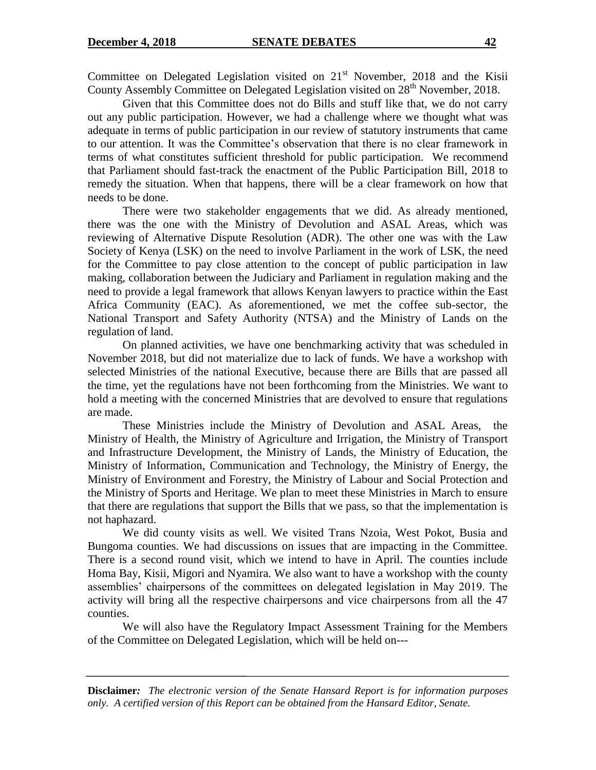Committee on Delegated Legislation visited on 21st November, 2018 and the Kisii County Assembly Committee on Delegated Legislation visited on 28th November, 2018.

Given that this Committee does not do Bills and stuff like that, we do not carry out any public participation. However, we had a challenge where we thought what was adequate in terms of public participation in our review of statutory instruments that came to our attention. It was the Committee's observation that there is no clear framework in terms of what constitutes sufficient threshold for public participation. We recommend that Parliament should fast-track the enactment of the Public Participation Bill, 2018 to remedy the situation. When that happens, there will be a clear framework on how that needs to be done.

There were two stakeholder engagements that we did. As already mentioned, there was the one with the Ministry of Devolution and ASAL Areas, which was reviewing of Alternative Dispute Resolution (ADR). The other one was with the Law Society of Kenya (LSK) on the need to involve Parliament in the work of LSK, the need for the Committee to pay close attention to the concept of public participation in law making, collaboration between the Judiciary and Parliament in regulation making and the need to provide a legal framework that allows Kenyan lawyers to practice within the East Africa Community (EAC). As aforementioned, we met the coffee sub-sector, the National Transport and Safety Authority (NTSA) and the Ministry of Lands on the regulation of land.

On planned activities, we have one benchmarking activity that was scheduled in November 2018, but did not materialize due to lack of funds. We have a workshop with selected Ministries of the national Executive, because there are Bills that are passed all the time, yet the regulations have not been forthcoming from the Ministries. We want to hold a meeting with the concerned Ministries that are devolved to ensure that regulations are made.

These Ministries include the Ministry of Devolution and ASAL Areas, the Ministry of Health, the Ministry of Agriculture and Irrigation, the Ministry of Transport and Infrastructure Development, the Ministry of Lands, the Ministry of Education, the Ministry of Information, Communication and Technology, the Ministry of Energy, the Ministry of Environment and Forestry, the Ministry of Labour and Social Protection and the Ministry of Sports and Heritage. We plan to meet these Ministries in March to ensure that there are regulations that support the Bills that we pass, so that the implementation is not haphazard.

We did county visits as well. We visited Trans Nzoia, West Pokot, Busia and Bungoma counties. We had discussions on issues that are impacting in the Committee. There is a second round visit, which we intend to have in April. The counties include Homa Bay, Kisii, Migori and Nyamira. We also want to have a workshop with the county assemblies' chairpersons of the committees on delegated legislation in May 2019. The activity will bring all the respective chairpersons and vice chairpersons from all the 47 counties.

We will also have the Regulatory Impact Assessment Training for the Members of the Committee on Delegated Legislation, which will be held on---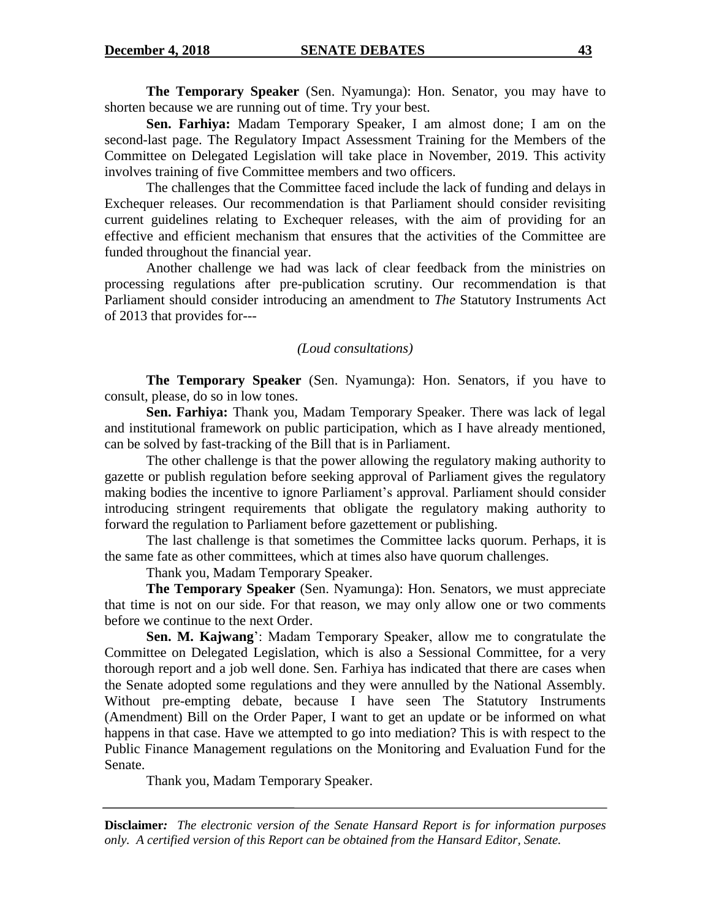**The Temporary Speaker** (Sen. Nyamunga): Hon. Senator, you may have to shorten because we are running out of time. Try your best.

**Sen. Farhiya:** Madam Temporary Speaker, I am almost done; I am on the second-last page. The Regulatory Impact Assessment Training for the Members of the Committee on Delegated Legislation will take place in November, 2019. This activity involves training of five Committee members and two officers.

The challenges that the Committee faced include the lack of funding and delays in Exchequer releases. Our recommendation is that Parliament should consider revisiting current guidelines relating to Exchequer releases, with the aim of providing for an effective and efficient mechanism that ensures that the activities of the Committee are funded throughout the financial year.

Another challenge we had was lack of clear feedback from the ministries on processing regulations after pre-publication scrutiny. Our recommendation is that Parliament should consider introducing an amendment to *The* Statutory Instruments Act of 2013 that provides for---

*(Loud consultations)*

**The Temporary Speaker** (Sen. Nyamunga): Hon. Senators, if you have to consult, please, do so in low tones.

**Sen. Farhiya:** Thank you, Madam Temporary Speaker. There was lack of legal and institutional framework on public participation, which as I have already mentioned, can be solved by fast-tracking of the Bill that is in Parliament.

The other challenge is that the power allowing the regulatory making authority to gazette or publish regulation before seeking approval of Parliament gives the regulatory making bodies the incentive to ignore Parliament's approval. Parliament should consider introducing stringent requirements that obligate the regulatory making authority to forward the regulation to Parliament before gazettement or publishing.

The last challenge is that sometimes the Committee lacks quorum. Perhaps, it is the same fate as other committees, which at times also have quorum challenges.

Thank you, Madam Temporary Speaker.

**The Temporary Speaker** (Sen. Nyamunga): Hon. Senators, we must appreciate that time is not on our side. For that reason, we may only allow one or two comments before we continue to the next Order.

**Sen. M. Kajwang'**: Madam Temporary Speaker, allow me to congratulate the Committee on Delegated Legislation, which is also a Sessional Committee, for a very thorough report and a job well done. Sen. Farhiya has indicated that there are cases when the Senate adopted some regulations and they were annulled by the National Assembly. Without pre-empting debate, because I have seen The Statutory Instruments (Amendment) Bill on the Order Paper, I want to get an update or be informed on what happens in that case. Have we attempted to go into mediation? This is with respect to the Public Finance Management regulations on the Monitoring and Evaluation Fund for the Senate.

Thank you, Madam Temporary Speaker.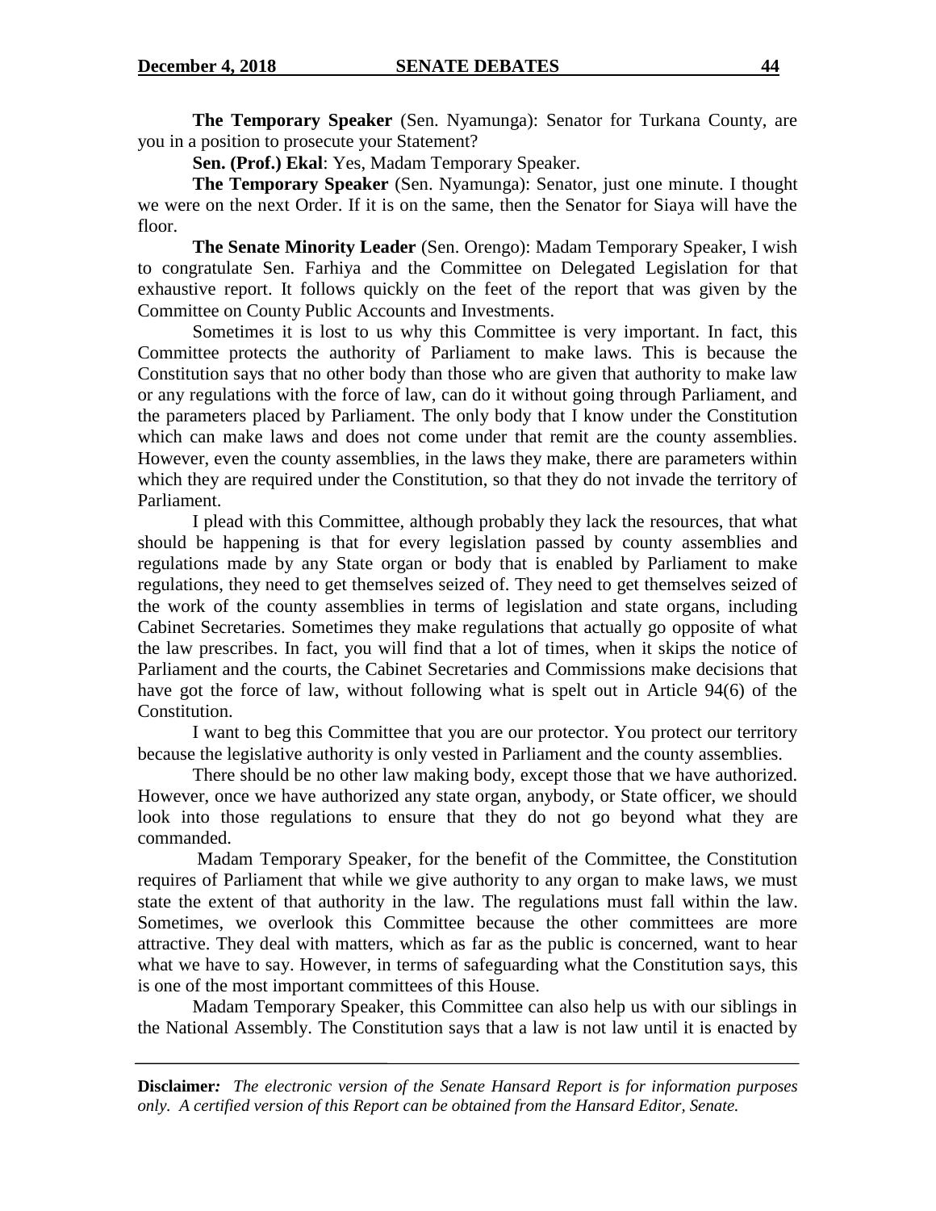**The Temporary Speaker** (Sen. Nyamunga): Senator for Turkana County, are you in a position to prosecute your Statement?

**Sen. (Prof.) Ekal**: Yes, Madam Temporary Speaker.

**The Temporary Speaker** (Sen. Nyamunga): Senator, just one minute. I thought we were on the next Order. If it is on the same, then the Senator for Siaya will have the floor.

**The Senate Minority Leader** (Sen. Orengo): Madam Temporary Speaker, I wish to congratulate Sen. Farhiya and the Committee on Delegated Legislation for that exhaustive report. It follows quickly on the feet of the report that was given by the Committee on County Public Accounts and Investments.

Sometimes it is lost to us why this Committee is very important. In fact, this Committee protects the authority of Parliament to make laws. This is because the Constitution says that no other body than those who are given that authority to make law or any regulations with the force of law, can do it without going through Parliament, and the parameters placed by Parliament. The only body that I know under the Constitution which can make laws and does not come under that remit are the county assemblies. However, even the county assemblies, in the laws they make, there are parameters within which they are required under the Constitution, so that they do not invade the territory of Parliament.

I plead with this Committee, although probably they lack the resources, that what should be happening is that for every legislation passed by county assemblies and regulations made by any State organ or body that is enabled by Parliament to make regulations, they need to get themselves seized of. They need to get themselves seized of the work of the county assemblies in terms of legislation and state organs, including Cabinet Secretaries. Sometimes they make regulations that actually go opposite of what the law prescribes. In fact, you will find that a lot of times, when it skips the notice of Parliament and the courts, the Cabinet Secretaries and Commissions make decisions that have got the force of law, without following what is spelt out in Article 94(6) of the Constitution.

I want to beg this Committee that you are our protector. You protect our territory because the legislative authority is only vested in Parliament and the county assemblies.

There should be no other law making body, except those that we have authorized. However, once we have authorized any state organ, anybody, or State officer, we should look into those regulations to ensure that they do not go beyond what they are commanded.

Madam Temporary Speaker, for the benefit of the Committee, the Constitution requires of Parliament that while we give authority to any organ to make laws, we must state the extent of that authority in the law. The regulations must fall within the law. Sometimes, we overlook this Committee because the other committees are more attractive. They deal with matters, which as far as the public is concerned, want to hear what we have to say. However, in terms of safeguarding what the Constitution says, this is one of the most important committees of this House.

Madam Temporary Speaker, this Committee can also help us with our siblings in the National Assembly. The Constitution says that a law is not law until it is enacted by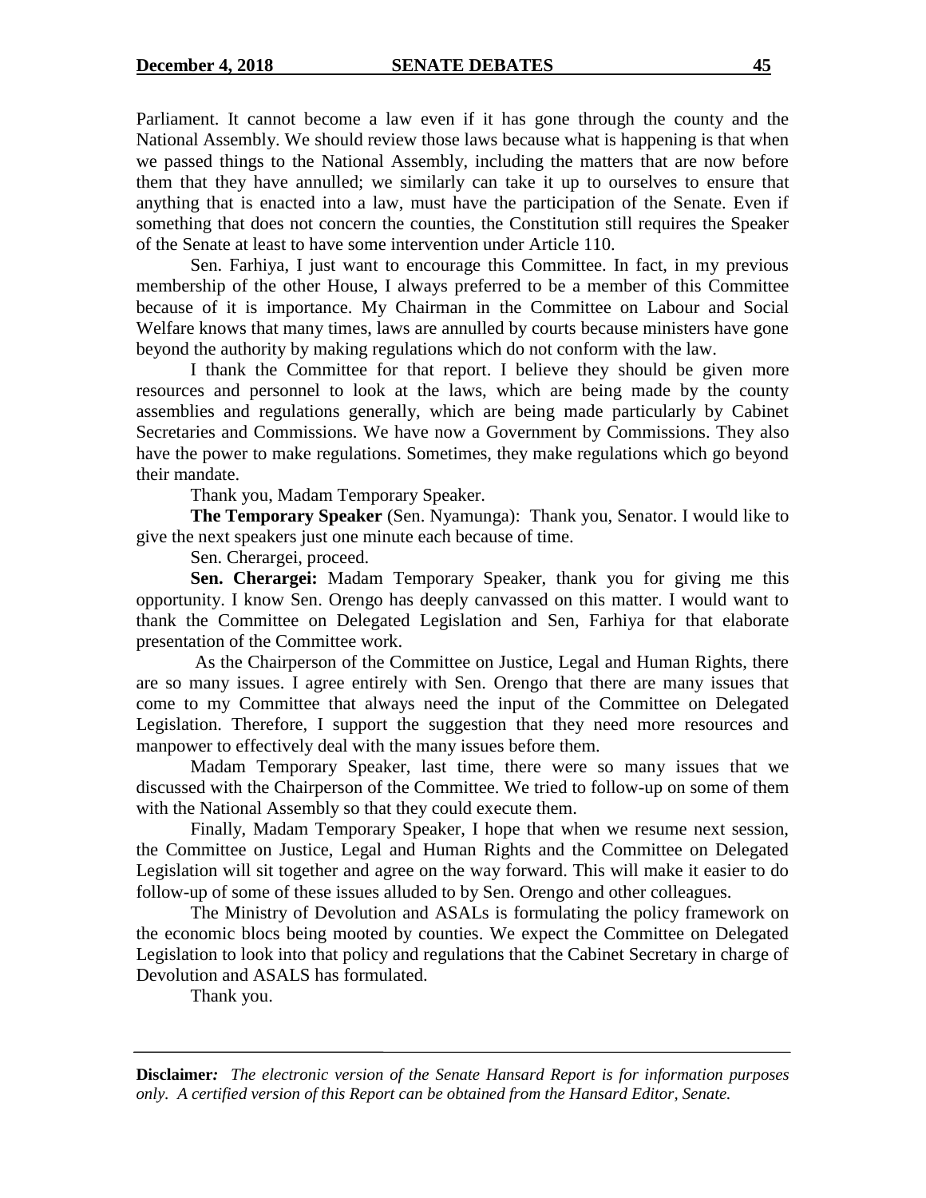Parliament. It cannot become a law even if it has gone through the county and the National Assembly. We should review those laws because what is happening is that when we passed things to the National Assembly, including the matters that are now before them that they have annulled; we similarly can take it up to ourselves to ensure that anything that is enacted into a law, must have the participation of the Senate. Even if something that does not concern the counties, the Constitution still requires the Speaker of the Senate at least to have some intervention under Article 110.

Sen. Farhiya, I just want to encourage this Committee. In fact, in my previous membership of the other House, I always preferred to be a member of this Committee because of it is importance. My Chairman in the Committee on Labour and Social Welfare knows that many times, laws are annulled by courts because ministers have gone beyond the authority by making regulations which do not conform with the law.

I thank the Committee for that report. I believe they should be given more resources and personnel to look at the laws, which are being made by the county assemblies and regulations generally, which are being made particularly by Cabinet Secretaries and Commissions. We have now a Government by Commissions. They also have the power to make regulations. Sometimes, they make regulations which go beyond their mandate.

Thank you, Madam Temporary Speaker.

**The Temporary Speaker** (Sen. Nyamunga): Thank you, Senator. I would like to give the next speakers just one minute each because of time.

Sen. Cherargei, proceed.

**Sen. Cherargei:** Madam Temporary Speaker, thank you for giving me this opportunity. I know Sen. Orengo has deeply canvassed on this matter. I would want to thank the Committee on Delegated Legislation and Sen, Farhiya for that elaborate presentation of the Committee work.

As the Chairperson of the Committee on Justice, Legal and Human Rights, there are so many issues. I agree entirely with Sen. Orengo that there are many issues that come to my Committee that always need the input of the Committee on Delegated Legislation. Therefore, I support the suggestion that they need more resources and manpower to effectively deal with the many issues before them.

Madam Temporary Speaker, last time, there were so many issues that we discussed with the Chairperson of the Committee. We tried to follow-up on some of them with the National Assembly so that they could execute them.

Finally, Madam Temporary Speaker, I hope that when we resume next session, the Committee on Justice, Legal and Human Rights and the Committee on Delegated Legislation will sit together and agree on the way forward. This will make it easier to do follow-up of some of these issues alluded to by Sen. Orengo and other colleagues.

The Ministry of Devolution and ASALs is formulating the policy framework on the economic blocs being mooted by counties. We expect the Committee on Delegated Legislation to look into that policy and regulations that the Cabinet Secretary in charge of Devolution and ASALS has formulated.

Thank you.

**Disclaimer***:* *The electronic version of the Senate Hansard Report is for information purposes only. A certified version of this Report can be obtained from the Hansard Editor, Senate.*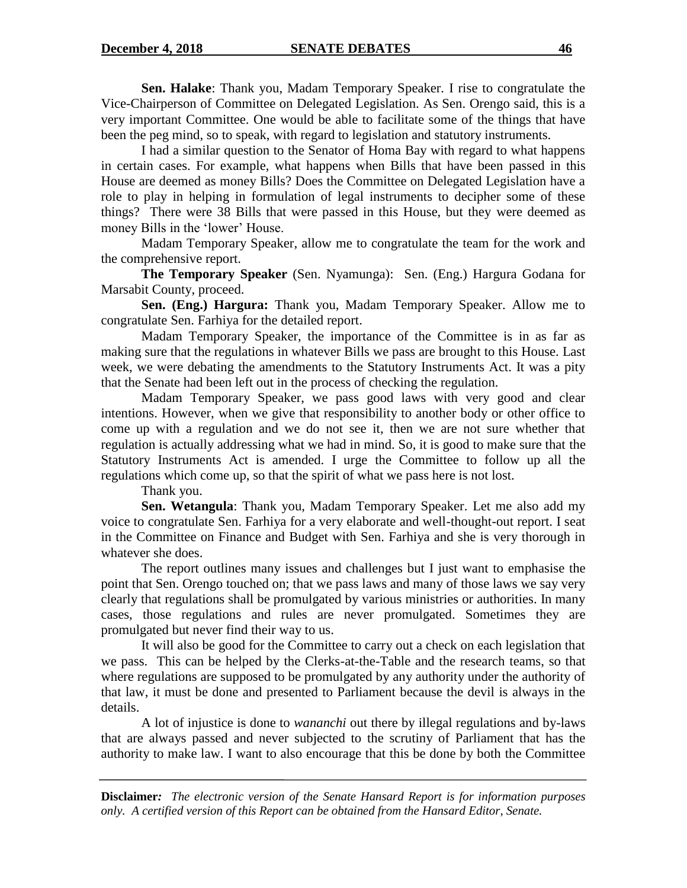**Sen. Halake**: Thank you, Madam Temporary Speaker. I rise to congratulate the Vice-Chairperson of Committee on Delegated Legislation. As Sen. Orengo said, this is a very important Committee. One would be able to facilitate some of the things that have been the peg mind, so to speak, with regard to legislation and statutory instruments.

I had a similar question to the Senator of Homa Bay with regard to what happens in certain cases. For example, what happens when Bills that have been passed in this House are deemed as money Bills? Does the Committee on Delegated Legislation have a role to play in helping in formulation of legal instruments to decipher some of these things? There were 38 Bills that were passed in this House, but they were deemed as money Bills in the 'lower' House.

Madam Temporary Speaker, allow me to congratulate the team for the work and the comprehensive report.

**The Temporary Speaker** (Sen. Nyamunga): Sen. (Eng.) Hargura Godana for Marsabit County, proceed.

**Sen. (Eng.) Hargura:** Thank you, Madam Temporary Speaker. Allow me to congratulate Sen. Farhiya for the detailed report.

Madam Temporary Speaker, the importance of the Committee is in as far as making sure that the regulations in whatever Bills we pass are brought to this House. Last week, we were debating the amendments to the Statutory Instruments Act. It was a pity that the Senate had been left out in the process of checking the regulation.

Madam Temporary Speaker, we pass good laws with very good and clear intentions. However, when we give that responsibility to another body or other office to come up with a regulation and we do not see it, then we are not sure whether that regulation is actually addressing what we had in mind. So, it is good to make sure that the Statutory Instruments Act is amended. I urge the Committee to follow up all the regulations which come up, so that the spirit of what we pass here is not lost.

Thank you.

**Sen. Wetangula**: Thank you, Madam Temporary Speaker. Let me also add my voice to congratulate Sen. Farhiya for a very elaborate and well-thought-out report. I seat in the Committee on Finance and Budget with Sen. Farhiya and she is very thorough in whatever she does.

The report outlines many issues and challenges but I just want to emphasise the point that Sen. Orengo touched on; that we pass laws and many of those laws we say very clearly that regulations shall be promulgated by various ministries or authorities. In many cases, those regulations and rules are never promulgated. Sometimes they are promulgated but never find their way to us.

It will also be good for the Committee to carry out a check on each legislation that we pass. This can be helped by the Clerks-at-the-Table and the research teams, so that where regulations are supposed to be promulgated by any authority under the authority of that law, it must be done and presented to Parliament because the devil is always in the details.

A lot of injustice is done to *wananchi* out there by illegal regulations and by-laws that are always passed and never subjected to the scrutiny of Parliament that has the authority to make law. I want to also encourage that this be done by both the Committee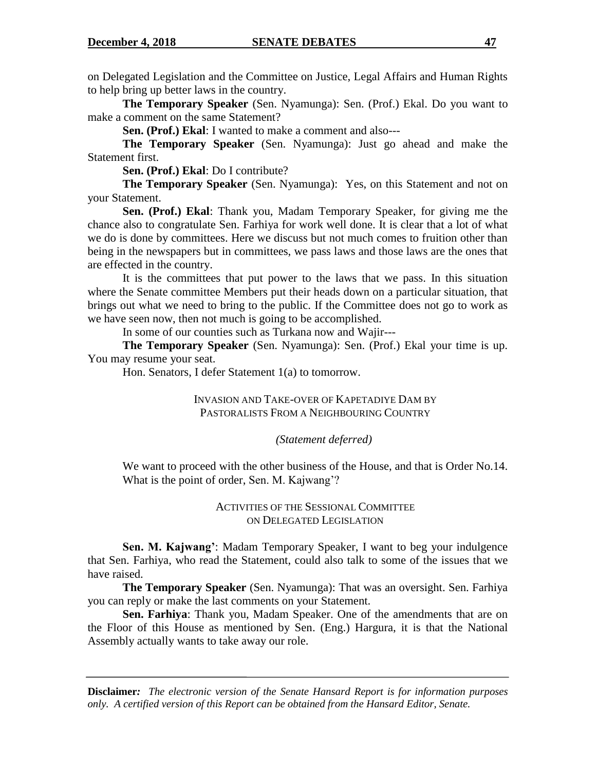on Delegated Legislation and the Committee on Justice, Legal Affairs and Human Rights to help bring up better laws in the country.

**The Temporary Speaker** (Sen. Nyamunga): Sen. (Prof.) Ekal. Do you want to make a comment on the same Statement?

**Sen. (Prof.) Ekal**: I wanted to make a comment and also---

**The Temporary Speaker** (Sen. Nyamunga): Just go ahead and make the Statement first.

**Sen. (Prof.) Ekal**: Do I contribute?

**The Temporary Speaker** (Sen. Nyamunga): Yes, on this Statement and not on your Statement.

**Sen. (Prof.) Ekal**: Thank you, Madam Temporary Speaker, for giving me the chance also to congratulate Sen. Farhiya for work well done. It is clear that a lot of what we do is done by committees. Here we discuss but not much comes to fruition other than being in the newspapers but in committees, we pass laws and those laws are the ones that are effected in the country.

It is the committees that put power to the laws that we pass. In this situation where the Senate committee Members put their heads down on a particular situation, that brings out what we need to bring to the public. If the Committee does not go to work as we have seen now, then not much is going to be accomplished.

In some of our counties such as Turkana now and Wajir---

**The Temporary Speaker** (Sen. Nyamunga): Sen. (Prof.) Ekal your time is up. You may resume your seat.

Hon. Senators, I defer Statement 1(a) to tomorrow.

INVASION AND TAKE-OVER OF KAPETADIYE DAM BY PASTORALISTS FROM A NEIGHBOURING COUNTRY

*(Statement deferred)*

We want to proceed with the other business of the House, and that is Order No.14. What is the point of order, Sen. M. Kajwang'?

ACTIVITIES OF THE SESSIONAL COMMITTEE ON DELEGATED LEGISLATION

**Sen. M. Kajwang'**: Madam Temporary Speaker, I want to beg your indulgence that Sen. Farhiya, who read the Statement, could also talk to some of the issues that we have raised.

**The Temporary Speaker** (Sen. Nyamunga): That was an oversight. Sen. Farhiya you can reply or make the last comments on your Statement.

**Sen. Farhiya**: Thank you, Madam Speaker. One of the amendments that are on the Floor of this House as mentioned by Sen. (Eng.) Hargura, it is that the National Assembly actually wants to take away our role.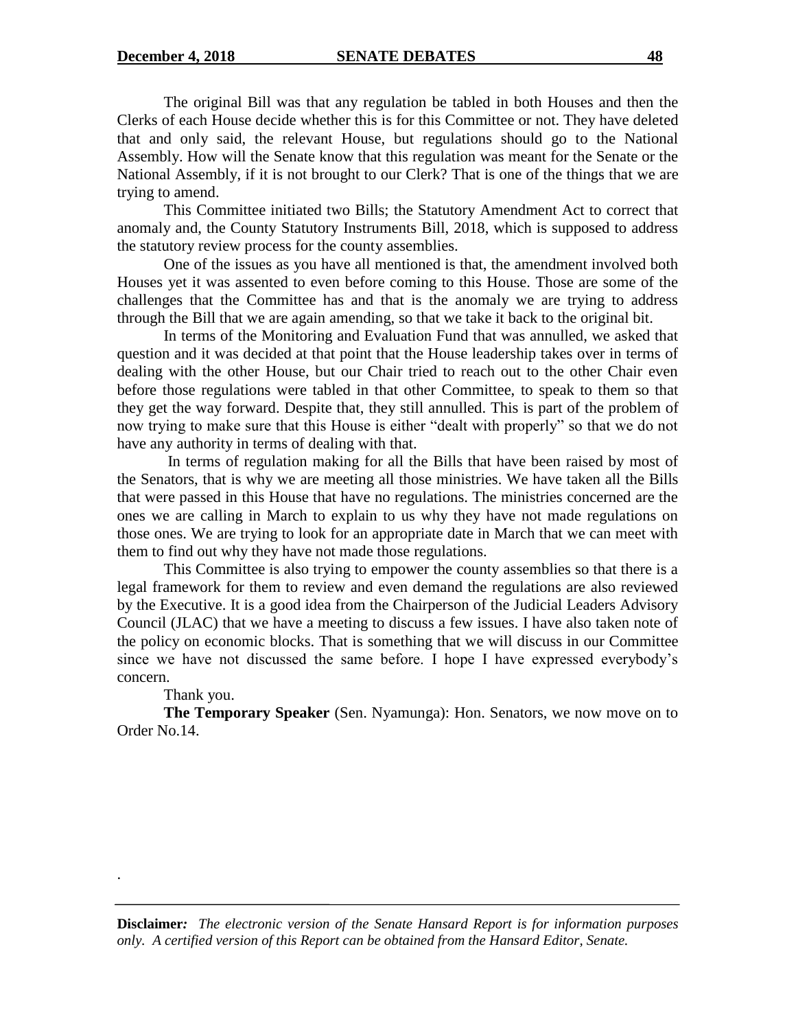The original Bill was that any regulation be tabled in both Houses and then the Clerks of each House decide whether this is for this Committee or not. They have deleted that and only said, the relevant House, but regulations should go to the National Assembly. How will the Senate know that this regulation was meant for the Senate or the National Assembly, if it is not brought to our Clerk? That is one of the things that we are trying to amend.

This Committee initiated two Bills; the Statutory Amendment Act to correct that anomaly and, the County Statutory Instruments Bill, 2018, which is supposed to address the statutory review process for the county assemblies.

One of the issues as you have all mentioned is that, the amendment involved both Houses yet it was assented to even before coming to this House. Those are some of the challenges that the Committee has and that is the anomaly we are trying to address through the Bill that we are again amending, so that we take it back to the original bit.

In terms of the Monitoring and Evaluation Fund that was annulled, we asked that question and it was decided at that point that the House leadership takes over in terms of dealing with the other House, but our Chair tried to reach out to the other Chair even before those regulations were tabled in that other Committee, to speak to them so that they get the way forward. Despite that, they still annulled. This is part of the problem of now trying to make sure that this House is either "dealt with properly" so that we do not have any authority in terms of dealing with that.

In terms of regulation making for all the Bills that have been raised by most of the Senators, that is why we are meeting all those ministries. We have taken all the Bills that were passed in this House that have no regulations. The ministries concerned are the ones we are calling in March to explain to us why they have not made regulations on those ones. We are trying to look for an appropriate date in March that we can meet with them to find out why they have not made those regulations.

This Committee is also trying to empower the county assemblies so that there is a legal framework for them to review and even demand the regulations are also reviewed by the Executive. It is a good idea from the Chairperson of the Judicial Leaders Advisory Council (JLAC) that we have a meeting to discuss a few issues. I have also taken note of the policy on economic blocks. That is something that we will discuss in our Committee since we have not discussed the same before. I hope I have expressed everybody's concern.

Thank you.

**The Temporary Speaker** (Sen. Nyamunga): Hon. Senators, we now move on to Order No.14.

.

**Disclaimer:** *The electronic version of the Senate Hansard Report is for information purposes only. A certified version of this Report can be obtained from the Hansard Editor, Senate.*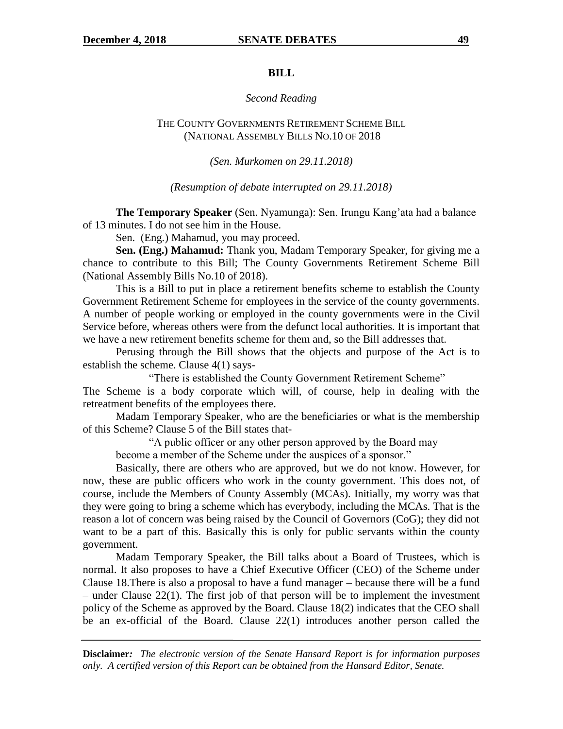**BILL**

*Second Reading*

THE COUNTY GOVERNMENTS RETIREMENT SCHEME BILL
(NATIONAL ASSEMBLY BILLS NO.10 OF 2018)

*(Sen. Murkomen on 29.11.2018)*

*(Resumption of debate interrupted on 29.11.2018)*

**The Temporary Speaker** (Sen. Nyamunga): Sen. Irungu Kang'ata had a balance of 13 minutes. I do not see him in the House.

Sen. (Eng.) Mahamud, you may proceed.

**Sen. (Eng.) Mahamud:** Thank you, Madam Temporary Speaker, for giving me a chance to contribute to this Bill; The County Governments Retirement Scheme Bill (National Assembly Bills No.10 of 2018).

This is a Bill to put in place a retirement benefits scheme to establish the County Government Retirement Scheme for employees in the service of the county governments. A number of people working or employed in the county governments were in the Civil Service before, whereas others were from the defunct local authorities. It is important that we have a new retirement benefits scheme for them and, so the Bill addresses that.

Perusing through the Bill shows that the objects and purpose of the Act is to establish the scheme. Clause 4(1) says-

"There is established the County Government Retirement Scheme"

The Scheme is a body corporate which will, of course, help in dealing with the retreatment benefits of the employees there.

Madam Temporary Speaker, who are the beneficiaries or what is the membership of this Scheme? Clause 5 of the Bill states that-

"A public officer or any other person approved by the Board may become a member of the Scheme under the auspices of a sponsor."

Basically, there are others who are approved, but we do not know. However, for now, these are public officers who work in the county government. This does not, of course, include the Members of County Assembly (MCAs). Initially, my worry was that they were going to bring a scheme which has everybody, including the MCAs. That is the reason a lot of concern was being raised by the Council of Governors (CoG); they did not want to be a part of this. Basically this is only for public servants within the county government.

Madam Temporary Speaker, the Bill talks about a Board of Trustees, which is normal. It also proposes to have a Chief Executive Officer (CEO) of the Scheme under Clause 18.There is also a proposal to have a fund manager – because there will be a fund – under Clause 22(1). The first job of that person will be to implement the investment policy of the Scheme as approved by the Board. Clause 18(2) indicates that the CEO shall be an ex-official of the Board. Clause 22(1) introduces another person called the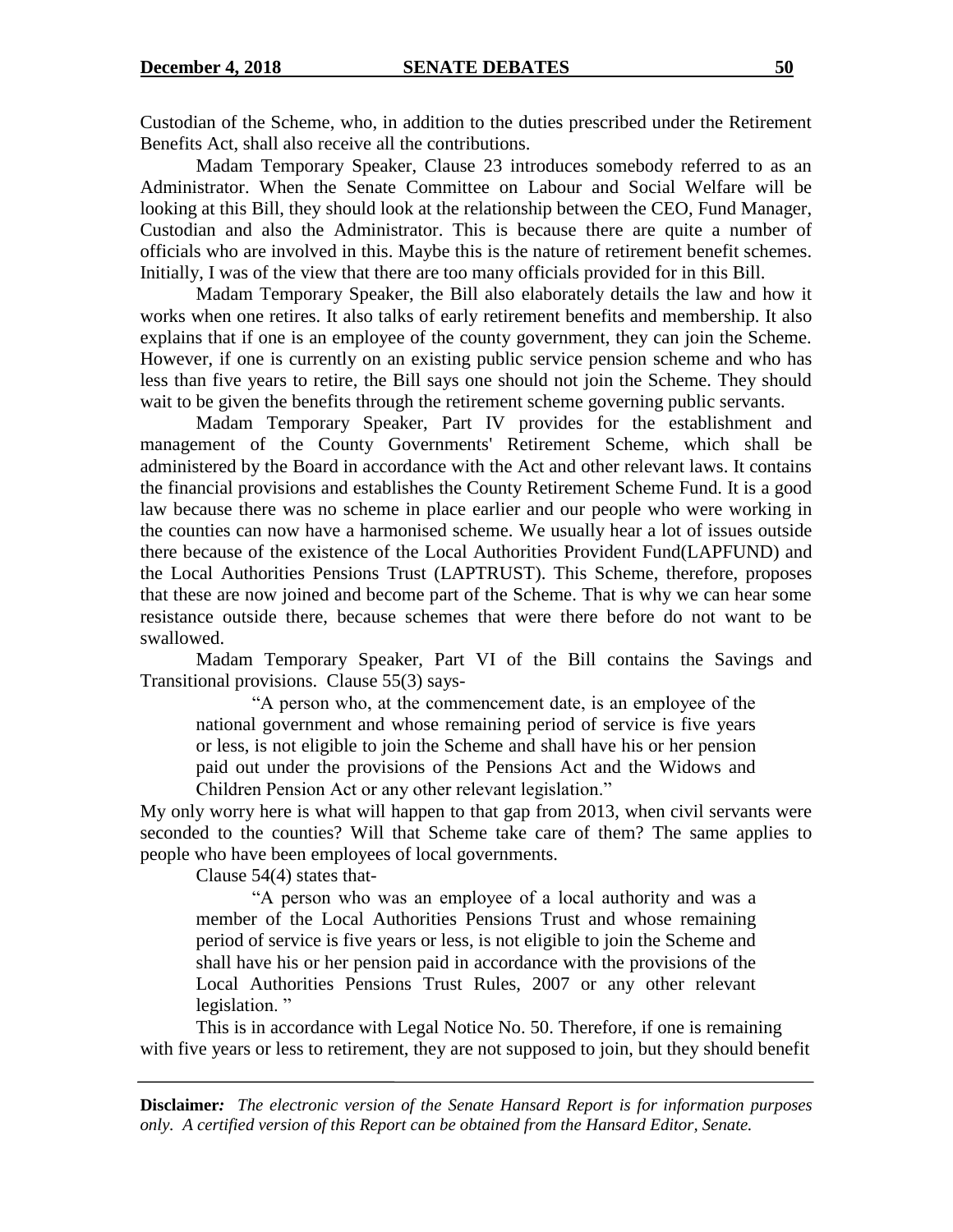Custodian of the Scheme, who, in addition to the duties prescribed under the Retirement Benefits Act, shall also receive all the contributions.

Madam Temporary Speaker, Clause 23 introduces somebody referred to as an Administrator. When the Senate Committee on Labour and Social Welfare will be looking at this Bill, they should look at the relationship between the CEO, Fund Manager, Custodian and also the Administrator. This is because there are quite a number of officials who are involved in this. Maybe this is the nature of retirement benefit schemes. Initially, I was of the view that there are too many officials provided for in this Bill.

Madam Temporary Speaker, the Bill also elaborately details the law and how it works when one retires. It also talks of early retirement benefits and membership. It also explains that if one is an employee of the county government, they can join the Scheme. However, if one is currently on an existing public service pension scheme and who has less than five years to retire, the Bill says one should not join the Scheme. They should wait to be given the benefits through the retirement scheme governing public servants.

Madam Temporary Speaker, Part IV provides for the establishment and management of the County Governments' Retirement Scheme, which shall be administered by the Board in accordance with the Act and other relevant laws. It contains the financial provisions and establishes the County Retirement Scheme Fund. It is a good law because there was no scheme in place earlier and our people who were working in the counties can now have a harmonised scheme. We usually hear a lot of issues outside there because of the existence of the Local Authorities Provident Fund(LAPFUND) and the Local Authorities Pensions Trust (LAPTRUST). This Scheme, therefore, proposes that these are now joined and become part of the Scheme. That is why we can hear some resistance outside there, because schemes that were there before do not want to be swallowed.

Madam Temporary Speaker, Part VI of the Bill contains the Savings and Transitional provisions. Clause 55(3) says-

> "A person who, at the commencement date, is an employee of the national government and whose remaining period of service is five years or less, is not eligible to join the Scheme and shall have his or her pension paid out under the provisions of the Pensions Act and the Widows and Children Pension Act or any other relevant legislation."

My only worry here is what will happen to that gap from 2013, when civil servants were seconded to the counties? Will that Scheme take care of them? The same applies to people who have been employees of local governments.

Clause 54(4) states that-

> "A person who was an employee of a local authority and was a member of the Local Authorities Pensions Trust and whose remaining period of service is five years or less, is not eligible to join the Scheme and shall have his or her pension paid in accordance with the provisions of the Local Authorities Pensions Trust Rules, 2007 or any other relevant legislation. "

This is in accordance with Legal Notice No. 50. Therefore, if one is remaining with five years or less to retirement, they are not supposed to join, but they should benefit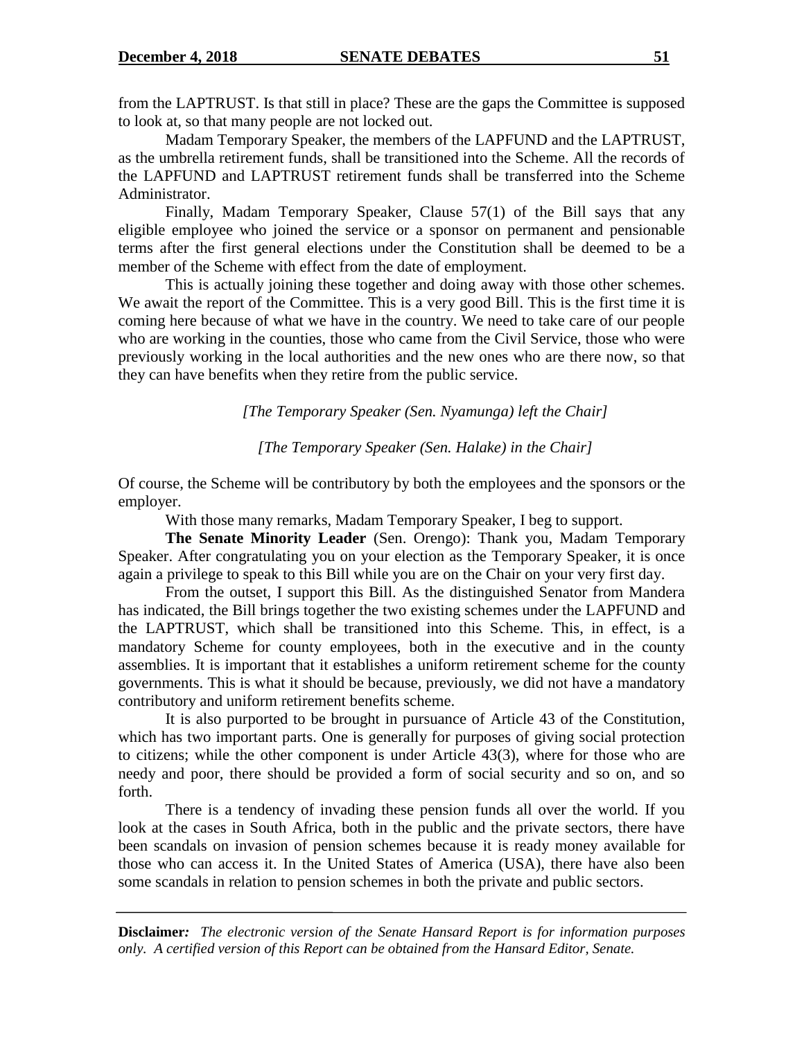from the LAPTRUST. Is that still in place? These are the gaps the Committee is supposed to look at, so that many people are not locked out.

Madam Temporary Speaker, the members of the LAPFUND and the LAPTRUST, as the umbrella retirement funds, shall be transitioned into the Scheme. All the records of the LAPFUND and LAPTRUST retirement funds shall be transferred into the Scheme Administrator.

Finally, Madam Temporary Speaker, Clause 57(1) of the Bill says that any eligible employee who joined the service or a sponsor on permanent and pensionable terms after the first general elections under the Constitution shall be deemed to be a member of the Scheme with effect from the date of employment.

This is actually joining these together and doing away with those other schemes. We await the report of the Committee. This is a very good Bill. This is the first time it is coming here because of what we have in the country. We need to take care of our people who are working in the counties, those who came from the Civil Service, those who were previously working in the local authorities and the new ones who are there now, so that they can have benefits when they retire from the public service.

*[The Temporary Speaker (Sen. Nyamunga) left the Chair]*

*[The Temporary Speaker (Sen. Halake) in the Chair]*

Of course, the Scheme will be contributory by both the employees and the sponsors or the employer.

With those many remarks, Madam Temporary Speaker, I beg to support.

**The Senate Minority Leader** (Sen. Orengo): Thank you, Madam Temporary Speaker. After congratulating you on your election as the Temporary Speaker, it is once again a privilege to speak to this Bill while you are on the Chair on your very first day.

From the outset, I support this Bill. As the distinguished Senator from Mandera has indicated, the Bill brings together the two existing schemes under the LAPFUND and the LAPTRUST, which shall be transitioned into this Scheme. This, in effect, is a mandatory Scheme for county employees, both in the executive and in the county assemblies. It is important that it establishes a uniform retirement scheme for the county governments. This is what it should be because, previously, we did not have a mandatory contributory and uniform retirement benefits scheme.

It is also purported to be brought in pursuance of Article 43 of the Constitution, which has two important parts. One is generally for purposes of giving social protection to citizens; while the other component is under Article 43(3), where for those who are needy and poor, there should be provided a form of social security and so on, and so forth.

There is a tendency of invading these pension funds all over the world. If you look at the cases in South Africa, both in the public and the private sectors, there have been scandals on invasion of pension schemes because it is ready money available for those who can access it. In the United States of America (USA), there have also been some scandals in relation to pension schemes in both the private and public sectors.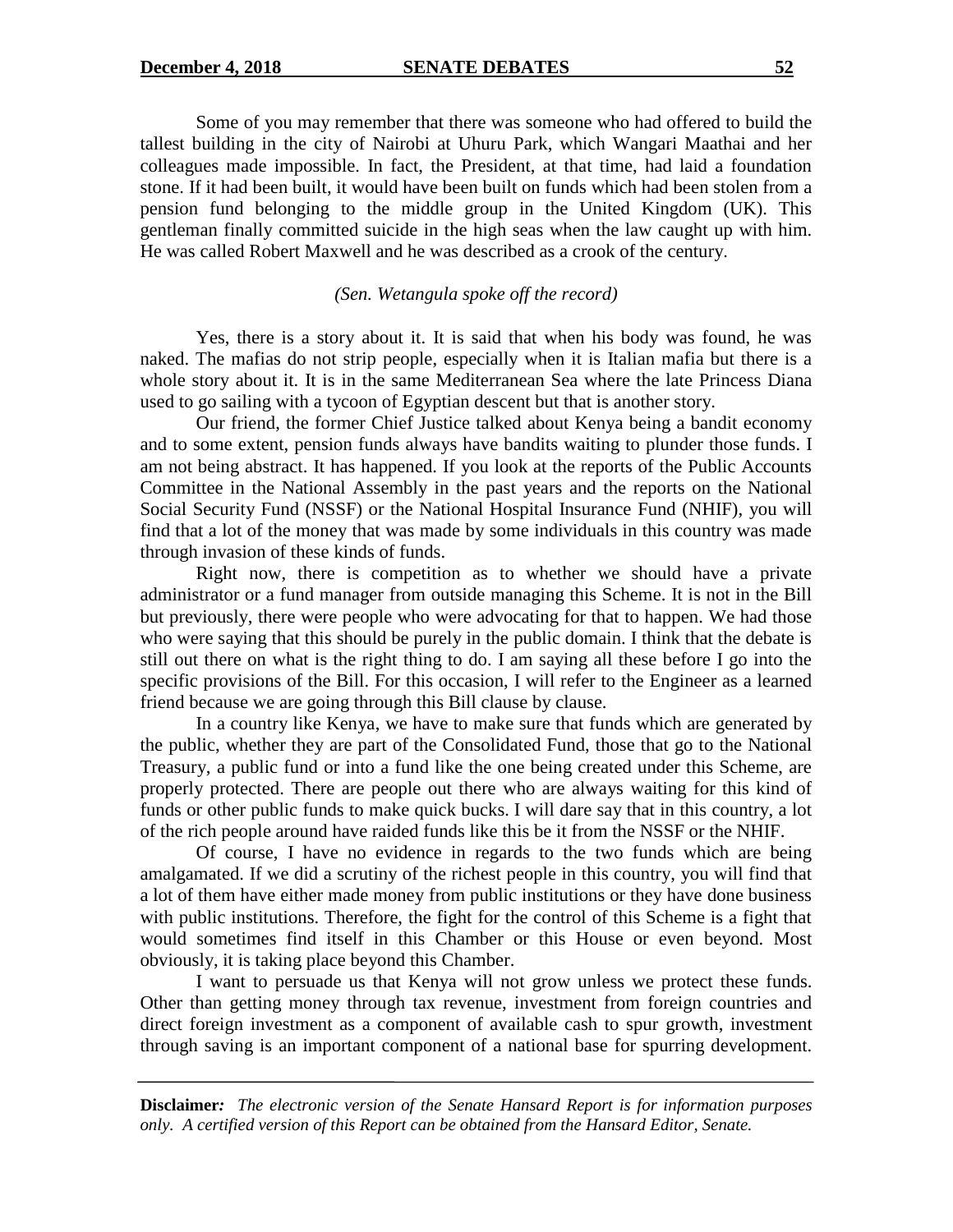Some of you may remember that there was someone who had offered to build the tallest building in the city of Nairobi at Uhuru Park, which Wangari Maathai and her colleagues made impossible. In fact, the President, at that time, had laid a foundation stone. If it had been built, it would have been built on funds which had been stolen from a pension fund belonging to the middle group in the United Kingdom (UK). This gentleman finally committed suicide in the high seas when the law caught up with him. He was called Robert Maxwell and he was described as a crook of the century.

*(Sen. Wetangula spoke off the record)*

Yes, there is a story about it. It is said that when his body was found, he was naked. The mafias do not strip people, especially when it is Italian mafia but there is a whole story about it. It is in the same Mediterranean Sea where the late Princess Diana used to go sailing with a tycoon of Egyptian descent but that is another story.

Our friend, the former Chief Justice talked about Kenya being a bandit economy and to some extent, pension funds always have bandits waiting to plunder those funds. I am not being abstract. It has happened. If you look at the reports of the Public Accounts Committee in the National Assembly in the past years and the reports on the National Social Security Fund (NSSF) or the National Hospital Insurance Fund (NHIF), you will find that a lot of the money that was made by some individuals in this country was made through invasion of these kinds of funds.

Right now, there is competition as to whether we should have a private administrator or a fund manager from outside managing this Scheme. It is not in the Bill but previously, there were people who were advocating for that to happen. We had those who were saying that this should be purely in the public domain. I think that the debate is still out there on what is the right thing to do. I am saying all these before I go into the specific provisions of the Bill. For this occasion, I will refer to the Engineer as a learned friend because we are going through this Bill clause by clause.

In a country like Kenya, we have to make sure that funds which are generated by the public, whether they are part of the Consolidated Fund, those that go to the National Treasury, a public fund or into a fund like the one being created under this Scheme, are properly protected. There are people out there who are always waiting for this kind of funds or other public funds to make quick bucks. I will dare say that in this country, a lot of the rich people around have raided funds like this be it from the NSSF or the NHIF.

Of course, I have no evidence in regards to the two funds which are being amalgamated. If we did a scrutiny of the richest people in this country, you will find that a lot of them have either made money from public institutions or they have done business with public institutions. Therefore, the fight for the control of this Scheme is a fight that would sometimes find itself in this Chamber or this House or even beyond. Most obviously, it is taking place beyond this Chamber.

I want to persuade us that Kenya will not grow unless we protect these funds. Other than getting money through tax revenue, investment from foreign countries and direct foreign investment as a component of available cash to spur growth, investment through saving is an important component of a national base for spurring development.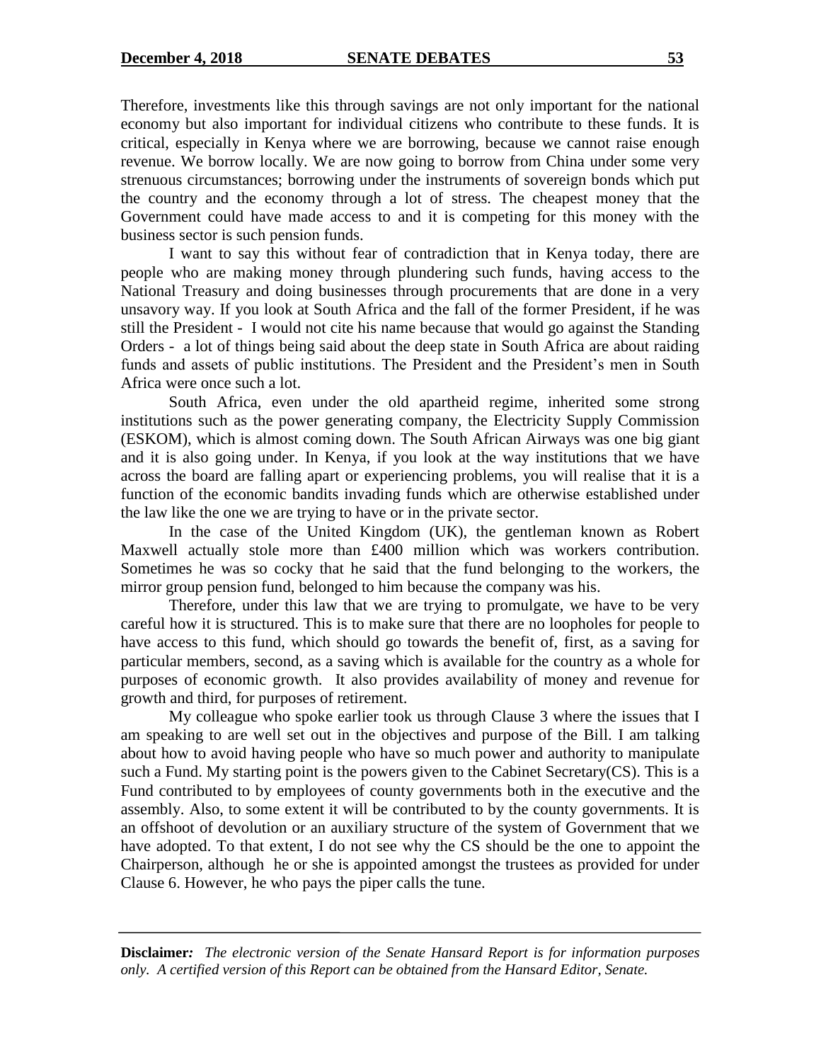Therefore, investments like this through savings are not only important for the national economy but also important for individual citizens who contribute to these funds. It is critical, especially in Kenya where we are borrowing, because we cannot raise enough revenue. We borrow locally. We are now going to borrow from China under some very strenuous circumstances; borrowing under the instruments of sovereign bonds which put the country and the economy through a lot of stress. The cheapest money that the Government could have made access to and it is competing for this money with the business sector is such pension funds.

I want to say this without fear of contradiction that in Kenya today, there are people who are making money through plundering such funds, having access to the National Treasury and doing businesses through procurements that are done in a very unsavory way. If you look at South Africa and the fall of the former President, if he was still the President - I would not cite his name because that would go against the Standing Orders - a lot of things being said about the deep state in South Africa are about raiding funds and assets of public institutions. The President and the President's men in South Africa were once such a lot.

South Africa, even under the old apartheid regime, inherited some strong institutions such as the power generating company, the Electricity Supply Commission (ESKOM), which is almost coming down. The South African Airways was one big giant and it is also going under. In Kenya, if you look at the way institutions that we have across the board are falling apart or experiencing problems, you will realise that it is a function of the economic bandits invading funds which are otherwise established under the law like the one we are trying to have or in the private sector.

In the case of the United Kingdom (UK), the gentleman known as Robert Maxwell actually stole more than £400 million which was workers contribution. Sometimes he was so cocky that he said that the fund belonging to the workers, the mirror group pension fund, belonged to him because the company was his.

Therefore, under this law that we are trying to promulgate, we have to be very careful how it is structured. This is to make sure that there are no loopholes for people to have access to this fund, which should go towards the benefit of, first, as a saving for particular members, second, as a saving which is available for the country as a whole for purposes of economic growth. It also provides availability of money and revenue for growth and third, for purposes of retirement.

My colleague who spoke earlier took us through Clause 3 where the issues that I am speaking to are well set out in the objectives and purpose of the Bill. I am talking about how to avoid having people who have so much power and authority to manipulate such a Fund. My starting point is the powers given to the Cabinet Secretary(CS). This is a Fund contributed to by employees of county governments both in the executive and the assembly. Also, to some extent it will be contributed to by the county governments. It is an offshoot of devolution or an auxiliary structure of the system of Government that we have adopted. To that extent, I do not see why the CS should be the one to appoint the Chairperson, although he or she is appointed amongst the trustees as provided for under Clause 6. However, he who pays the piper calls the tune.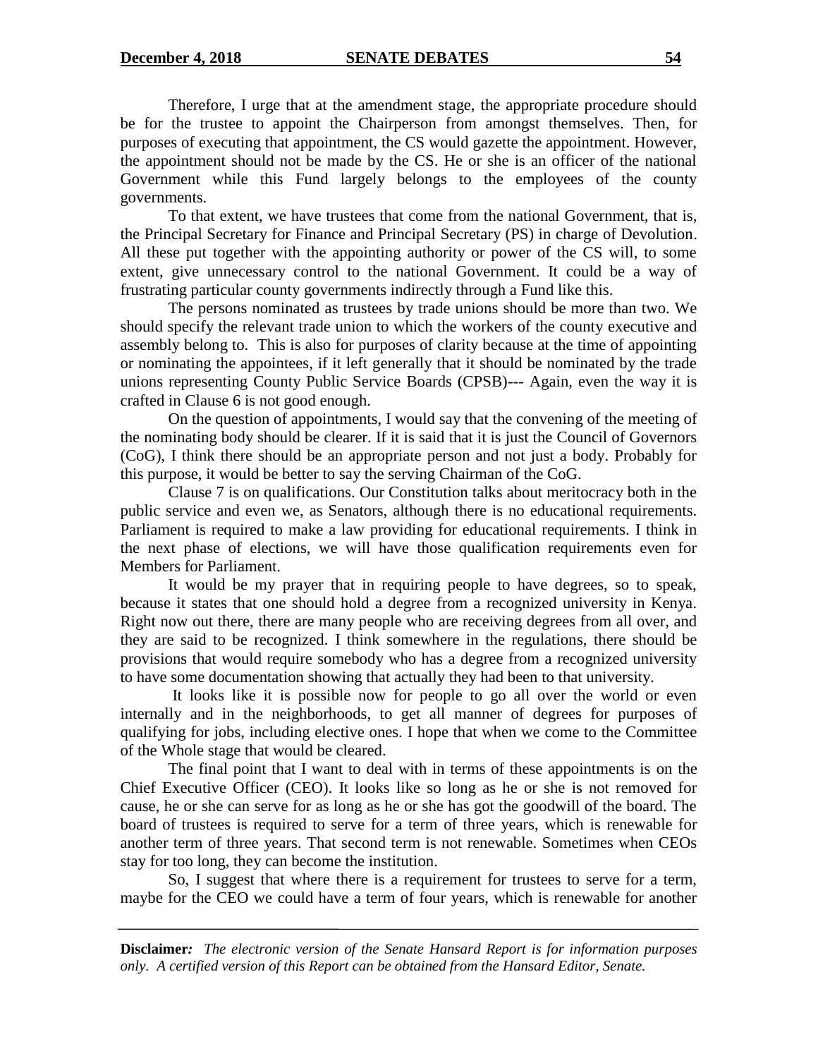Therefore, I urge that at the amendment stage, the appropriate procedure should be for the trustee to appoint the Chairperson from amongst themselves. Then, for purposes of executing that appointment, the CS would gazette the appointment. However, the appointment should not be made by the CS. He or she is an officer of the national Government while this Fund largely belongs to the employees of the county governments.

To that extent, we have trustees that come from the national Government, that is, the Principal Secretary for Finance and Principal Secretary (PS) in charge of Devolution. All these put together with the appointing authority or power of the CS will, to some extent, give unnecessary control to the national Government. It could be a way of frustrating particular county governments indirectly through a Fund like this.

The persons nominated as trustees by trade unions should be more than two. We should specify the relevant trade union to which the workers of the county executive and assembly belong to. This is also for purposes of clarity because at the time of appointing or nominating the appointees, if it left generally that it should be nominated by the trade unions representing County Public Service Boards (CPSB)--- Again, even the way it is crafted in Clause 6 is not good enough.

On the question of appointments, I would say that the convening of the meeting of the nominating body should be clearer. If it is said that it is just the Council of Governors (CoG), I think there should be an appropriate person and not just a body. Probably for this purpose, it would be better to say the serving Chairman of the CoG.

Clause 7 is on qualifications. Our Constitution talks about meritocracy both in the public service and even we, as Senators, although there is no educational requirements. Parliament is required to make a law providing for educational requirements. I think in the next phase of elections, we will have those qualification requirements even for Members for Parliament.

It would be my prayer that in requiring people to have degrees, so to speak, because it states that one should hold a degree from a recognized university in Kenya. Right now out there, there are many people who are receiving degrees from all over, and they are said to be recognized. I think somewhere in the regulations, there should be provisions that would require somebody who has a degree from a recognized university to have some documentation showing that actually they had been to that university.

It looks like it is possible now for people to go all over the world or even internally and in the neighborhoods, to get all manner of degrees for purposes of qualifying for jobs, including elective ones. I hope that when we come to the Committee of the Whole stage that would be cleared.

The final point that I want to deal with in terms of these appointments is on the Chief Executive Officer (CEO). It looks like so long as he or she is not removed for cause, he or she can serve for as long as he or she has got the goodwill of the board. The board of trustees is required to serve for a term of three years, which is renewable for another term of three years. That second term is not renewable. Sometimes when CEOs stay for too long, they can become the institution.

So, I suggest that where there is a requirement for trustees to serve for a term, maybe for the CEO we could have a term of four years, which is renewable for another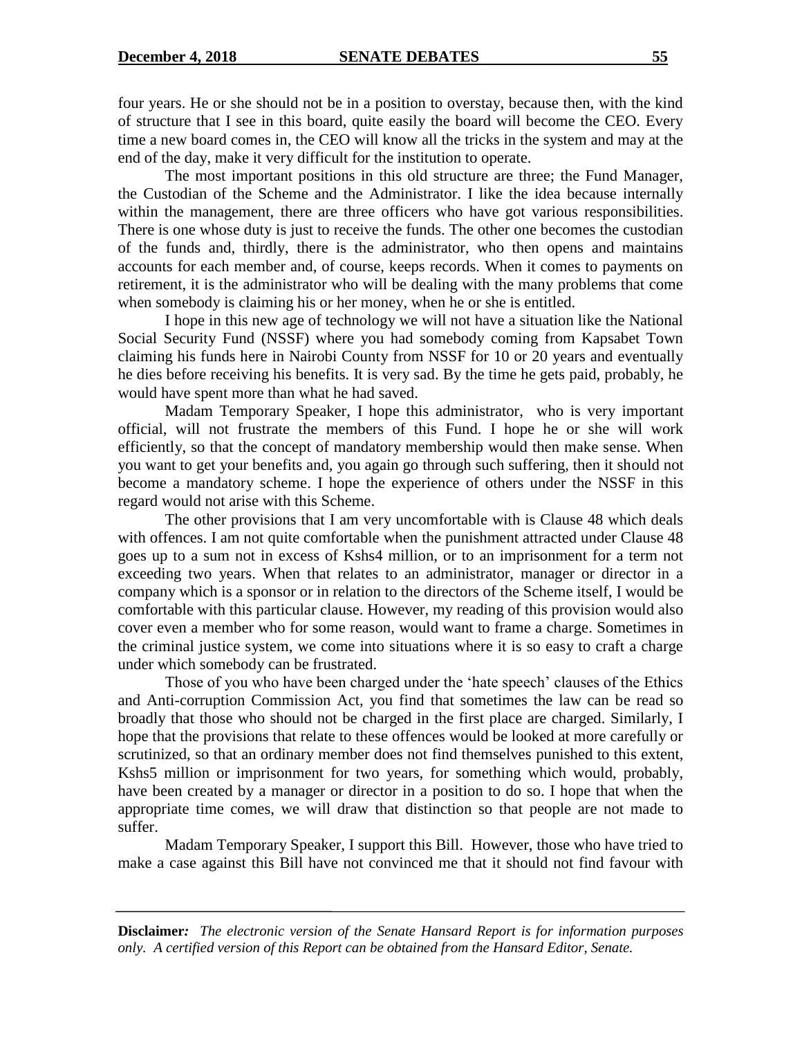four years. He or she should not be in a position to overstay, because then, with the kind of structure that I see in this board, quite easily the board will become the CEO. Every time a new board comes in, the CEO will know all the tricks in the system and may at the end of the day, make it very difficult for the institution to operate.

The most important positions in this old structure are three; the Fund Manager, the Custodian of the Scheme and the Administrator. I like the idea because internally within the management, there are three officers who have got various responsibilities. There is one whose duty is just to receive the funds. The other one becomes the custodian of the funds and, thirdly, there is the administrator, who then opens and maintains accounts for each member and, of course, keeps records. When it comes to payments on retirement, it is the administrator who will be dealing with the many problems that come when somebody is claiming his or her money, when he or she is entitled.

I hope in this new age of technology we will not have a situation like the National Social Security Fund (NSSF) where you had somebody coming from Kapsabet Town claiming his funds here in Nairobi County from NSSF for 10 or 20 years and eventually he dies before receiving his benefits. It is very sad. By the time he gets paid, probably, he would have spent more than what he had saved.

Madam Temporary Speaker, I hope this administrator, who is very important official, will not frustrate the members of this Fund. I hope he or she will work efficiently, so that the concept of mandatory membership would then make sense. When you want to get your benefits and, you again go through such suffering, then it should not become a mandatory scheme. I hope the experience of others under the NSSF in this regard would not arise with this Scheme.

The other provisions that I am very uncomfortable with is Clause 48 which deals with offences. I am not quite comfortable when the punishment attracted under Clause 48 goes up to a sum not in excess of Kshs4 million, or to an imprisonment for a term not exceeding two years. When that relates to an administrator, manager or director in a company which is a sponsor or in relation to the directors of the Scheme itself, I would be comfortable with this particular clause. However, my reading of this provision would also cover even a member who for some reason, would want to frame a charge. Sometimes in the criminal justice system, we come into situations where it is so easy to craft a charge under which somebody can be frustrated.

Those of you who have been charged under the 'hate speech' clauses of the Ethics and Anti-corruption Commission Act, you find that sometimes the law can be read so broadly that those who should not be charged in the first place are charged. Similarly, I hope that the provisions that relate to these offences would be looked at more carefully or scrutinized, so that an ordinary member does not find themselves punished to this extent, Kshs5 million or imprisonment for two years, for something which would, probably, have been created by a manager or director in a position to do so. I hope that when the appropriate time comes, we will draw that distinction so that people are not made to suffer.

Madam Temporary Speaker, I support this Bill. However, those who have tried to make a case against this Bill have not convinced me that it should not find favour with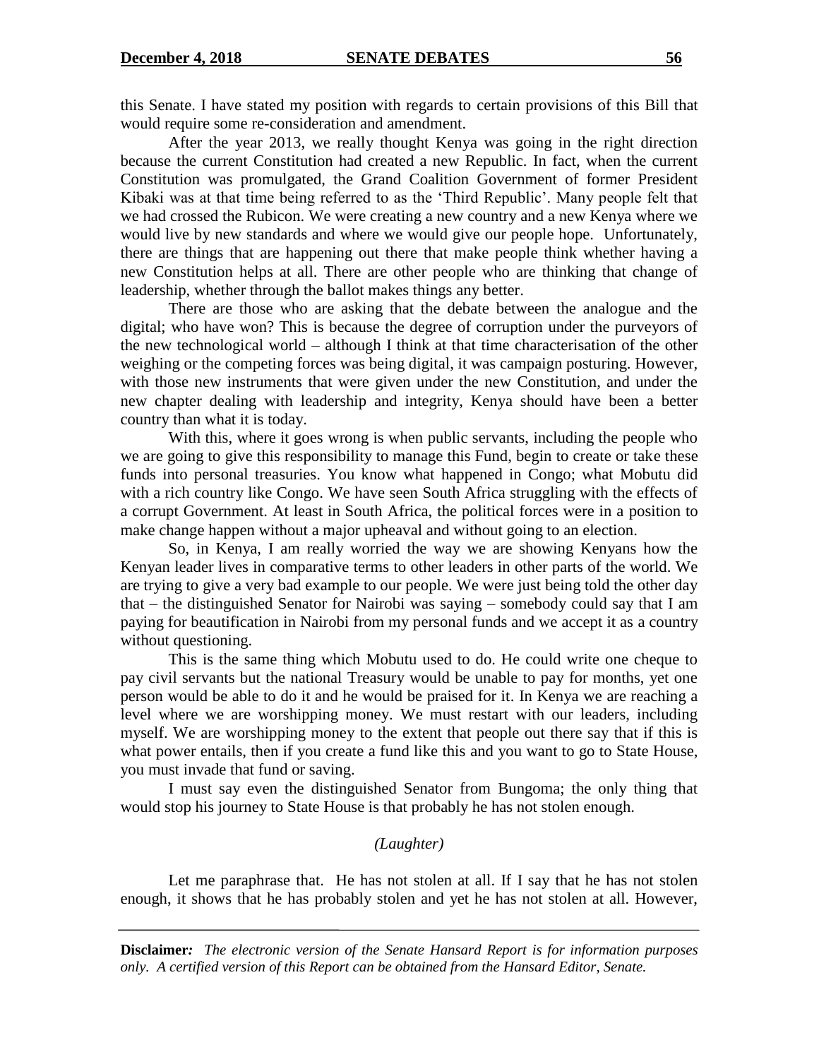this Senate. I have stated my position with regards to certain provisions of this Bill that would require some re-consideration and amendment.

After the year 2013, we really thought Kenya was going in the right direction because the current Constitution had created a new Republic. In fact, when the current Constitution was promulgated, the Grand Coalition Government of former President Kibaki was at that time being referred to as the 'Third Republic'. Many people felt that we had crossed the Rubicon. We were creating a new country and a new Kenya where we would live by new standards and where we would give our people hope. Unfortunately, there are things that are happening out there that make people think whether having a new Constitution helps at all. There are other people who are thinking that change of leadership, whether through the ballot makes things any better.

There are those who are asking that the debate between the analogue and the digital; who have won? This is because the degree of corruption under the purveyors of the new technological world – although I think at that time characterisation of the other weighing or the competing forces was being digital, it was campaign posturing. However, with those new instruments that were given under the new Constitution, and under the new chapter dealing with leadership and integrity, Kenya should have been a better country than what it is today.

With this, where it goes wrong is when public servants, including the people who we are going to give this responsibility to manage this Fund, begin to create or take these funds into personal treasuries. You know what happened in Congo; what Mobutu did with a rich country like Congo. We have seen South Africa struggling with the effects of a corrupt Government. At least in South Africa, the political forces were in a position to make change happen without a major upheaval and without going to an election.

So, in Kenya, I am really worried the way we are showing Kenyans how the Kenyan leader lives in comparative terms to other leaders in other parts of the world. We are trying to give a very bad example to our people. We were just being told the other day that – the distinguished Senator for Nairobi was saying – somebody could say that I am paying for beautification in Nairobi from my personal funds and we accept it as a country without questioning.

This is the same thing which Mobutu used to do. He could write one cheque to pay civil servants but the national Treasury would be unable to pay for months, yet one person would be able to do it and he would be praised for it. In Kenya we are reaching a level where we are worshipping money. We must restart with our leaders, including myself. We are worshipping money to the extent that people out there say that if this is what power entails, then if you create a fund like this and you want to go to State House, you must invade that fund or saving.

I must say even the distinguished Senator from Bungoma; the only thing that would stop his journey to State House is that probably he has not stolen enough.

*(Laughter)*

Let me paraphrase that. He has not stolen at all. If I say that he has not stolen enough, it shows that he has probably stolen and yet he has not stolen at all. However,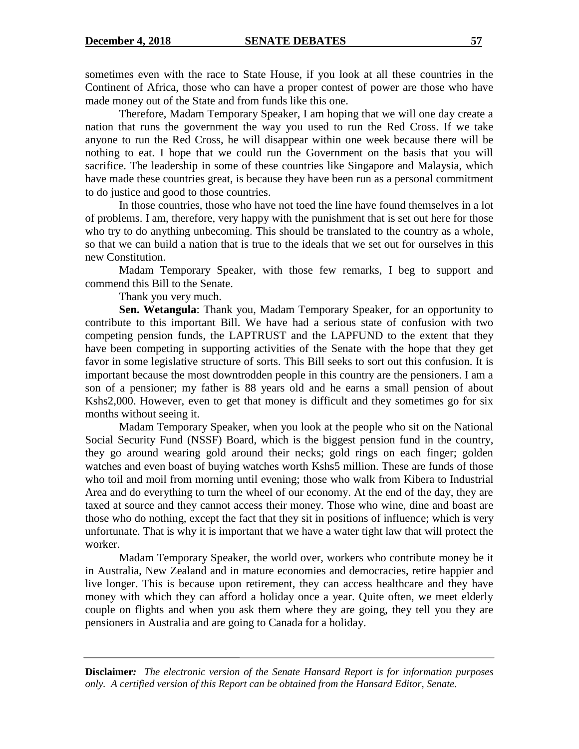sometimes even with the race to State House, if you look at all these countries in the Continent of Africa, those who can have a proper contest of power are those who have made money out of the State and from funds like this one.

Therefore, Madam Temporary Speaker, I am hoping that we will one day create a nation that runs the government the way you used to run the Red Cross. If we take anyone to run the Red Cross, he will disappear within one week because there will be nothing to eat. I hope that we could run the Government on the basis that you will sacrifice. The leadership in some of these countries like Singapore and Malaysia, which have made these countries great, is because they have been run as a personal commitment to do justice and good to those countries.

In those countries, those who have not toed the line have found themselves in a lot of problems. I am, therefore, very happy with the punishment that is set out here for those who try to do anything unbecoming. This should be translated to the country as a whole, so that we can build a nation that is true to the ideals that we set out for ourselves in this new Constitution.

Madam Temporary Speaker, with those few remarks, I beg to support and commend this Bill to the Senate.

Thank you very much.

**Sen. Wetangula**: Thank you, Madam Temporary Speaker, for an opportunity to contribute to this important Bill. We have had a serious state of confusion with two competing pension funds, the LAPTRUST and the LAPFUND to the extent that they have been competing in supporting activities of the Senate with the hope that they get favor in some legislative structure of sorts. This Bill seeks to sort out this confusion. It is important because the most downtrodden people in this country are the pensioners. I am a son of a pensioner; my father is 88 years old and he earns a small pension of about Kshs2,000. However, even to get that money is difficult and they sometimes go for six months without seeing it.

Madam Temporary Speaker, when you look at the people who sit on the National Social Security Fund (NSSF) Board, which is the biggest pension fund in the country, they go around wearing gold around their necks; gold rings on each finger; golden watches and even boast of buying watches worth Kshs5 million. These are funds of those who toil and moil from morning until evening; those who walk from Kibera to Industrial Area and do everything to turn the wheel of our economy. At the end of the day, they are taxed at source and they cannot access their money. Those who wine, dine and boast are those who do nothing, except the fact that they sit in positions of influence; which is very unfortunate. That is why it is important that we have a water tight law that will protect the worker.

Madam Temporary Speaker, the world over, workers who contribute money be it in Australia, New Zealand and in mature economies and democracies, retire happier and live longer. This is because upon retirement, they can access healthcare and they have money with which they can afford a holiday once a year. Quite often, we meet elderly couple on flights and when you ask them where they are going, they tell you they are pensioners in Australia and are going to Canada for a holiday.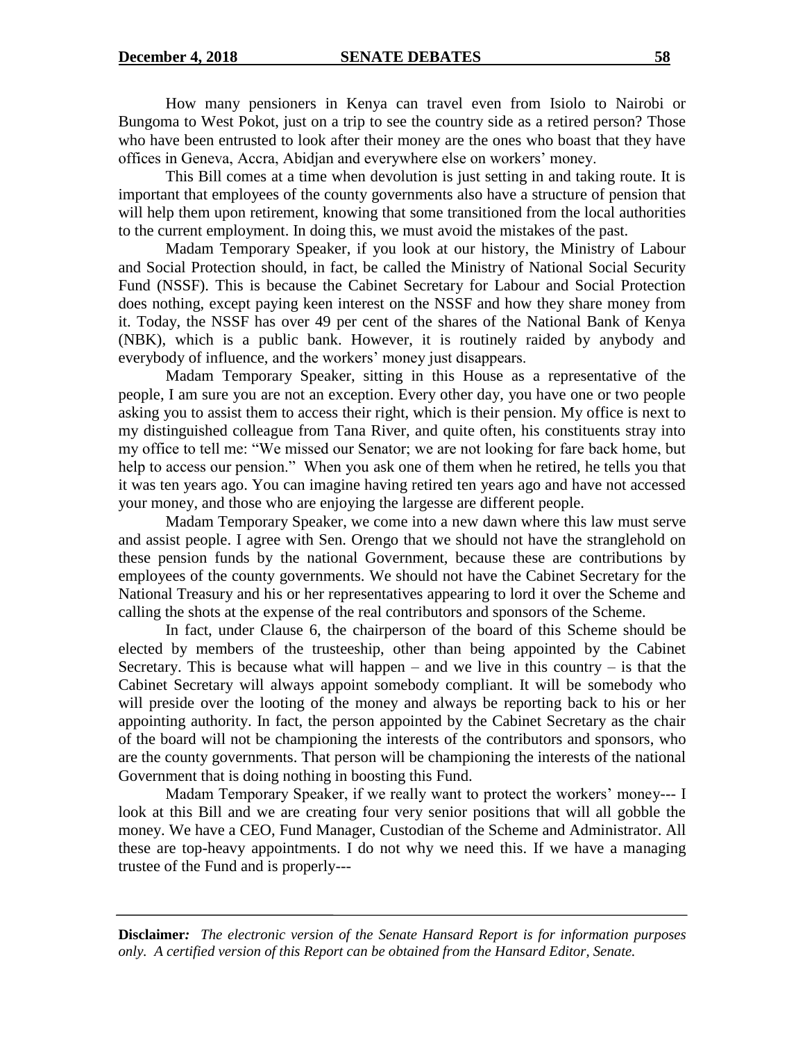How many pensioners in Kenya can travel even from Isiolo to Nairobi or Bungoma to West Pokot, just on a trip to see the country side as a retired person? Those who have been entrusted to look after their money are the ones who boast that they have offices in Geneva, Accra, Abidjan and everywhere else on workers' money.

This Bill comes at a time when devolution is just setting in and taking route. It is important that employees of the county governments also have a structure of pension that will help them upon retirement, knowing that some transitioned from the local authorities to the current employment. In doing this, we must avoid the mistakes of the past.

Madam Temporary Speaker, if you look at our history, the Ministry of Labour and Social Protection should, in fact, be called the Ministry of National Social Security Fund (NSSF). This is because the Cabinet Secretary for Labour and Social Protection does nothing, except paying keen interest on the NSSF and how they share money from it. Today, the NSSF has over 49 per cent of the shares of the National Bank of Kenya (NBK), which is a public bank. However, it is routinely raided by anybody and everybody of influence, and the workers' money just disappears.

Madam Temporary Speaker, sitting in this House as a representative of the people, I am sure you are not an exception. Every other day, you have one or two people asking you to assist them to access their right, which is their pension. My office is next to my distinguished colleague from Tana River, and quite often, his constituents stray into my office to tell me: "We missed our Senator; we are not looking for fare back home, but help to access our pension." When you ask one of them when he retired, he tells you that it was ten years ago. You can imagine having retired ten years ago and have not accessed your money, and those who are enjoying the largesse are different people.

Madam Temporary Speaker, we come into a new dawn where this law must serve and assist people. I agree with Sen. Orengo that we should not have the stranglehold on these pension funds by the national Government, because these are contributions by employees of the county governments. We should not have the Cabinet Secretary for the National Treasury and his or her representatives appearing to lord it over the Scheme and calling the shots at the expense of the real contributors and sponsors of the Scheme.

In fact, under Clause 6, the chairperson of the board of this Scheme should be elected by members of the trusteeship, other than being appointed by the Cabinet Secretary. This is because what will happen – and we live in this country – is that the Cabinet Secretary will always appoint somebody compliant. It will be somebody who will preside over the looting of the money and always be reporting back to his or her appointing authority. In fact, the person appointed by the Cabinet Secretary as the chair of the board will not be championing the interests of the contributors and sponsors, who are the county governments. That person will be championing the interests of the national Government that is doing nothing in boosting this Fund.

Madam Temporary Speaker, if we really want to protect the workers' money--- I look at this Bill and we are creating four very senior positions that will all gobble the money. We have a CEO, Fund Manager, Custodian of the Scheme and Administrator. All these are top-heavy appointments. I do not why we need this. If we have a managing trustee of the Fund and is properly---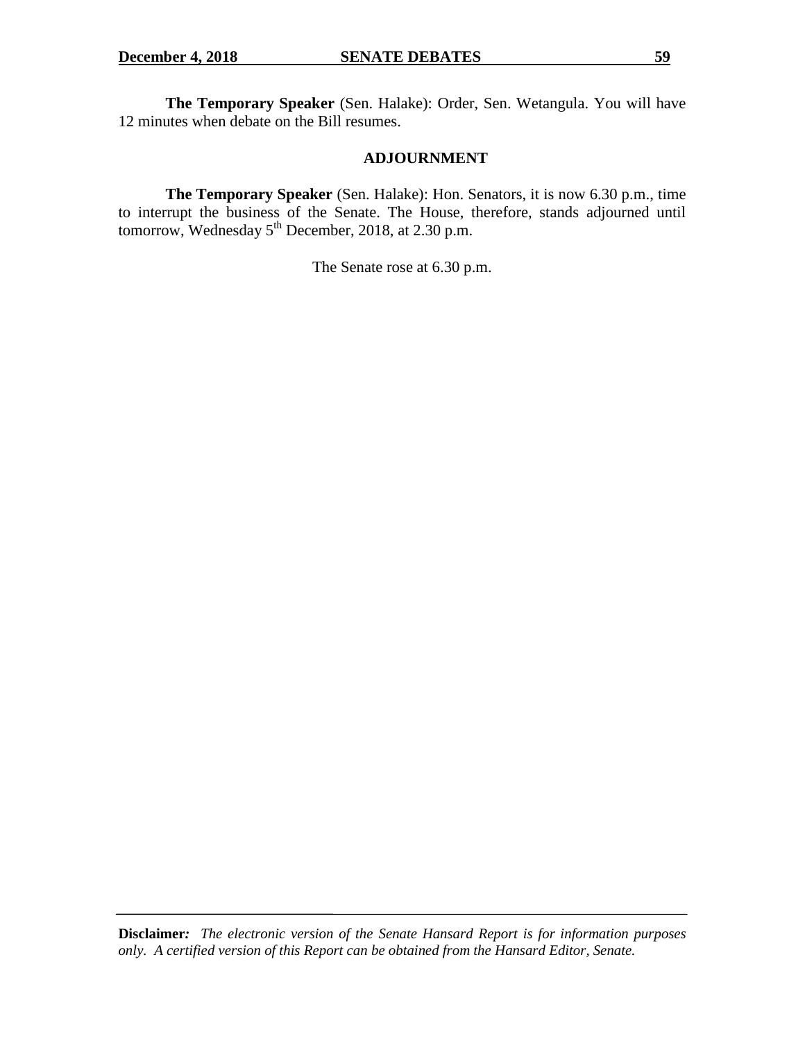**The Temporary Speaker** (Sen. Halake): Order, Sen. Wetangula. You will have 12 minutes when debate on the Bill resumes.

## ADJOURNMENT

**The Temporary Speaker** (Sen. Halake): Hon. Senators, it is now 6.30 p.m., time to interrupt the business of the Senate. The House, therefore, stands adjourned until tomorrow, Wednesday 5th December, 2018, at 2.30 p.m.

The Senate rose at 6.30 p.m.

**Disclaimer:** *The electronic version of the Senate Hansard Report is for information purposes only. A certified version of this Report can be obtained from the Hansard Editor, Senate.*